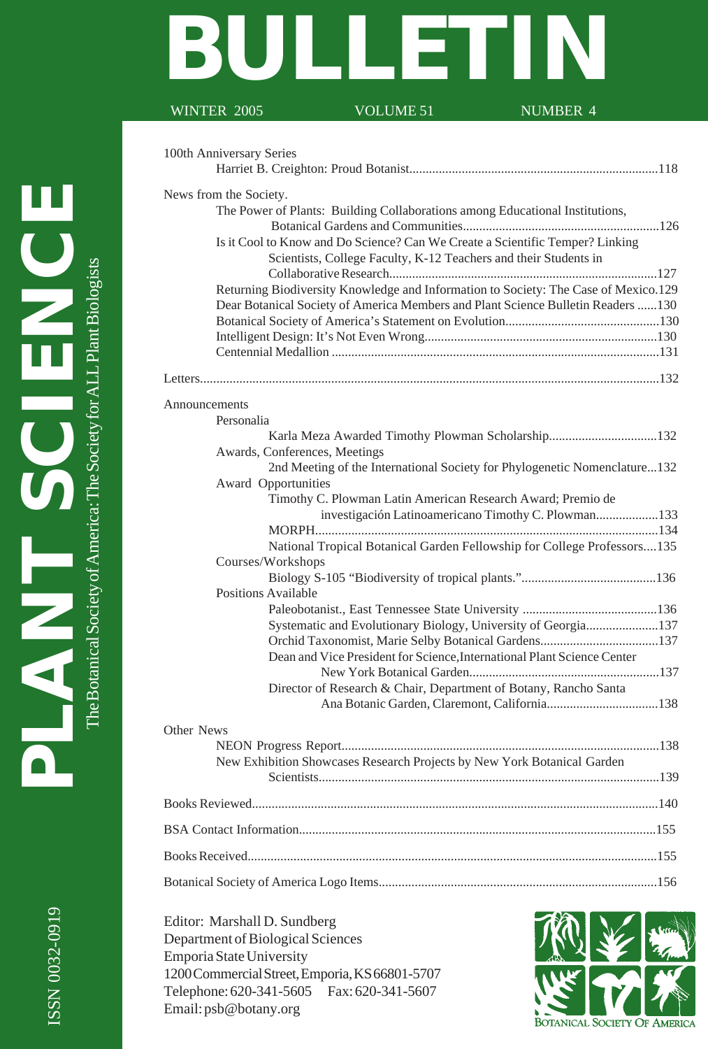# PLANT SCIENCE BULLETIN

The Botanical Society of America: The Society for ALL Plant Biologists

WINTER 2005 VOLUME 51 NUMBER 4

ISSN 0032-0919

100th Anniversary Series
- Harriet B. Creighton: Proud Botanist....118

News from the Society.
- The Power of Plants: Building Collaborations among Educational Institutions, Botanical Gardens and Communities....126
- Is it Cool to Know and Do Science? Can We Create a Scientific Temper? Linking Scientists, College Faculty, K-12 Teachers and their Students in Collaborative Research....127
- Returning Biodiversity Knowledge and Information to Society: The Case of Mexico.129
- Dear Botanical Society of America Members and Plant Science Bulletin Readers ......130
- Botanical Society of America's Statement on Evolution....130
- Intelligent Design: It's Not Even Wrong....130
- Centennial Medallion ....131

Letters....132

Announcements
- Personalia
  - Karla Meza Awarded Timothy Plowman Scholarship....132
- Awards, Conferences, Meetings
  - 2nd Meeting of the International Society for Phylogenetic Nomenclature...132
- Award Opportunities
  - Timothy C. Plowman Latin American Research Award; Premio de investigación Latinoamericano Timothy C. Plowman....133
  - MORPH....134
  - National Tropical Botanical Garden Fellowship for College Professors....135
- Courses/Workshops
  - Biology S-105 "Biodiversity of tropical plants."....136
- Positions Available
  - Paleobotanist., East Tennessee State University ....136
  - Systematic and Evolutionary Biology, University of Georgia....137
  - Orchid Taxonomist, Marie Selby Botanical Gardens....137
  - Dean and Vice President for Science, International Plant Science Center New York Botanical Garden....137
  - Director of Research & Chair, Department of Botany, Rancho Santa Ana Botanic Garden, Claremont, California....138

Other News
- NEON Progress Report....138
- New Exhibition Showcases Research Projects by New York Botanical Garden Scientists....139

Books Reviewed....140

BSA Contact Information....155

Books Received....155

Botanical Society of America Logo Items....156

Editor: Marshall D. Sundberg
Department of Biological Sciences
Emporia State University
1200 Commercial Street, Emporia, KS 66801-5707
Telephone: 620-341-5605 Fax: 620-341-5607
Email: psb@botany.org

BOTANICAL SOCIETY OF AMERICA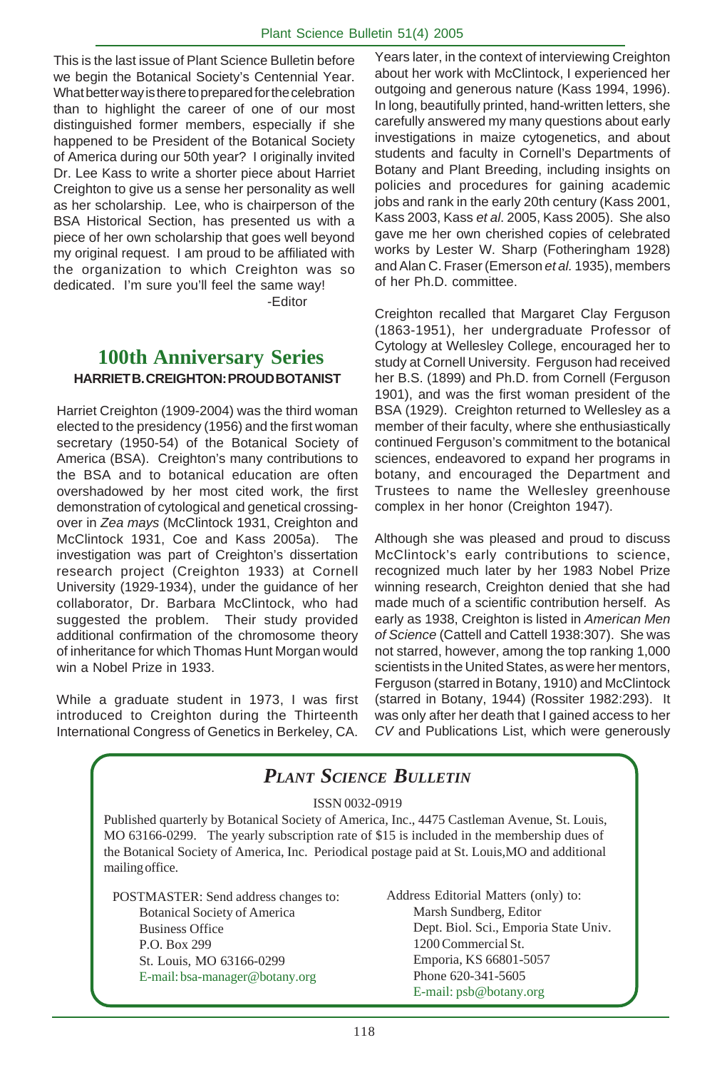This is the last issue of Plant Science Bulletin before we begin the Botanical Society's Centennial Year. What better way is there to prepared for the celebration than to highlight the career of one of our most distinguished former members, especially if she happened to be President of the Botanical Society of America during our 50th year? I originally invited Dr. Lee Kass to write a shorter piece about Harriet Creighton to give us a sense her personality as well as her scholarship. Lee, who is chairperson of the BSA Historical Section, has presented us with a piece of her own scholarship that goes well beyond my original request. I am proud to be affiliated with the organization to which Creighton was so dedicated. I'm sure you'll feel the same way!

-Editor

## 100th Anniversary Series

### HARRIET B. CREIGHTON: PROUD BOTANIST

Harriet Creighton (1909-2004) was the third woman elected to the presidency (1956) and the first woman secretary (1950-54) of the Botanical Society of America (BSA). Creighton's many contributions to the BSA and to botanical education are often overshadowed by her most cited work, the first demonstration of cytological and genetical crossing-over in *Zea mays* (McClintock 1931, Creighton and McClintock 1931, Coe and Kass 2005a). The investigation was part of Creighton's dissertation research project (Creighton 1933) at Cornell University (1929-1934), under the guidance of her collaborator, Dr. Barbara McClintock, who had suggested the problem. Their study provided additional confirmation of the chromosome theory of inheritance for which Thomas Hunt Morgan would win a Nobel Prize in 1933.

While a graduate student in 1973, I was first introduced to Creighton during the Thirteenth International Congress of Genetics in Berkeley, CA. Years later, in the context of interviewing Creighton about her work with McClintock, I experienced her outgoing and generous nature (Kass 1994, 1996). In long, beautifully printed, hand-written letters, she carefully answered my many questions about early investigations in maize cytogenetics, and about students and faculty in Cornell's Departments of Botany and Plant Breeding, including insights on policies and procedures for gaining academic jobs and rank in the early 20th century (Kass 2001, Kass 2003, Kass *et al*. 2005, Kass 2005). She also gave me her own cherished copies of celebrated works by Lester W. Sharp (Fotheringham 1928) and Alan C. Fraser (Emerson *et al.* 1935), members of her Ph.D. committee.

Creighton recalled that Margaret Clay Ferguson (1863-1951), her undergraduate Professor of Cytology at Wellesley College, encouraged her to study at Cornell University. Ferguson had received her B.S. (1899) and Ph.D. from Cornell (Ferguson 1901), and was the first woman president of the BSA (1929). Creighton returned to Wellesley as a member of their faculty, where she enthusiastically continued Ferguson's commitment to the botanical sciences, endeavored to expand her programs in botany, and encouraged the Department and Trustees to name the Wellesley greenhouse complex in her honor (Creighton 1947).

Although she was pleased and proud to discuss McClintock's early contributions to science, recognized much later by her 1983 Nobel Prize winning research, Creighton denied that she had made much of a scientific contribution herself. As early as 1938, Creighton is listed in *American Men of Science* (Cattell and Cattell 1938:307). She was not starred, however, among the top ranking 1,000 scientists in the United States, as were her mentors, Ferguson (starred in Botany, 1910) and McClintock (starred in Botany, 1944) (Rossiter 1982:293). It was only after her death that I gained access to her *CV* and Publications List, which were generously

---

## *PLANT SCIENCE BULLETIN*

ISSN 0032-0919

Published quarterly by Botanical Society of America, Inc., 4475 Castleman Avenue, St. Louis, MO 63166-0299. The yearly subscription rate of $15 is included in the membership dues of the Botanical Society of America, Inc. Periodical postage paid at St. Louis,MO and additional mailing office.

POSTMASTER: Send address changes to:
Botanical Society of America
Business Office
P.O. Box 299
St. Louis, MO 63166-0299
E-mail: bsa-manager@botany.org

Address Editorial Matters (only) to:
Marsh Sundberg, Editor
Dept. Biol. Sci., Emporia State Univ.
1200 Commercial St.
Emporia, KS 66801-5057
Phone 620-341-5605
E-mail: psb@botany.org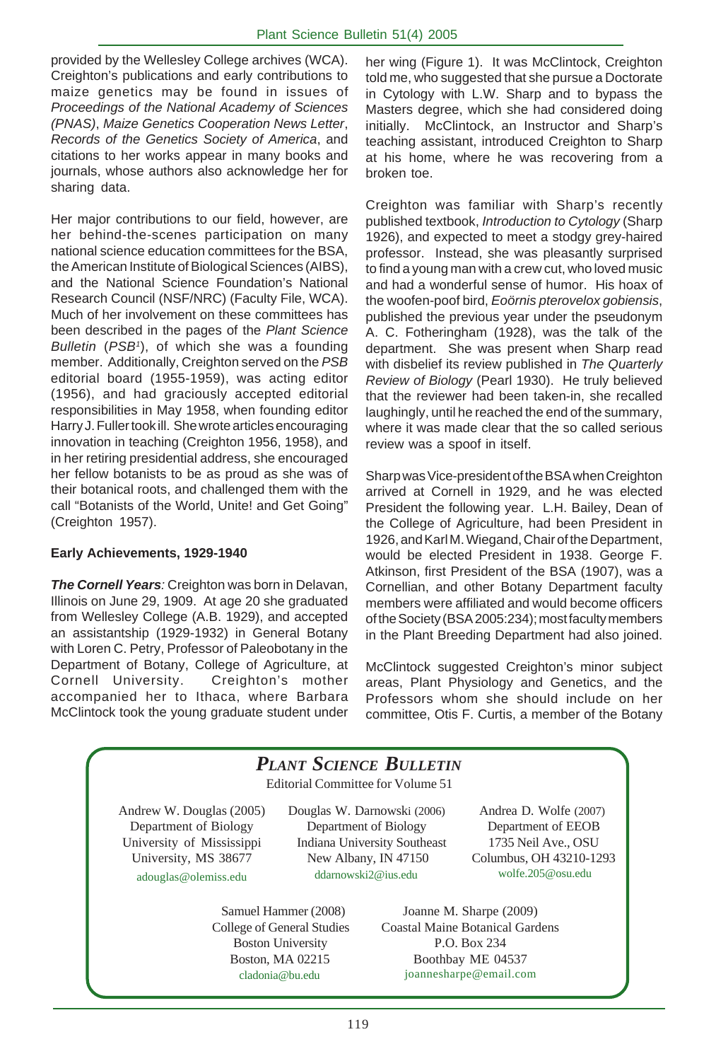provided by the Wellesley College archives (WCA). Creighton's publications and early contributions to maize genetics may be found in issues of *Proceedings of the National Academy of Sciences (PNAS)*, *Maize Genetics Cooperation News Letter*, *Records of the Genetics Society of America*, and citations to her works appear in many books and journals, whose authors also acknowledge her for sharing data.

Her major contributions to our field, however, are her behind-the-scenes participation on many national science education committees for the BSA, the American Institute of Biological Sciences (AIBS), and the National Science Foundation's National Research Council (NSF/NRC) (Faculty File, WCA). Much of her involvement on these committees has been described in the pages of the *Plant Science Bulletin* (*PSB*[1]), of which she was a founding member. Additionally, Creighton served on the *PSB* editorial board (1955-1959), was acting editor (1956), and had graciously accepted editorial responsibilities in May 1958, when founding editor Harry J. Fuller took ill. She wrote articles encouraging innovation in teaching (Creighton 1956, 1958), and in her retiring presidential address, she encouraged her fellow botanists to be as proud as she was of their botanical roots, and challenged them with the call "Botanists of the World, Unite! and Get Going" (Creighton 1957).

**Early Achievements, 1929-1940**

***The Cornell Years**:* Creighton was born in Delavan, Illinois on June 29, 1909. At age 20 she graduated from Wellesley College (A.B. 1929), and accepted an assistantship (1929-1932) in General Botany with Loren C. Petry, Professor of Paleobotany in the Department of Botany, College of Agriculture, at Cornell University. Creighton's mother accompanied her to Ithaca, where Barbara McClintock took the young graduate student under her wing (Figure 1). It was McClintock, Creighton told me, who suggested that she pursue a Doctorate in Cytology with L.W. Sharp and to bypass the Masters degree, which she had considered doing initially. McClintock, an Instructor and Sharp's teaching assistant, introduced Creighton to Sharp at his home, where he was recovering from a broken toe.

Creighton was familiar with Sharp's recently published textbook, *Introduction to Cytology* (Sharp 1926), and expected to meet a stodgy grey-haired professor. Instead, she was pleasantly surprised to find a young man with a crew cut, who loved music and had a wonderful sense of humor. His hoax of the woofen-poof bird, *Eoörnis pterovelox gobiensis*, published the previous year under the pseudonym A. C. Fotheringham (1928), was the talk of the department. She was present when Sharp read with disbelief its review published in *The Quarterly Review of Biology* (Pearl 1930). He truly believed that the reviewer had been taken-in, she recalled laughingly, until he reached the end of the summary, where it was made clear that the so called serious review was a spoof in itself.

Sharp was Vice-president of the BSA when Creighton arrived at Cornell in 1929, and he was elected President the following year. L.H. Bailey, Dean of the College of Agriculture, had been President in 1926, and Karl M. Wiegand, Chair of the Department, would be elected President in 1938. George F. Atkinson, first President of the BSA (1907), was a Cornellian, and other Botany Department faculty members were affiliated and would become officers of the Society (BSA 2005:234); most faculty members in the Plant Breeding Department had also joined.

McClintock suggested Creighton's minor subject areas, Plant Physiology and Genetics, and the Professors whom she should include on her committee, Otis F. Curtis, a member of the Botany

***PLANT SCIENCE BULLETIN***

Editorial Committee for Volume 51

Andrew W. Douglas (2005)
Department of Biology
University of Mississippi
University, MS 38677
adouglas@olemiss.edu

Douglas W. Darnowski (2006)
Department of Biology
Indiana University Southeast
New Albany, IN 47150
ddarnowski2@ius.edu

Andrea D. Wolfe (2007)
Department of EEOB
1735 Neil Ave., OSU
Columbus, OH 43210-1293
wolfe.205@osu.edu

Samuel Hammer (2008)
College of General Studies
Boston University
Boston, MA 02215
cladonia@bu.edu

Joanne M. Sharpe (2009)
Coastal Maine Botanical Gardens
P.O. Box 234
Boothbay ME 04537
joannesharpe@email.com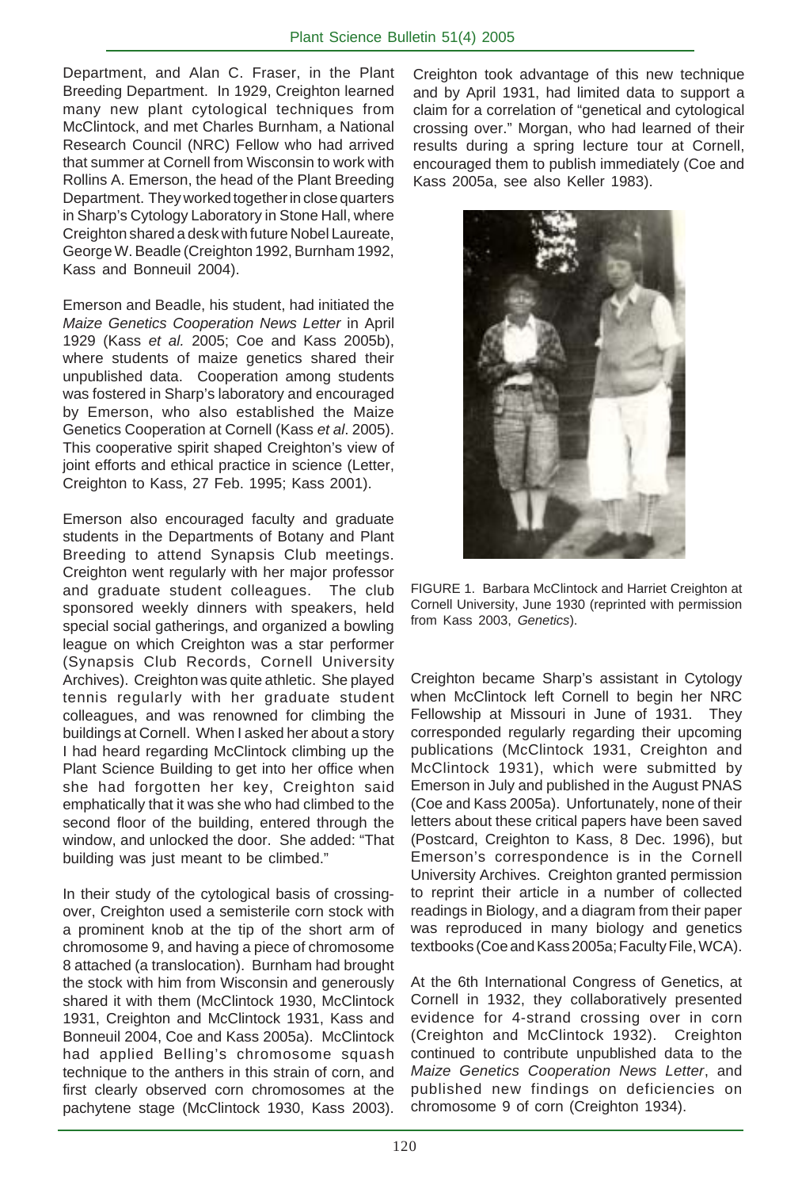Department, and Alan C. Fraser, in the Plant Breeding Department. In 1929, Creighton learned many new plant cytological techniques from McClintock, and met Charles Burnham, a National Research Council (NRC) Fellow who had arrived that summer at Cornell from Wisconsin to work with Rollins A. Emerson, the head of the Plant Breeding Department. They worked together in close quarters in Sharp's Cytology Laboratory in Stone Hall, where Creighton shared a desk with future Nobel Laureate, George W. Beadle (Creighton 1992, Burnham 1992, Kass and Bonneuil 2004).

Emerson and Beadle, his student, had initiated the *Maize Genetics Cooperation News Letter* in April 1929 (Kass *et al.* 2005; Coe and Kass 2005b), where students of maize genetics shared their unpublished data. Cooperation among students was fostered in Sharp's laboratory and encouraged by Emerson, who also established the Maize Genetics Cooperation at Cornell (Kass *et al*. 2005). This cooperative spirit shaped Creighton's view of joint efforts and ethical practice in science (Letter, Creighton to Kass, 27 Feb. 1995; Kass 2001).

Emerson also encouraged faculty and graduate students in the Departments of Botany and Plant Breeding to attend Synapsis Club meetings. Creighton went regularly with her major professor and graduate student colleagues. The club sponsored weekly dinners with speakers, held special social gatherings, and organized a bowling league on which Creighton was a star performer (Synapsis Club Records, Cornell University Archives). Creighton was quite athletic. She played tennis regularly with her graduate student colleagues, and was renowned for climbing the buildings at Cornell. When I asked her about a story I had heard regarding McClintock climbing up the Plant Science Building to get into her office when she had forgotten her key, Creighton said emphatically that it was she who had climbed to the second floor of the building, entered through the window, and unlocked the door. She added: "That building was just meant to be climbed."

In their study of the cytological basis of crossing-over, Creighton used a semisterile corn stock with a prominent knob at the tip of the short arm of chromosome 9, and having a piece of chromosome 8 attached (a translocation). Burnham had brought the stock with him from Wisconsin and generously shared it with them (McClintock 1930, McClintock 1931, Creighton and McClintock 1931, Kass and Bonneuil 2004, Coe and Kass 2005a). McClintock had applied Belling's chromosome squash technique to the anthers in this strain of corn, and first clearly observed corn chromosomes at the pachytene stage (McClintock 1930, Kass 2003). Creighton took advantage of this new technique and by April 1931, had limited data to support a claim for a correlation of "genetical and cytological crossing over." Morgan, who had learned of their results during a spring lecture tour at Cornell, encouraged them to publish immediately (Coe and Kass 2005a, see also Keller 1983).

FIGURE 1. Barbara McClintock and Harriet Creighton at Cornell University, June 1930 (reprinted with permission from Kass 2003, *Genetics*).

Creighton became Sharp's assistant in Cytology when McClintock left Cornell to begin her NRC Fellowship at Missouri in June of 1931. They corresponded regularly regarding their upcoming publications (McClintock 1931, Creighton and McClintock 1931), which were submitted by Emerson in July and published in the August PNAS (Coe and Kass 2005a). Unfortunately, none of their letters about these critical papers have been saved (Postcard, Creighton to Kass, 8 Dec. 1996), but Emerson's correspondence is in the Cornell University Archives. Creighton granted permission to reprint their article in a number of collected readings in Biology, and a diagram from their paper was reproduced in many biology and genetics textbooks (Coe and Kass 2005a; Faculty File, WCA).

At the 6th International Congress of Genetics, at Cornell in 1932, they collaboratively presented evidence for 4-strand crossing over in corn (Creighton and McClintock 1932). Creighton continued to contribute unpublished data to the *Maize Genetics Cooperation News Letter*, and published new findings on deficiencies on chromosome 9 of corn (Creighton 1934).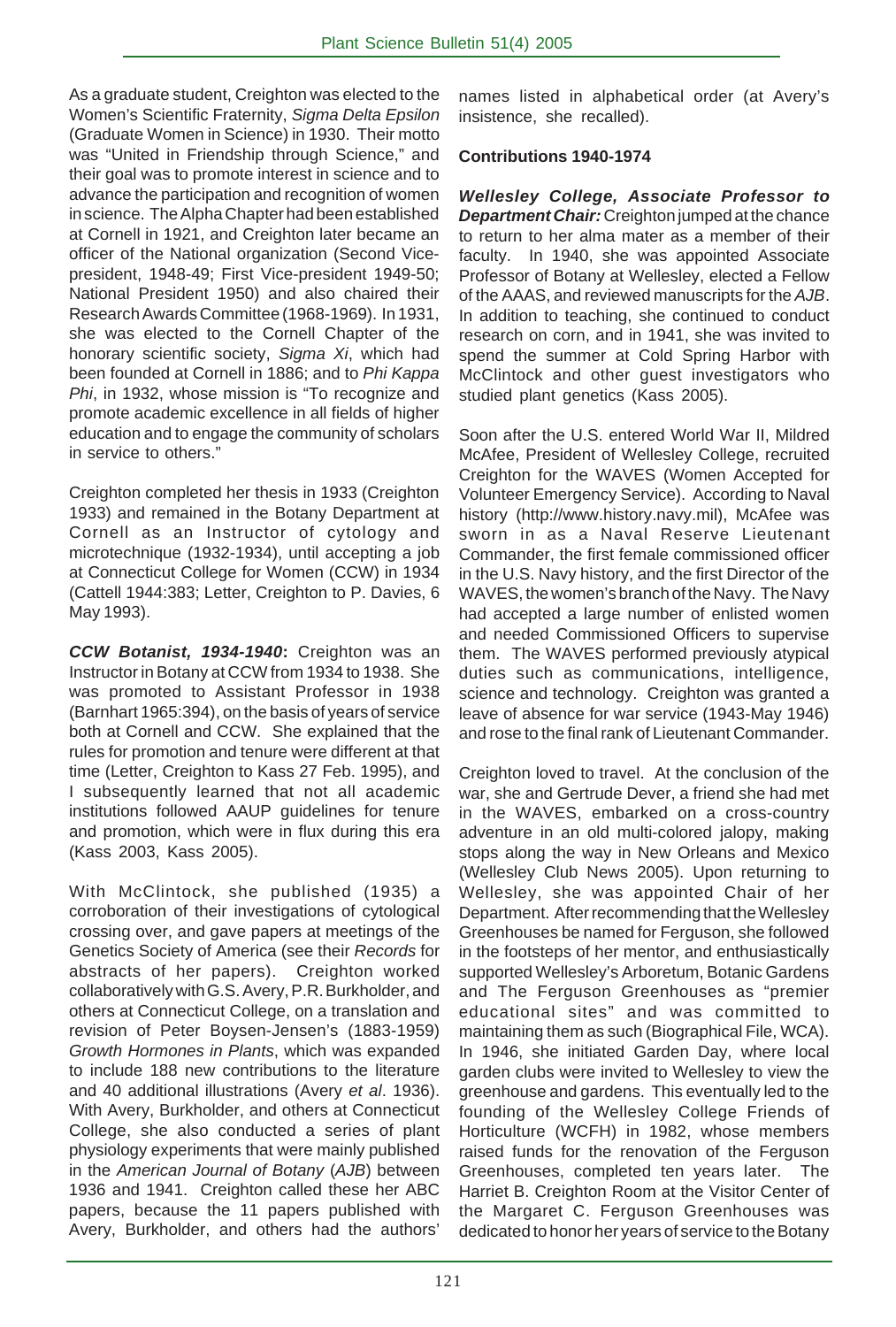As a graduate student, Creighton was elected to the Women's Scientific Fraternity, *Sigma Delta Epsilon* (Graduate Women in Science) in 1930. Their motto was "United in Friendship through Science," and their goal was to promote interest in science and to advance the participation and recognition of women in science. The Alpha Chapter had been established at Cornell in 1921, and Creighton later became an officer of the National organization (Second Vice-president, 1948-49; First Vice-president 1949-50; National President 1950) and also chaired their Research Awards Committee (1968-1969). In 1931, she was elected to the Cornell Chapter of the honorary scientific society, *Sigma Xi*, which had been founded at Cornell in 1886; and to *Phi Kappa Phi*, in 1932, whose mission is "To recognize and promote academic excellence in all fields of higher education and to engage the community of scholars in service to others."

Creighton completed her thesis in 1933 (Creighton 1933) and remained in the Botany Department at Cornell as an Instructor of cytology and microtechnique (1932-1934), until accepting a job at Connecticut College for Women (CCW) in 1934 (Cattell 1944:383; Letter, Creighton to P. Davies, 6 May 1993).

***CCW Botanist, 1934-1940*:** Creighton was an Instructor in Botany at CCW from 1934 to 1938. She was promoted to Assistant Professor in 1938 (Barnhart 1965:394), on the basis of years of service both at Cornell and CCW. She explained that the rules for promotion and tenure were different at that time (Letter, Creighton to Kass 27 Feb. 1995), and I subsequently learned that not all academic institutions followed AAUP guidelines for tenure and promotion, which were in flux during this era (Kass 2003, Kass 2005).

With McClintock, she published (1935) a corroboration of their investigations of cytological crossing over, and gave papers at meetings of the Genetics Society of America (see their *Records* for abstracts of her papers). Creighton worked collaboratively with G.S. Avery, P.R. Burkholder, and others at Connecticut College, on a translation and revision of Peter Boysen-Jensen's (1883-1959) *Growth Hormones in Plants*, which was expanded to include 188 new contributions to the literature and 40 additional illustrations (Avery *et al*. 1936). With Avery, Burkholder, and others at Connecticut College, she also conducted a series of plant physiology experiments that were mainly published in the *American Journal of Botany* (*AJB*) between 1936 and 1941. Creighton called these her ABC papers, because the 11 papers published with Avery, Burkholder, and others had the authors' names listed in alphabetical order (at Avery's insistence, she recalled).

**Contributions 1940-1974**

***Wellesley College, Associate Professor to Department Chair:*** Creighton jumped at the chance to return to her alma mater as a member of their faculty. In 1940, she was appointed Associate Professor of Botany at Wellesley, elected a Fellow of the AAAS, and reviewed manuscripts for the *AJB*. In addition to teaching, she continued to conduct research on corn, and in 1941, she was invited to spend the summer at Cold Spring Harbor with McClintock and other guest investigators who studied plant genetics (Kass 2005).

Soon after the U.S. entered World War II, Mildred McAfee, President of Wellesley College, recruited Creighton for the WAVES (Women Accepted for Volunteer Emergency Service). According to Naval history (http://www.history.navy.mil), McAfee was sworn in as a Naval Reserve Lieutenant Commander, the first female commissioned officer in the U.S. Navy history, and the first Director of the WAVES, the women's branch of the Navy. The Navy had accepted a large number of enlisted women and needed Commissioned Officers to supervise them. The WAVES performed previously atypical duties such as communications, intelligence, science and technology. Creighton was granted a leave of absence for war service (1943-May 1946) and rose to the final rank of Lieutenant Commander.

Creighton loved to travel. At the conclusion of the war, she and Gertrude Dever, a friend she had met in the WAVES, embarked on a cross-country adventure in an old multi-colored jalopy, making stops along the way in New Orleans and Mexico (Wellesley Club News 2005). Upon returning to Wellesley, she was appointed Chair of her Department. After recommending that the Wellesley Greenhouses be named for Ferguson, she followed in the footsteps of her mentor, and enthusiastically supported Wellesley's Arboretum, Botanic Gardens and The Ferguson Greenhouses as "premier educational sites" and was committed to maintaining them as such (Biographical File, WCA). In 1946, she initiated Garden Day, where local garden clubs were invited to Wellesley to view the greenhouse and gardens. This eventually led to the founding of the Wellesley College Friends of Horticulture (WCFH) in 1982, whose members raised funds for the renovation of the Ferguson Greenhouses, completed ten years later. The Harriet B. Creighton Room at the Visitor Center of the Margaret C. Ferguson Greenhouses was dedicated to honor her years of service to the Botany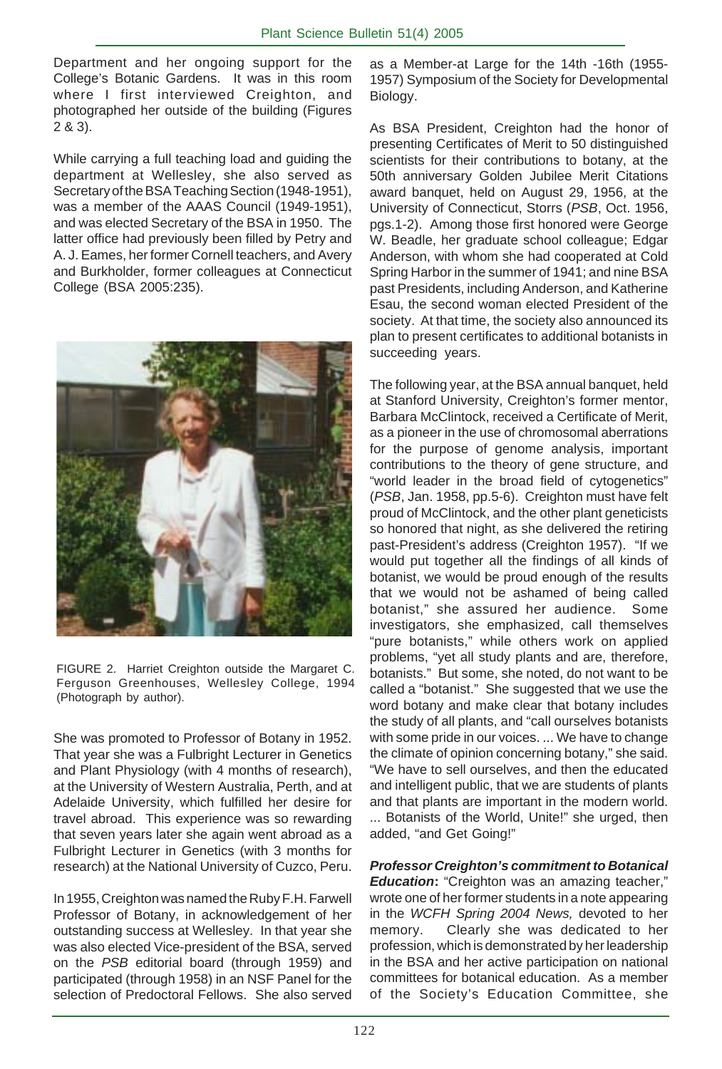Department and her ongoing support for the College's Botanic Gardens. It was in this room where I first interviewed Creighton, and photographed her outside of the building (Figures 2 & 3).

While carrying a full teaching load and guiding the department at Wellesley, she also served as Secretary of the BSA Teaching Section (1948-1951), was a member of the AAAS Council (1949-1951), and was elected Secretary of the BSA in 1950. The latter office had previously been filled by Petry and A. J. Eames, her former Cornell teachers, and Avery and Burkholder, former colleagues at Connecticut College (BSA 2005:235).

FIGURE 2. Harriet Creighton outside the Margaret C. Ferguson Greenhouses, Wellesley College, 1994 (Photograph by author).

She was promoted to Professor of Botany in 1952. That year she was a Fulbright Lecturer in Genetics and Plant Physiology (with 4 months of research), at the University of Western Australia, Perth, and at Adelaide University, which fulfilled her desire for travel abroad. This experience was so rewarding that seven years later she again went abroad as a Fulbright Lecturer in Genetics (with 3 months for research) at the National University of Cuzco, Peru.

In 1955, Creighton was named the Ruby F.H. Farwell Professor of Botany, in acknowledgement of her outstanding success at Wellesley. In that year she was also elected Vice-president of the BSA, served on the *PSB* editorial board (through 1959) and participated (through 1958) in an NSF Panel for the selection of Predoctoral Fellows. She also served as a Member-at Large for the 14th -16th (1955-1957) Symposium of the Society for Developmental Biology.

As BSA President, Creighton had the honor of presenting Certificates of Merit to 50 distinguished scientists for their contributions to botany, at the 50th anniversary Golden Jubilee Merit Citations award banquet, held on August 29, 1956, at the University of Connecticut, Storrs (*PSB*, Oct. 1956, pgs.1-2). Among those first honored were George W. Beadle, her graduate school colleague; Edgar Anderson, with whom she had cooperated at Cold Spring Harbor in the summer of 1941; and nine BSA past Presidents, including Anderson, and Katherine Esau, the second woman elected President of the society. At that time, the society also announced its plan to present certificates to additional botanists in succeeding years.

The following year, at the BSA annual banquet, held at Stanford University, Creighton's former mentor, Barbara McClintock, received a Certificate of Merit, as a pioneer in the use of chromosomal aberrations for the purpose of genome analysis, important contributions to the theory of gene structure, and "world leader in the broad field of cytogenetics" (*PSB*, Jan. 1958, pp.5-6). Creighton must have felt proud of McClintock, and the other plant geneticists so honored that night, as she delivered the retiring past-President's address (Creighton 1957). "If we would put together all the findings of all kinds of botanist, we would be proud enough of the results that we would not be ashamed of being called botanist," she assured her audience. Some investigators, she emphasized, call themselves "pure botanists," while others work on applied problems, "yet all study plants and are, therefore, botanists." But some, she noted, do not want to be called a "botanist." She suggested that we use the word botany and make clear that botany includes the study of all plants, and "call ourselves botanists with some pride in our voices. ... We have to change the climate of opinion concerning botany," she said. "We have to sell ourselves, and then the educated and intelligent public, that we are students of plants and that plants are important in the modern world. ... Botanists of the World, Unite!" she urged, then added, "and Get Going!"

***Professor Creighton's commitment to Botanical Education*****:** "Creighton was an amazing teacher," wrote one of her former students in a note appearing in the *WCFH Spring 2004 News,* devoted to her memory. Clearly she was dedicated to her profession, which is demonstrated by her leadership in the BSA and her active participation on national committees for botanical education. As a member of the Society's Education Committee, she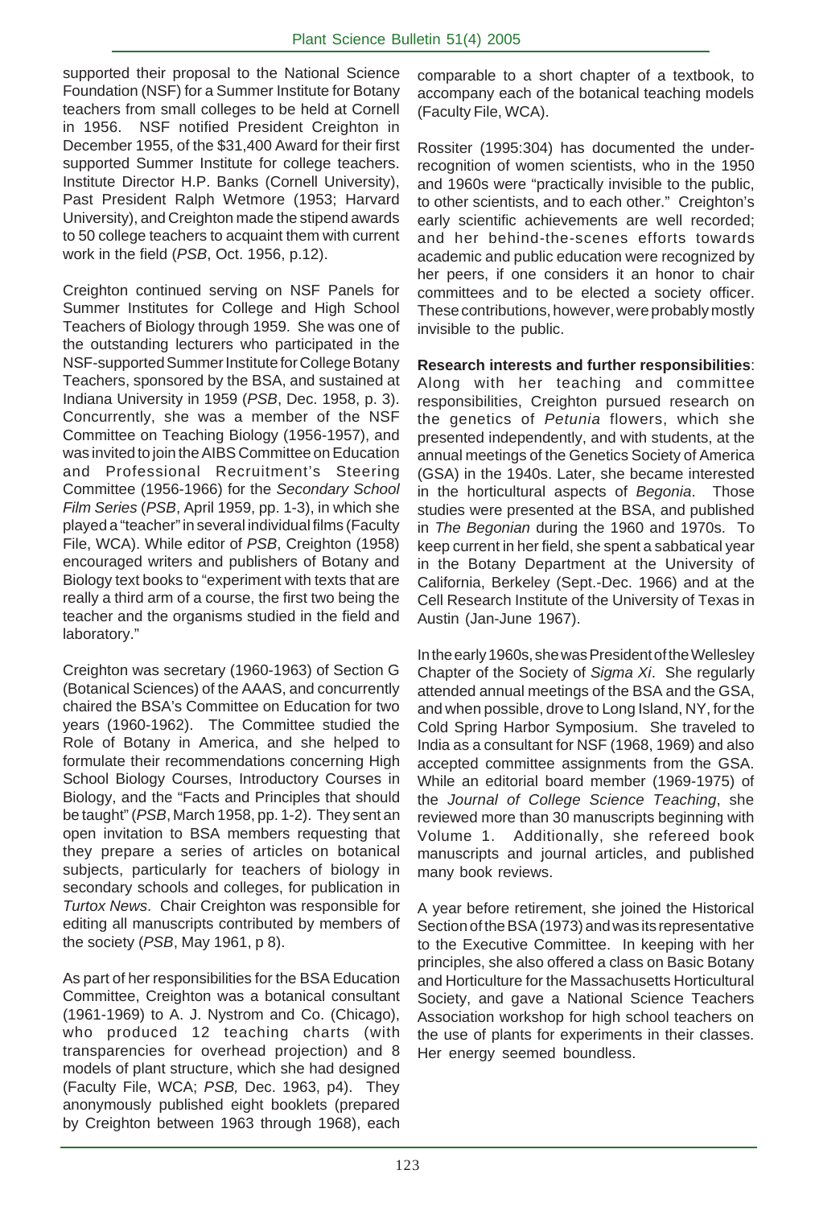supported their proposal to the National Science Foundation (NSF) for a Summer Institute for Botany teachers from small colleges to be held at Cornell in 1956. NSF notified President Creighton in December 1955, of the $31,400 Award for their first supported Summer Institute for college teachers. Institute Director H.P. Banks (Cornell University), Past President Ralph Wetmore (1953; Harvard University), and Creighton made the stipend awards to 50 college teachers to acquaint them with current work in the field (*PSB*, Oct. 1956, p.12).

Creighton continued serving on NSF Panels for Summer Institutes for College and High School Teachers of Biology through 1959. She was one of the outstanding lecturers who participated in the NSF-supported Summer Institute for College Botany Teachers, sponsored by the BSA, and sustained at Indiana University in 1959 (*PSB*, Dec. 1958, p. 3). Concurrently, she was a member of the NSF Committee on Teaching Biology (1956-1957), and was invited to join the AIBS Committee on Education and Professional Recruitment's Steering Committee (1956-1966) for the *Secondary School Film Series* (*PSB*, April 1959, pp. 1-3), in which she played a "teacher" in several individual films (Faculty File, WCA). While editor of *PSB*, Creighton (1958) encouraged writers and publishers of Botany and Biology text books to "experiment with texts that are really a third arm of a course, the first two being the teacher and the organisms studied in the field and laboratory."

Creighton was secretary (1960-1963) of Section G (Botanical Sciences) of the AAAS, and concurrently chaired the BSA's Committee on Education for two years (1960-1962). The Committee studied the Role of Botany in America, and she helped to formulate their recommendations concerning High School Biology Courses, Introductory Courses in Biology, and the "Facts and Principles that should be taught" (*PSB*, March 1958, pp. 1-2). They sent an open invitation to BSA members requesting that they prepare a series of articles on botanical subjects, particularly for teachers of biology in secondary schools and colleges, for publication in *Turtox News*. Chair Creighton was responsible for editing all manuscripts contributed by members of the society (*PSB*, May 1961, p 8).

As part of her responsibilities for the BSA Education Committee, Creighton was a botanical consultant (1961-1969) to A. J. Nystrom and Co. (Chicago), who produced 12 teaching charts (with transparencies for overhead projection) and 8 models of plant structure, which she had designed (Faculty File, WCA; *PSB,* Dec. 1963, p4). They anonymously published eight booklets (prepared by Creighton between 1963 through 1968), each comparable to a short chapter of a textbook, to accompany each of the botanical teaching models (Faculty File, WCA).

Rossiter (1995:304) has documented the under-recognition of women scientists, who in the 1950 and 1960s were "practically invisible to the public, to other scientists, and to each other." Creighton's early scientific achievements are well recorded; and her behind-the-scenes efforts towards academic and public education were recognized by her peers, if one considers it an honor to chair committees and to be elected a society officer. These contributions, however, were probably mostly invisible to the public.

**Research interests and further responsibilities**: Along with her teaching and committee responsibilities, Creighton pursued research on the genetics of *Petunia* flowers, which she presented independently, and with students, at the annual meetings of the Genetics Society of America (GSA) in the 1940s. Later, she became interested in the horticultural aspects of *Begonia*. Those studies were presented at the BSA, and published in *The Begonian* during the 1960 and 1970s. To keep current in her field, she spent a sabbatical year in the Botany Department at the University of California, Berkeley (Sept.-Dec. 1966) and at the Cell Research Institute of the University of Texas in Austin (Jan-June 1967).

In the early 1960s, she was President of the Wellesley Chapter of the Society of *Sigma Xi*. She regularly attended annual meetings of the BSA and the GSA, and when possible, drove to Long Island, NY, for the Cold Spring Harbor Symposium. She traveled to India as a consultant for NSF (1968, 1969) and also accepted committee assignments from the GSA. While an editorial board member (1969-1975) of the *Journal of College Science Teaching*, she reviewed more than 30 manuscripts beginning with Volume 1. Additionally, she refereed book manuscripts and journal articles, and published many book reviews.

A year before retirement, she joined the Historical Section of the BSA (1973) and was its representative to the Executive Committee. In keeping with her principles, she also offered a class on Basic Botany and Horticulture for the Massachusetts Horticultural Society, and gave a National Science Teachers Association workshop for high school teachers on the use of plants for experiments in their classes. Her energy seemed boundless.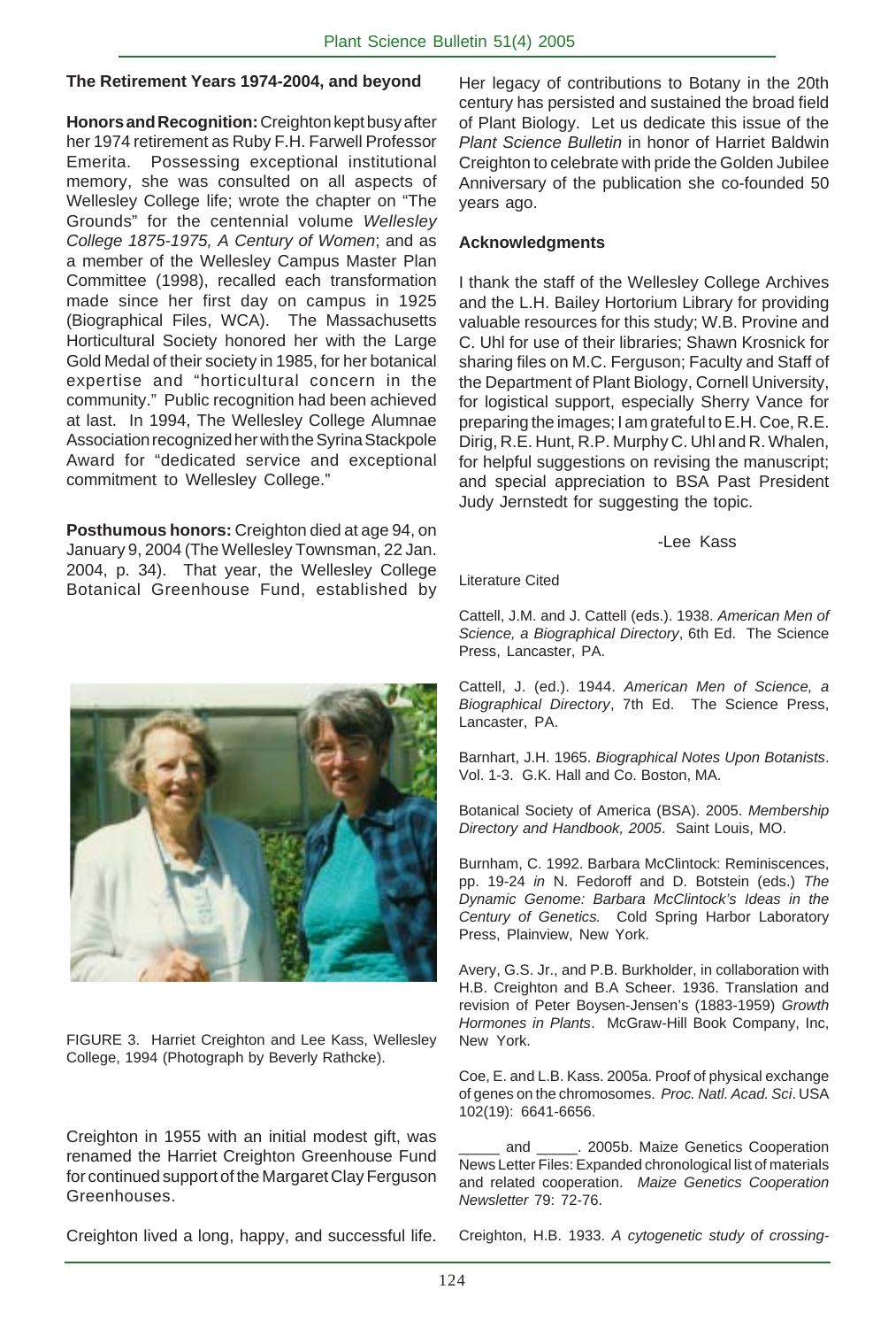### The Retirement Years 1974-2004, and beyond

**Honors and Recognition:** Creighton kept busy after her 1974 retirement as Ruby F.H. Farwell Professor Emerita. Possessing exceptional institutional memory, she was consulted on all aspects of Wellesley College life; wrote the chapter on "The Grounds" for the centennial volume *Wellesley College 1875-1975, A Century of Women*; and as a member of the Wellesley Campus Master Plan Committee (1998), recalled each transformation made since her first day on campus in 1925 (Biographical Files, WCA). The Massachusetts Horticultural Society honored her with the Large Gold Medal of their society in 1985, for her botanical expertise and "horticultural concern in the community." Public recognition had been achieved at last. In 1994, The Wellesley College Alumnae Association recognized her with the Syrina Stackpole Award for "dedicated service and exceptional commitment to Wellesley College."

**Posthumous honors:** Creighton died at age 94, on January 9, 2004 (The Wellesley Townsman, 22 Jan. 2004, p. 34). That year, the Wellesley College Botanical Greenhouse Fund, established by Creighton in 1955 with an initial modest gift, was renamed the Harriet Creighton Greenhouse Fund for continued support of the Margaret Clay Ferguson Greenhouses.

FIGURE 3. Harriet Creighton and Lee Kass, Wellesley College, 1994 (Photograph by Beverly Rathcke).

Creighton lived a long, happy, and successful life. Her legacy of contributions to Botany in the 20th century has persisted and sustained the broad field of Plant Biology. Let us dedicate this issue of the *Plant Science Bulletin* in honor of Harriet Baldwin Creighton to celebrate with pride the Golden Jubilee Anniversary of the publication she co-founded 50 years ago.

### Acknowledgments

I thank the staff of the Wellesley College Archives and the L.H. Bailey Hortorium Library for providing valuable resources for this study; W.B. Provine and C. Uhl for use of their libraries; Shawn Krosnick for sharing files on M.C. Ferguson; Faculty and Staff of the Department of Plant Biology, Cornell University, for logistical support, especially Sherry Vance for preparing the images; I am grateful to E.H. Coe, R.E. Dirig, R.E. Hunt, R.P. Murphy C. Uhl and R. Whalen, for helpful suggestions on revising the manuscript; and special appreciation to BSA Past President Judy Jernstedt for suggesting the topic.

-Lee Kass

Literature Cited

Cattell, J.M. and J. Cattell (eds.). 1938. *American Men of Science, a Biographical Directory*, 6th Ed. The Science Press, Lancaster, PA.

Cattell, J. (ed.). 1944. *American Men of Science, a Biographical Directory*, 7th Ed. The Science Press, Lancaster, PA.

Barnhart, J.H. 1965. *Biographical Notes Upon Botanists*. Vol. 1-3. G.K. Hall and Co. Boston, MA.

Botanical Society of America (BSA). 2005. *Membership Directory and Handbook, 2005*. Saint Louis, MO.

Burnham, C. 1992. Barbara McClintock: Reminiscences, pp. 19-24 *in* N. Fedoroff and D. Botstein (eds.) *The Dynamic Genome: Barbara McClintock's Ideas in the Century of Genetics.* Cold Spring Harbor Laboratory Press, Plainview, New York.

Avery, G.S. Jr., and P.B. Burkholder, in collaboration with H.B. Creighton and B.A Scheer. 1936. Translation and revision of Peter Boysen-Jensen's (1883-1959) *Growth Hormones in Plants*. McGraw-Hill Book Company, Inc, New York.

Coe, E. and L.B. Kass. 2005a. Proof of physical exchange of genes on the chromosomes. *Proc. Natl. Acad. Sci*. USA 102(19): 6641-6656.

_____ and _____. 2005b. Maize Genetics Cooperation News Letter Files: Expanded chronological list of materials and related cooperation. *Maize Genetics Cooperation Newsletter* 79: 72-76.

Creighton, H.B. 1933. *A cytogenetic study of crossing-*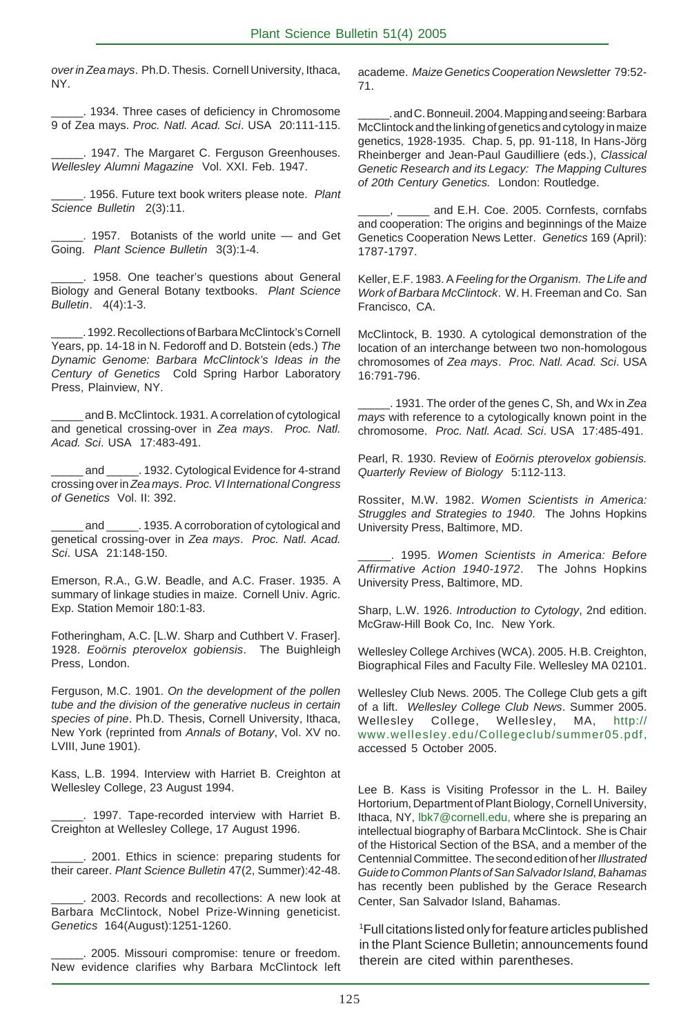*over in Zea mays*. Ph.D. Thesis. Cornell University, Ithaca, NY.

_____. 1934. Three cases of deficiency in Chromosome 9 of Zea mays. *Proc. Natl. Acad. Sci*. USA 20:111-115.

_____. 1947. The Margaret C. Ferguson Greenhouses. *Wellesley Alumni Magazine* Vol. XXI. Feb. 1947.

_____. 1956. Future text book writers please note. *Plant Science Bulletin* 2(3):11.

_____. 1957. Botanists of the world unite — and Get Going. *Plant Science Bulletin* 3(3):1-4.

_____. 1958. One teacher's questions about General Biology and General Botany textbooks. *Plant Science Bulletin*. 4(4):1-3.

_____. 1992. Recollections of Barbara McClintock's Cornell Years, pp. 14-18 in N. Fedoroff and D. Botstein (eds.) *The Dynamic Genome: Barbara McClintock's Ideas in the Century of Genetics* Cold Spring Harbor Laboratory Press, Plainview, NY.

_____ and B. McClintock. 1931. A correlation of cytological and genetical crossing-over in *Zea mays*. *Proc. Natl. Acad. Sci*. USA 17:483-491.

_____ and _____. 1932. Cytological Evidence for 4-strand crossing over in *Zea mays*. *Proc. VI International Congress of Genetics* Vol. II: 392.

_____ and _____. 1935. A corroboration of cytological and genetical crossing-over in *Zea mays*. *Proc. Natl. Acad. Sci*. USA 21:148-150.

Emerson, R.A., G.W. Beadle, and A.C. Fraser. 1935. A summary of linkage studies in maize. Cornell Univ. Agric. Exp. Station Memoir 180:1-83.

Fotheringham, A.C. [L.W. Sharp and Cuthbert V. Fraser]. 1928. *Eoörnis pterovelox gobiensis*. The Buighleigh Press, London.

Ferguson, M.C. 1901. *On the development of the pollen tube and the division of the generative nucleus in certain species of pine*. Ph.D. Thesis, Cornell University, Ithaca, New York (reprinted from *Annals of Botany*, Vol. XV no. LVIII, June 1901).

Kass, L.B. 1994. Interview with Harriet B. Creighton at Wellesley College, 23 August 1994.

_____. 1997. Tape-recorded interview with Harriet B. Creighton at Wellesley College, 17 August 1996.

_____. 2001. Ethics in science: preparing students for their career. *Plant Science Bulletin* 47(2, Summer):42-48.

_____. 2003. Records and recollections: A new look at Barbara McClintock, Nobel Prize-Winning geneticist. *Genetics* 164(August):1251-1260.

_____. 2005. Missouri compromise: tenure or freedom. New evidence clarifies why Barbara McClintock left academe. *Maize Genetics Cooperation Newsletter* 79:52-71.

_____. and C. Bonneuil. 2004. Mapping and seeing: Barbara McClintock and the linking of genetics and cytology in maize genetics, 1928-1935. Chap. 5, pp. 91-118, In Hans-Jörg Rheinberger and Jean-Paul Gaudilliere (eds.), *Classical Genetic Research and its Legacy: The Mapping Cultures of 20th Century Genetics.* London: Routledge.

_____, _____ and E.H. Coe. 2005. Cornfests, cornfabs and cooperation: The origins and beginnings of the Maize Genetics Cooperation News Letter. *Genetics* 169 (April): 1787-1797.

Keller, E.F. 1983. A *Feeling for the Organism. The Life and Work of Barbara McClintock*. W. H. Freeman and Co. San Francisco, CA.

McClintock, B. 1930. A cytological demonstration of the location of an interchange between two non-homologous chromosomes of *Zea mays*. *Proc. Natl. Acad. Sci*. USA 16:791-796.

_____. 1931. The order of the genes C, Sh, and Wx in *Zea mays* with reference to a cytologically known point in the chromosome. *Proc. Natl. Acad. Sci*. USA 17:485-491.

Pearl, R. 1930. Review of *Eoörnis pterovelox gobiensis. Quarterly Review of Biology* 5:112-113.

Rossiter, M.W. 1982. *Women Scientists in America: Struggles and Strategies to 1940*. The Johns Hopkins University Press, Baltimore, MD.

_____. 1995. *Women Scientists in America: Before Affirmative Action 1940-1972*. The Johns Hopkins University Press, Baltimore, MD.

Sharp, L.W. 1926. *Introduction to Cytology*, 2nd edition. McGraw-Hill Book Co, Inc. New York.

Wellesley College Archives (WCA). 2005. H.B. Creighton, Biographical Files and Faculty File. Wellesley MA 02101.

Wellesley Club News. 2005. The College Club gets a gift of a lift. *Wellesley College Club News*. Summer 2005. Wellesley College, Wellesley, MA, http://www.wellesley.edu/Collegeclub/summer05.pdf, accessed 5 October 2005.

Lee B. Kass is Visiting Professor in the L. H. Bailey Hortorium, Department of Plant Biology, Cornell University, Ithaca, NY, lbk7@cornell.edu, where she is preparing an intellectual biography of Barbara McClintock. She is Chair of the Historical Section of the BSA, and a member of the Centennial Committee. The second edition of her *Illustrated Guide to Common Plants of San Salvador Island, Bahamas* has recently been published by the Gerace Research Center, San Salvador Island, Bahamas.

[1]Full citations listed only for feature articles published in the Plant Science Bulletin; announcements found therein are cited within parentheses.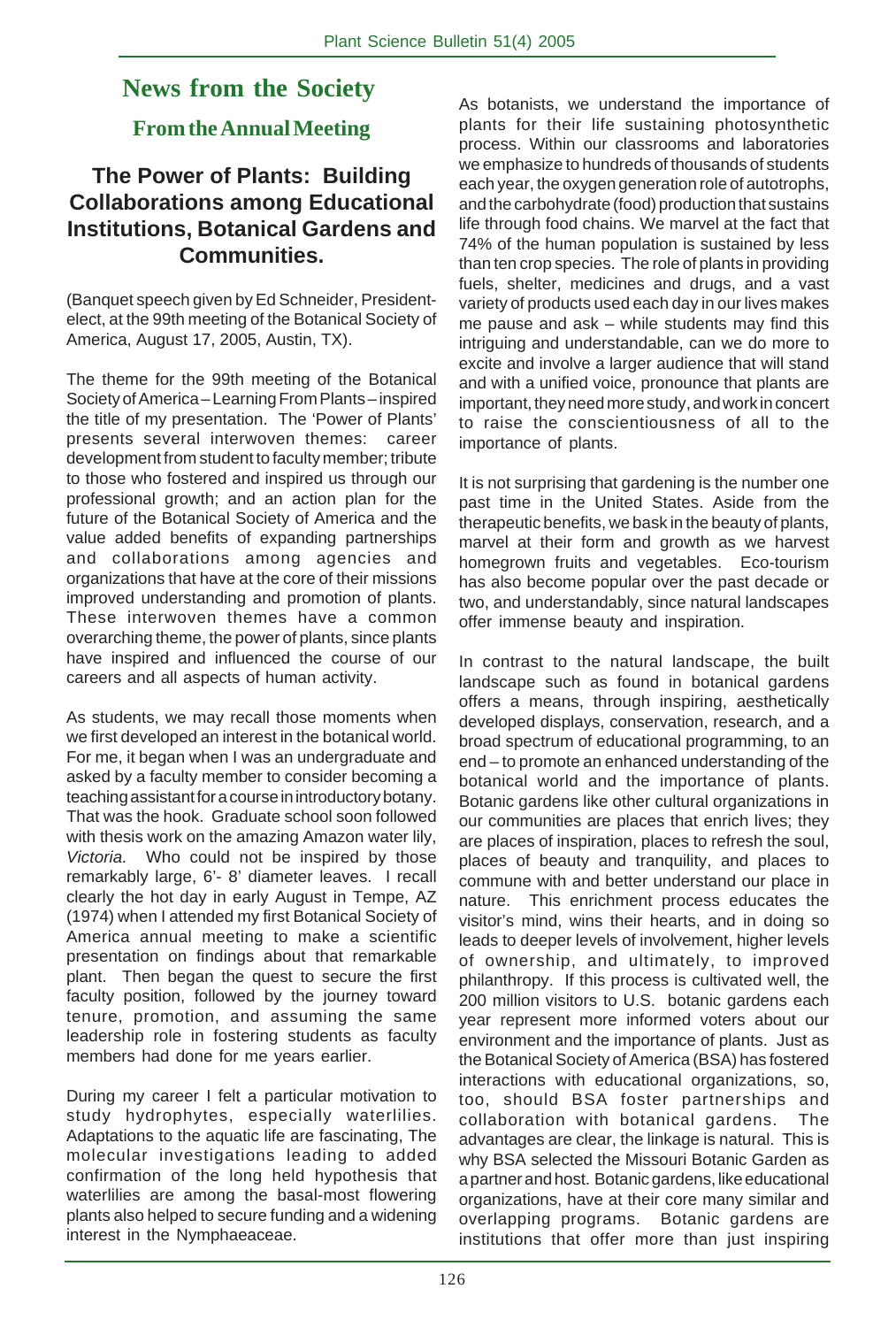# News from the Society

## From the Annual Meeting

### The Power of Plants: Building Collaborations among Educational Institutions, Botanical Gardens and Communities.

(Banquet speech given by Ed Schneider, President-elect, at the 99th meeting of the Botanical Society of America, August 17, 2005, Austin, TX).

The theme for the 99th meeting of the Botanical Society of America – Learning From Plants – inspired the title of my presentation. The 'Power of Plants' presents several interwoven themes: career development from student to faculty member; tribute to those who fostered and inspired us through our professional growth; and an action plan for the future of the Botanical Society of America and the value added benefits of expanding partnerships and collaborations among agencies and organizations that have at the core of their missions improved understanding and promotion of plants. These interwoven themes have a common overarching theme, the power of plants, since plants have inspired and influenced the course of our careers and all aspects of human activity.

As students, we may recall those moments when we first developed an interest in the botanical world. For me, it began when I was an undergraduate and asked by a faculty member to consider becoming a teaching assistant for a course in introductory botany. That was the hook. Graduate school soon followed with thesis work on the amazing Amazon water lily, *Victoria.* Who could not be inspired by those remarkably large, 6'- 8' diameter leaves. I recall clearly the hot day in early August in Tempe, AZ (1974) when I attended my first Botanical Society of America annual meeting to make a scientific presentation on findings about that remarkable plant. Then began the quest to secure the first faculty position, followed by the journey toward tenure, promotion, and assuming the same leadership role in fostering students as faculty members had done for me years earlier.

During my career I felt a particular motivation to study hydrophytes, especially waterlilies. Adaptations to the aquatic life are fascinating, The molecular investigations leading to added confirmation of the long held hypothesis that waterlilies are among the basal-most flowering plants also helped to secure funding and a widening interest in the Nymphaeaceae.

As botanists, we understand the importance of plants for their life sustaining photosynthetic process. Within our classrooms and laboratories we emphasize to hundreds of thousands of students each year, the oxygen generation role of autotrophs, and the carbohydrate (food) production that sustains life through food chains. We marvel at the fact that 74% of the human population is sustained by less than ten crop species. The role of plants in providing fuels, shelter, medicines and drugs, and a vast variety of products used each day in our lives makes me pause and ask – while students may find this intriguing and understandable, can we do more to excite and involve a larger audience that will stand and with a unified voice, pronounce that plants are important, they need more study, and work in concert to raise the conscientiousness of all to the importance of plants.

It is not surprising that gardening is the number one past time in the United States. Aside from the therapeutic benefits, we bask in the beauty of plants, marvel at their form and growth as we harvest homegrown fruits and vegetables. Eco-tourism has also become popular over the past decade or two, and understandably, since natural landscapes offer immense beauty and inspiration.

In contrast to the natural landscape, the built landscape such as found in botanical gardens offers a means, through inspiring, aesthetically developed displays, conservation, research, and a broad spectrum of educational programming, to an end – to promote an enhanced understanding of the botanical world and the importance of plants. Botanic gardens like other cultural organizations in our communities are places that enrich lives; they are places of inspiration, places to refresh the soul, places of beauty and tranquility, and places to commune with and better understand our place in nature. This enrichment process educates the visitor's mind, wins their hearts, and in doing so leads to deeper levels of involvement, higher levels of ownership, and ultimately, to improved philanthropy. If this process is cultivated well, the 200 million visitors to U.S. botanic gardens each year represent more informed voters about our environment and the importance of plants. Just as the Botanical Society of America (BSA) has fostered interactions with educational organizations, so, too, should BSA foster partnerships and collaboration with botanical gardens. The advantages are clear, the linkage is natural. This is why BSA selected the Missouri Botanic Garden as a partner and host. Botanic gardens, like educational organizations, have at their core many similar and overlapping programs. Botanic gardens are institutions that offer more than just inspiring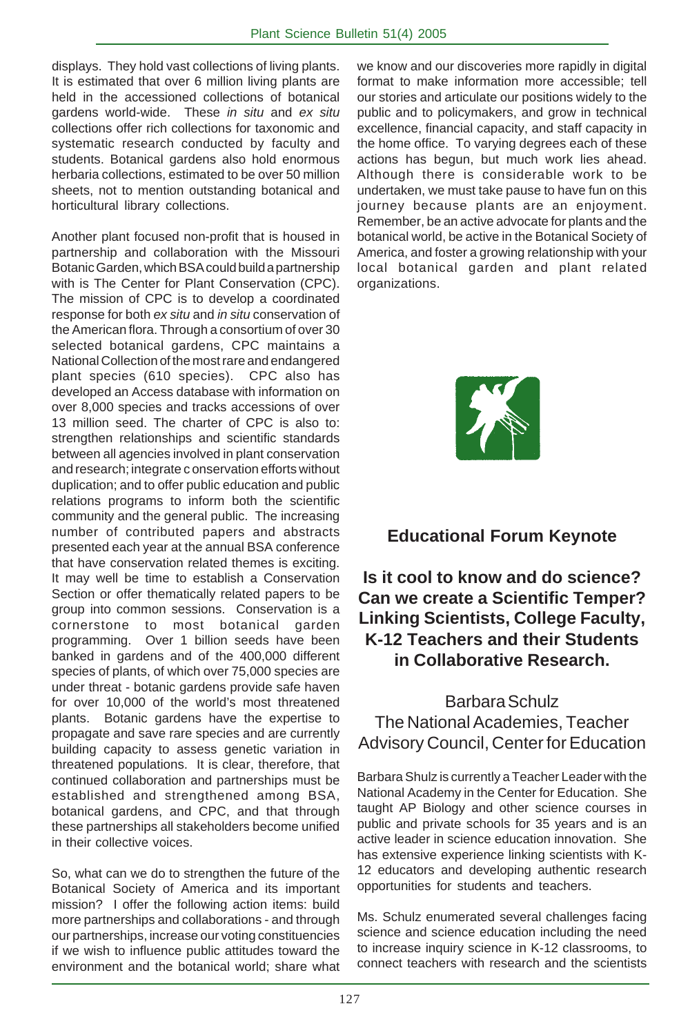displays. They hold vast collections of living plants. It is estimated that over 6 million living plants are held in the accessioned collections of botanical gardens world-wide. These *in situ* and *ex situ* collections offer rich collections for taxonomic and systematic research conducted by faculty and students. Botanical gardens also hold enormous herbaria collections, estimated to be over 50 million sheets, not to mention outstanding botanical and horticultural library collections.

Another plant focused non-profit that is housed in partnership and collaboration with the Missouri Botanic Garden, which BSA could build a partnership with is The Center for Plant Conservation (CPC). The mission of CPC is to develop a coordinated response for both *ex situ* and *in situ* conservation of the American flora. Through a consortium of over 30 selected botanical gardens, CPC maintains a National Collection of the most rare and endangered plant species (610 species). CPC also has developed an Access database with information on over 8,000 species and tracks accessions of over 13 million seed. The charter of CPC is also to: strengthen relationships and scientific standards between all agencies involved in plant conservation and research; integrate c onservation efforts without duplication; and to offer public education and public relations programs to inform both the scientific community and the general public. The increasing number of contributed papers and abstracts presented each year at the annual BSA conference that have conservation related themes is exciting. It may well be time to establish a Conservation Section or offer thematically related papers to be group into common sessions. Conservation is a cornerstone to most botanical garden programming. Over 1 billion seeds have been banked in gardens and of the 400,000 different species of plants, of which over 75,000 species are under threat - botanic gardens provide safe haven for over 10,000 of the world's most threatened plants. Botanic gardens have the expertise to propagate and save rare species and are currently building capacity to assess genetic variation in threatened populations. It is clear, therefore, that continued collaboration and partnerships must be established and strengthened among BSA, botanical gardens, and CPC, and that through these partnerships all stakeholders become unified in their collective voices.

So, what can we do to strengthen the future of the Botanical Society of America and its important mission? I offer the following action items: build more partnerships and collaborations - and through our partnerships, increase our voting constituencies if we wish to influence public attitudes toward the environment and the botanical world; share what we know and our discoveries more rapidly in digital format to make information more accessible; tell our stories and articulate our positions widely to the public and to policymakers, and grow in technical excellence, financial capacity, and staff capacity in the home office. To varying degrees each of these actions has begun, but much work lies ahead. Although there is considerable work to be undertaken, we must take pause to have fun on this journey because plants are an enjoyment. Remember, be an active advocate for plants and the botanical world, be active in the Botanical Society of America, and foster a growing relationship with your local botanical garden and plant related organizations.

## Educational Forum Keynote

### Is it cool to know and do science? Can we create a Scientific Temper? Linking Scientists, College Faculty, K-12 Teachers and their Students in Collaborative Research.

Barbara Schulz
The National Academies, Teacher Advisory Council, Center for Education

Barbara Shulz is currently a Teacher Leader with the National Academy in the Center for Education. She taught AP Biology and other science courses in public and private schools for 35 years and is an active leader in science education innovation. She has extensive experience linking scientists with K-12 educators and developing authentic research opportunities for students and teachers.

Ms. Schulz enumerated several challenges facing science and science education including the need to increase inquiry science in K-12 classrooms, to connect teachers with research and the scientists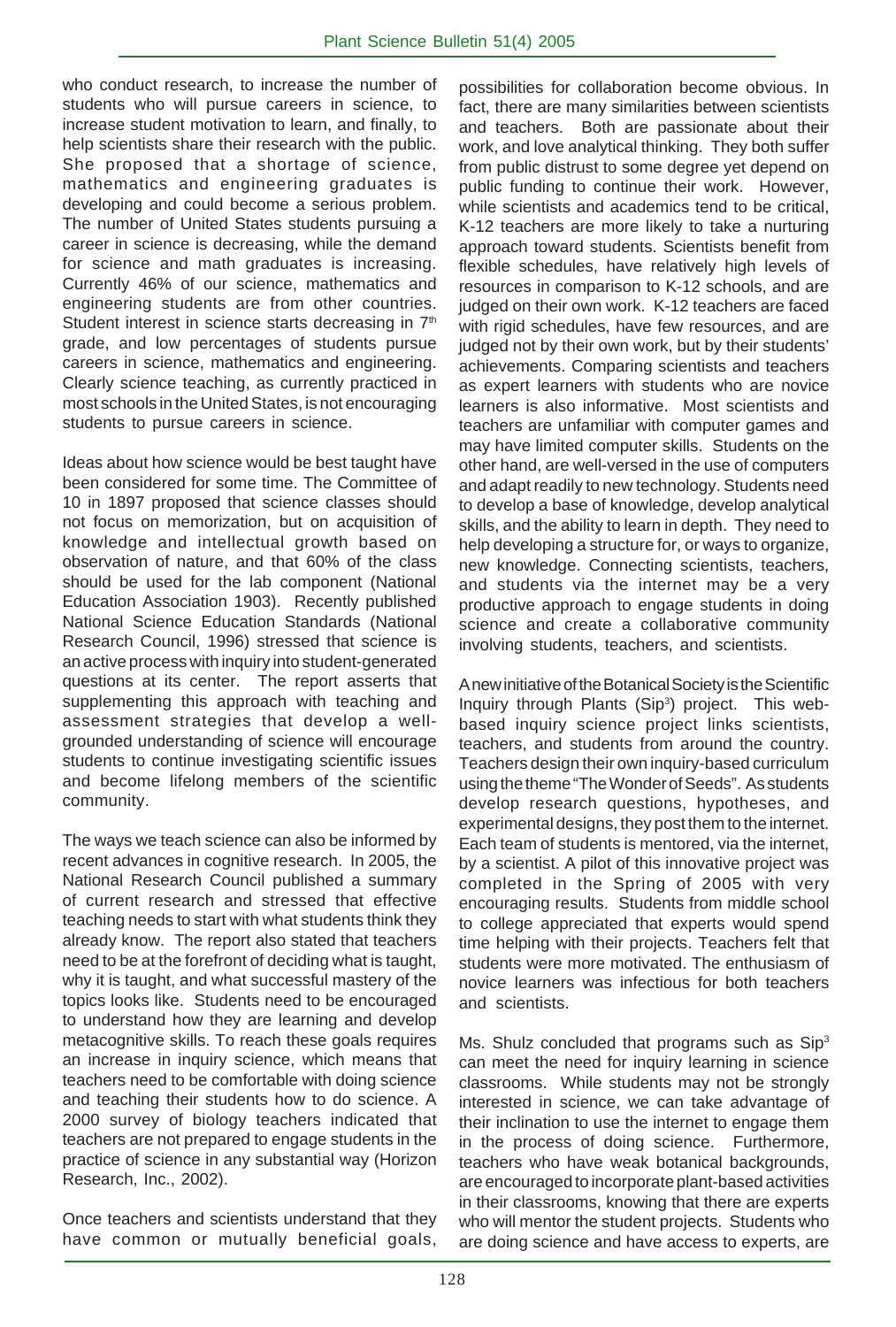who conduct research, to increase the number of students who will pursue careers in science, to increase student motivation to learn, and finally, to help scientists share their research with the public. She proposed that a shortage of science, mathematics and engineering graduates is developing and could become a serious problem. The number of United States students pursuing a career in science is decreasing, while the demand for science and math graduates is increasing. Currently 46% of our science, mathematics and engineering students are from other countries. Student interest in science starts decreasing in 7th grade, and low percentages of students pursue careers in science, mathematics and engineering. Clearly science teaching, as currently practiced in most schools in the United States, is not encouraging students to pursue careers in science.

Ideas about how science would be best taught have been considered for some time. The Committee of 10 in 1897 proposed that science classes should not focus on memorization, but on acquisition of knowledge and intellectual growth based on observation of nature, and that 60% of the class should be used for the lab component (National Education Association 1903). Recently published National Science Education Standards (National Research Council, 1996) stressed that science is an active process with inquiry into student-generated questions at its center. The report asserts that supplementing this approach with teaching and assessment strategies that develop a well-grounded understanding of science will encourage students to continue investigating scientific issues and become lifelong members of the scientific community.

The ways we teach science can also be informed by recent advances in cognitive research. In 2005, the National Research Council published a summary of current research and stressed that effective teaching needs to start with what students think they already know. The report also stated that teachers need to be at the forefront of deciding what is taught, why it is taught, and what successful mastery of the topics looks like. Students need to be encouraged to understand how they are learning and develop metacognitive skills. To reach these goals requires an increase in inquiry science, which means that teachers need to be comfortable with doing science and teaching their students how to do science. A 2000 survey of biology teachers indicated that teachers are not prepared to engage students in the practice of science in any substantial way (Horizon Research, Inc., 2002).

Once teachers and scientists understand that they have common or mutually beneficial goals, possibilities for collaboration become obvious. In fact, there are many similarities between scientists and teachers. Both are passionate about their work, and love analytical thinking. They both suffer from public distrust to some degree yet depend on public funding to continue their work. However, while scientists and academics tend to be critical, K-12 teachers are more likely to take a nurturing approach toward students. Scientists benefit from flexible schedules, have relatively high levels of resources in comparison to K-12 schools, and are judged on their own work. K-12 teachers are faced with rigid schedules, have few resources, and are judged not by their own work, but by their students' achievements. Comparing scientists and teachers as expert learners with students who are novice learners is also informative. Most scientists and teachers are unfamiliar with computer games and may have limited computer skills. Students on the other hand, are well-versed in the use of computers and adapt readily to new technology. Students need to develop a base of knowledge, develop analytical skills, and the ability to learn in depth. They need to help developing a structure for, or ways to organize, new knowledge. Connecting scientists, teachers, and students via the internet may be a very productive approach to engage students in doing science and create a collaborative community involving students, teachers, and scientists.

A new initiative of the Botanical Society is the Scientific Inquiry through Plants (Sip³) project. This web-based inquiry science project links scientists, teachers, and students from around the country. Teachers design their own inquiry-based curriculum using the theme "The Wonder of Seeds". As students develop research questions, hypotheses, and experimental designs, they post them to the internet. Each team of students is mentored, via the internet, by a scientist. A pilot of this innovative project was completed in the Spring of 2005 with very encouraging results. Students from middle school to college appreciated that experts would spend time helping with their projects. Teachers felt that students were more motivated. The enthusiasm of novice learners was infectious for both teachers and scientists.

Ms. Shulz concluded that programs such as Sip³ can meet the need for inquiry learning in science classrooms. While students may not be strongly interested in science, we can take advantage of their inclination to use the internet to engage them in the process of doing science. Furthermore, teachers who have weak botanical backgrounds, are encouraged to incorporate plant-based activities in their classrooms, knowing that there are experts who will mentor the student projects. Students who are doing science and have access to experts, are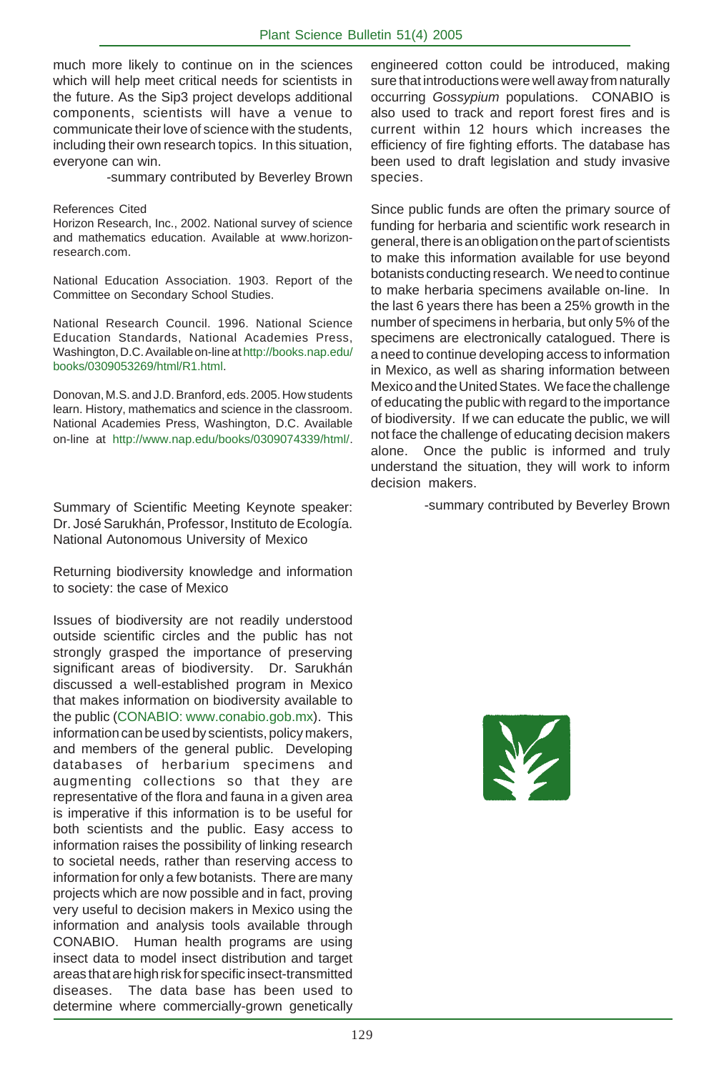much more likely to continue on in the sciences which will help meet critical needs for scientists in the future. As the Sip3 project develops additional components, scientists will have a venue to communicate their love of science with the students, including their own research topics. In this situation, everyone can win.

-summary contributed by Beverley Brown

References Cited

Horizon Research, Inc., 2002. National survey of science and mathematics education. Available at www.horizon-research.com.

National Education Association. 1903. Report of the Committee on Secondary School Studies.

National Research Council. 1996. National Science Education Standards, National Academies Press, Washington, D.C. Available on-line at http://books.nap.edu/books/0309053269/html/R1.html.

Donovan, M.S. and J.D. Branford, eds. 2005. How students learn. History, mathematics and science in the classroom. National Academies Press, Washington, D.C. Available on-line at http://www.nap.edu/books/0309074339/html/.

Summary of Scientific Meeting Keynote speaker: Dr. José Sarukhán, Professor, Instituto de Ecología. National Autonomous University of Mexico

Returning biodiversity knowledge and information to society: the case of Mexico

Issues of biodiversity are not readily understood outside scientific circles and the public has not strongly grasped the importance of preserving significant areas of biodiversity. Dr. Sarukhán discussed a well-established program in Mexico that makes information on biodiversity available to the public (CONABIO: www.conabio.gob.mx). This information can be used by scientists, policy makers, and members of the general public. Developing databases of herbarium specimens and augmenting collections so that they are representative of the flora and fauna in a given area is imperative if this information is to be useful for both scientists and the public. Easy access to information raises the possibility of linking research to societal needs, rather than reserving access to information for only a few botanists. There are many projects which are now possible and in fact, proving very useful to decision makers in Mexico using the information and analysis tools available through CONABIO. Human health programs are using insect data to model insect distribution and target areas that are high risk for specific insect-transmitted diseases. The data base has been used to determine where commercially-grown genetically engineered cotton could be introduced, making sure that introductions were well away from naturally occurring *Gossypium* populations. CONABIO is also used to track and report forest fires and is current within 12 hours which increases the efficiency of fire fighting efforts. The database has been used to draft legislation and study invasive species.

Since public funds are often the primary source of funding for herbaria and scientific work research in general, there is an obligation on the part of scientists to make this information available for use beyond botanists conducting research. We need to continue to make herbaria specimens available on-line. In the last 6 years there has been a 25% growth in the number of specimens in herbaria, but only 5% of the specimens are electronically catalogued. There is a need to continue developing access to information in Mexico, as well as sharing information between Mexico and the United States. We face the challenge of educating the public with regard to the importance of biodiversity. If we can educate the public, we will not face the challenge of educating decision makers alone. Once the public is informed and truly understand the situation, they will work to inform decision makers.

-summary contributed by Beverley Brown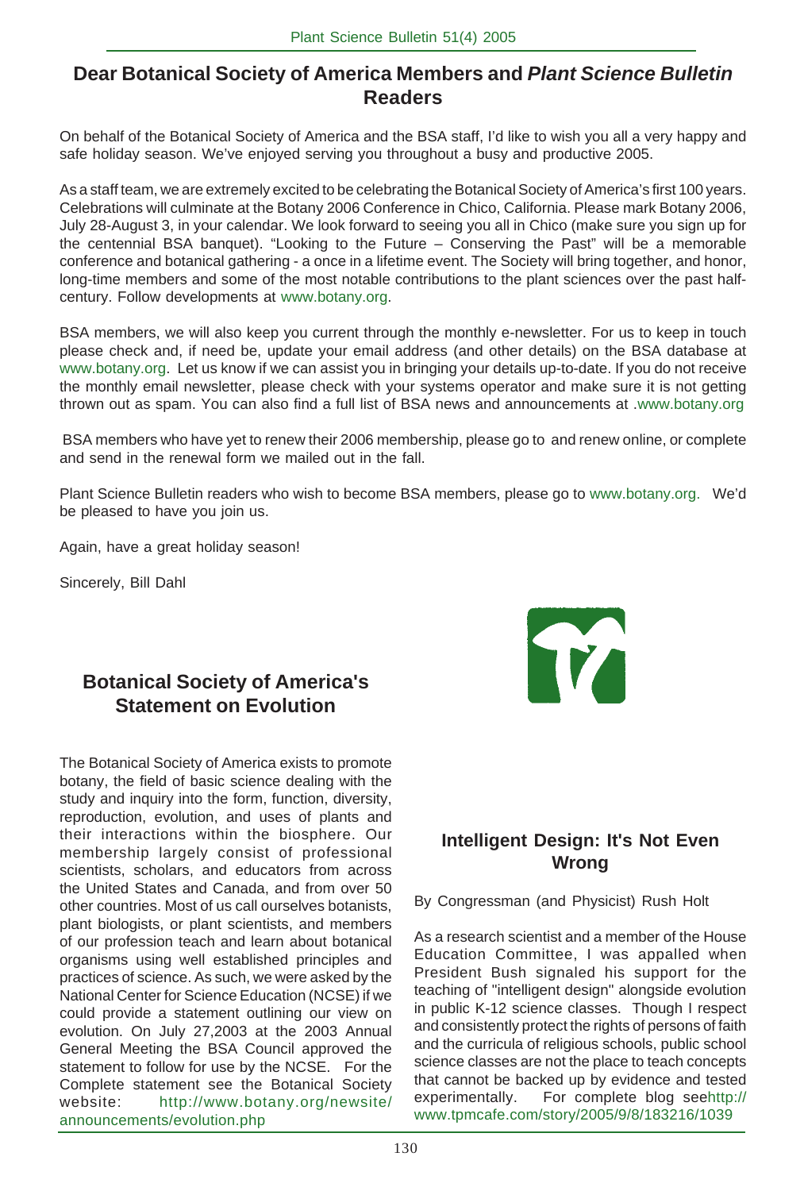## Dear Botanical Society of America Members and *Plant Science Bulletin* Readers

On behalf of the Botanical Society of America and the BSA staff, I'd like to wish you all a very happy and safe holiday season. We've enjoyed serving you throughout a busy and productive 2005.

As a staff team, we are extremely excited to be celebrating the Botanical Society of America's first 100 years. Celebrations will culminate at the Botany 2006 Conference in Chico, California. Please mark Botany 2006, July 28-August 3, in your calendar. We look forward to seeing you all in Chico (make sure you sign up for the centennial BSA banquet). "Looking to the Future – Conserving the Past" will be a memorable conference and botanical gathering - a once in a lifetime event. The Society will bring together, and honor, long-time members and some of the most notable contributions to the plant sciences over the past half-century. Follow developments at www.botany.org.

BSA members, we will also keep you current through the monthly e-newsletter. For us to keep in touch please check and, if need be, update your email address (and other details) on the BSA database at www.botany.org. Let us know if we can assist you in bringing your details up-to-date. If you do not receive the monthly email newsletter, please check with your systems operator and make sure it is not getting thrown out as spam. You can also find a full list of BSA news and announcements at .www.botany.org

BSA members who have yet to renew their 2006 membership, please go to and renew online, or complete and send in the renewal form we mailed out in the fall.

Plant Science Bulletin readers who wish to become BSA members, please go to www.botany.org. We'd be pleased to have you join us.

Again, have a great holiday season!

Sincerely, Bill Dahl

## Botanical Society of America's Statement on Evolution

The Botanical Society of America exists to promote botany, the field of basic science dealing with the study and inquiry into the form, function, diversity, reproduction, evolution, and uses of plants and their interactions within the biosphere. Our membership largely consist of professional scientists, scholars, and educators from across the United States and Canada, and from over 50 other countries. Most of us call ourselves botanists, plant biologists, or plant scientists, and members of our profession teach and learn about botanical organisms using well established principles and practices of science. As such, we were asked by the National Center for Science Education (NCSE) if we could provide a statement outlining our view on evolution. On July 27,2003 at the 2003 Annual General Meeting the BSA Council approved the statement to follow for use by the NCSE. For the Complete statement see the Botanical Society website: http://www.botany.org/newsite/announcements/evolution.php

## Intelligent Design: It's Not Even Wrong

By Congressman (and Physicist) Rush Holt

As a research scientist and a member of the House Education Committee, I was appalled when President Bush signaled his support for the teaching of "intelligent design" alongside evolution in public K-12 science classes. Though I respect and consistently protect the rights of persons of faith and the curricula of religious schools, public school science classes are not the place to teach concepts that cannot be backed up by evidence and tested experimentally. For complete blog seehttp://www.tpmcafe.com/story/2005/9/8/183216/1039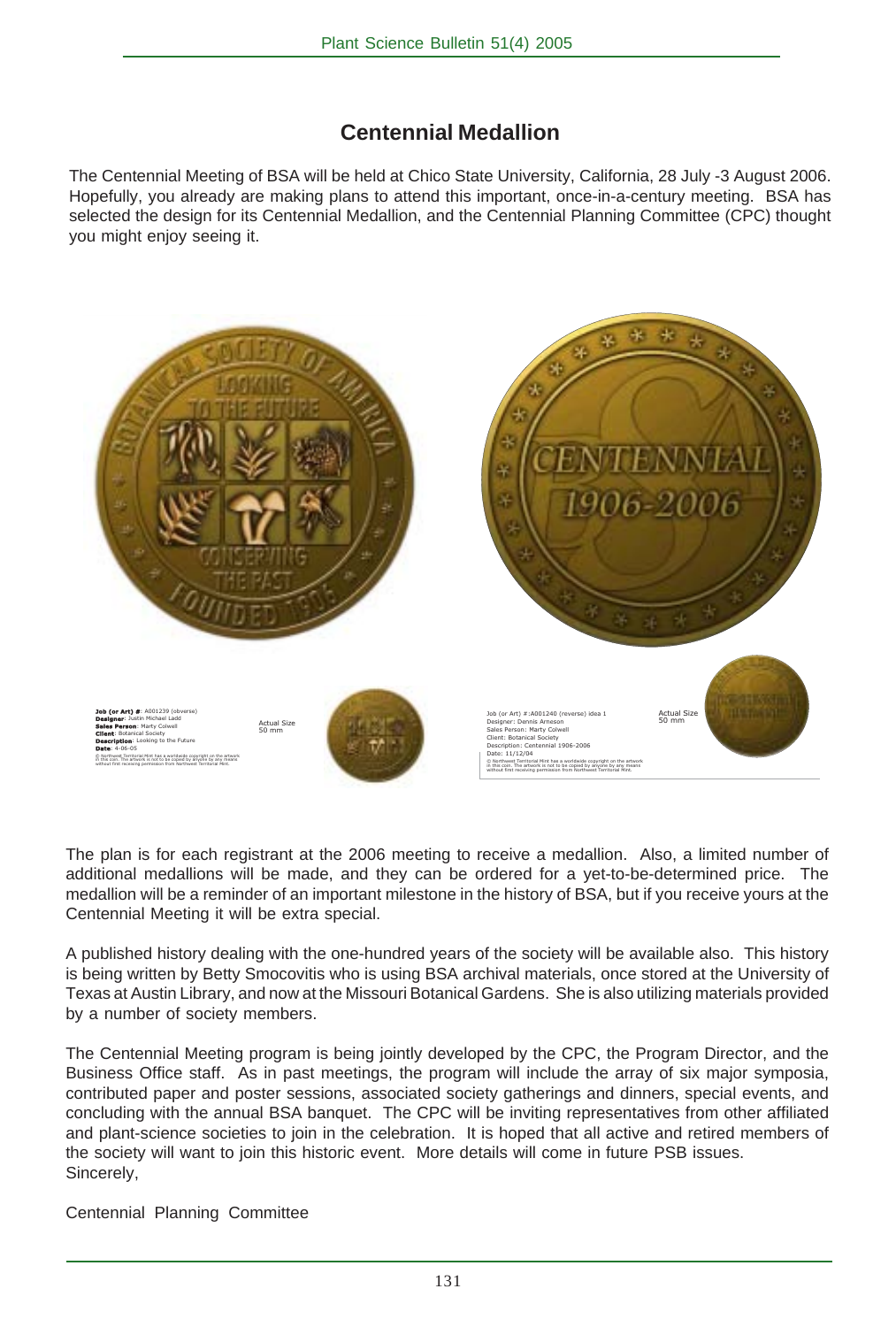# Centennial Medallion

The Centennial Meeting of BSA will be held at Chico State University, California, 28 July -3 August 2006. Hopefully, you already are making plans to attend this important, once-in-a-century meeting. BSA has selected the design for its Centennial Medallion, and the Centennial Planning Committee (CPC) thought you might enjoy seeing it.

The plan is for each registrant at the 2006 meeting to receive a medallion. Also, a limited number of additional medallions will be made, and they can be ordered for a yet-to-be-determined price. The medallion will be a reminder of an important milestone in the history of BSA, but if you receive yours at the Centennial Meeting it will be extra special.

A published history dealing with the one-hundred years of the society will be available also. This history is being written by Betty Smocovitis who is using BSA archival materials, once stored at the University of Texas at Austin Library, and now at the Missouri Botanical Gardens. She is also utilizing materials provided by a number of society members.

The Centennial Meeting program is being jointly developed by the CPC, the Program Director, and the Business Office staff. As in past meetings, the program will include the array of six major symposia, contributed paper and poster sessions, associated society gatherings and dinners, special events, and concluding with the annual BSA banquet. The CPC will be inviting representatives from other affiliated and plant-science societies to join in the celebration. It is hoped that all active and retired members of the society will want to join this historic event. More details will come in future PSB issues.

Sincerely,

Centennial Planning Committee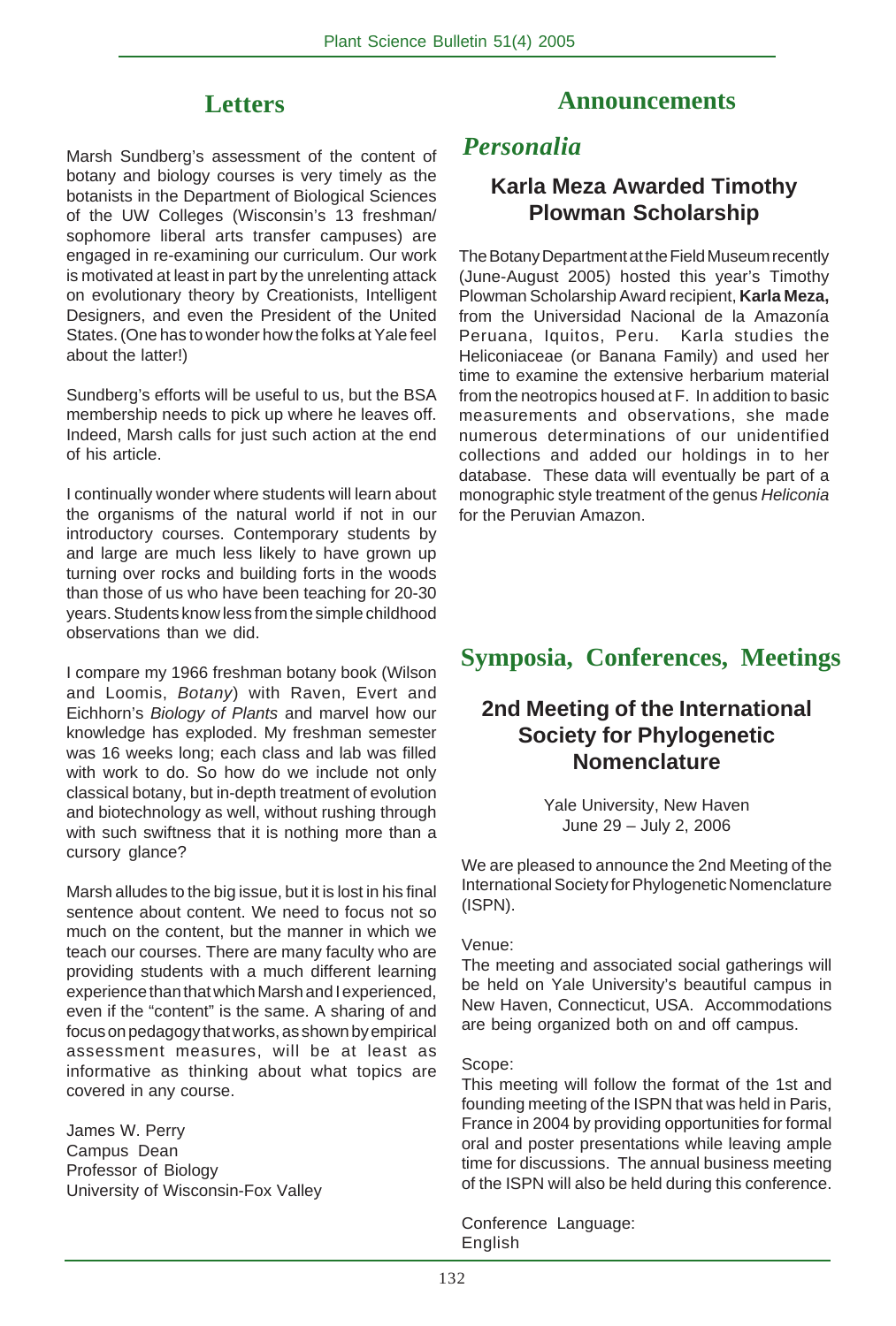# Letters

Marsh Sundberg's assessment of the content of botany and biology courses is very timely as the botanists in the Department of Biological Sciences of the UW Colleges (Wisconsin's 13 freshman/ sophomore liberal arts transfer campuses) are engaged in re-examining our curriculum. Our work is motivated at least in part by the unrelenting attack on evolutionary theory by Creationists, Intelligent Designers, and even the President of the United States. (One has to wonder how the folks at Yale feel about the latter!)

Sundberg's efforts will be useful to us, but the BSA membership needs to pick up where he leaves off. Indeed, Marsh calls for just such action at the end of his article.

I continually wonder where students will learn about the organisms of the natural world if not in our introductory courses. Contemporary students by and large are much less likely to have grown up turning over rocks and building forts in the woods than those of us who have been teaching for 20-30 years. Students know less from the simple childhood observations than we did.

I compare my 1966 freshman botany book (Wilson and Loomis, *Botany*) with Raven, Evert and Eichhorn's *Biology of Plants* and marvel how our knowledge has exploded. My freshman semester was 16 weeks long; each class and lab was filled with work to do. So how do we include not only classical botany, but in-depth treatment of evolution and biotechnology as well, without rushing through with such swiftness that it is nothing more than a cursory glance?

Marsh alludes to the big issue, but it is lost in his final sentence about content. We need to focus not so much on the content, but the manner in which we teach our courses. There are many faculty who are providing students with a much different learning experience than that which Marsh and I experienced, even if the "content" is the same. A sharing of and focus on pedagogy that works, as shown by empirical assessment measures, will be at least as informative as thinking about what topics are covered in any course.

James W. Perry
Campus Dean
Professor of Biology
University of Wisconsin-Fox Valley

# Announcements

## *Personalia*

### Karla Meza Awarded Timothy Plowman Scholarship

The Botany Department at the Field Museum recently (June-August 2005) hosted this year's Timothy Plowman Scholarship Award recipient, **Karla Meza,** from the Universidad Nacional de la Amazonía Peruana, Iquitos, Peru. Karla studies the Heliconiaceae (or Banana Family) and used her time to examine the extensive herbarium material from the neotropics housed at F. In addition to basic measurements and observations, she made numerous determinations of our unidentified collections and added our holdings in to her database. These data will eventually be part of a monographic style treatment of the genus *Heliconia* for the Peruvian Amazon.

## Symposia, Conferences, Meetings

### 2nd Meeting of the International Society for Phylogenetic Nomenclature

Yale University, New Haven
June 29 – July 2, 2006

We are pleased to announce the 2nd Meeting of the International Society for Phylogenetic Nomenclature (ISPN).

Venue:
The meeting and associated social gatherings will be held on Yale University's beautiful campus in New Haven, Connecticut, USA. Accommodations are being organized both on and off campus.

Scope:
This meeting will follow the format of the 1st and founding meeting of the ISPN that was held in Paris, France in 2004 by providing opportunities for formal oral and poster presentations while leaving ample time for discussions. The annual business meeting of the ISPN will also be held during this conference.

Conference Language:
English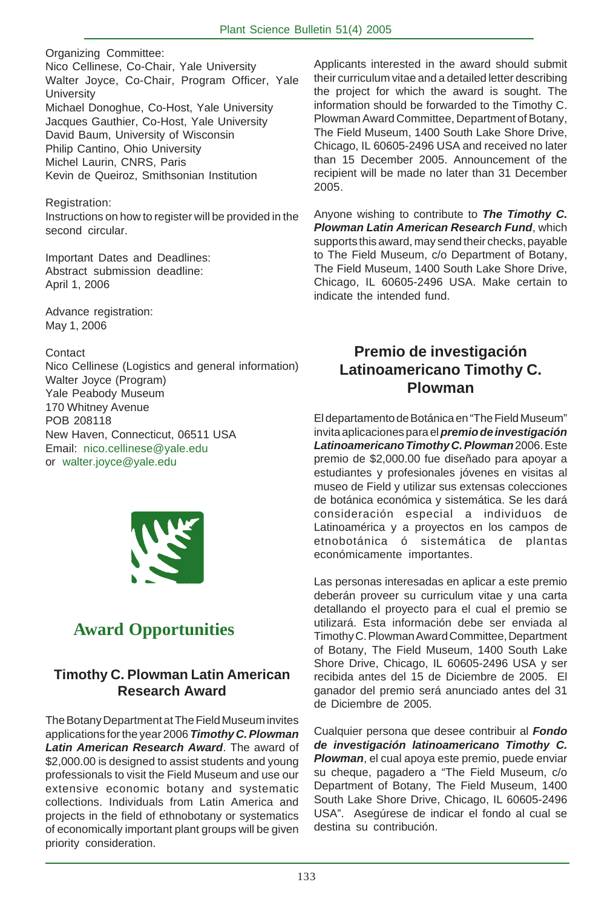Organizing Committee:
Nico Cellinese, Co-Chair, Yale University
Walter Joyce, Co-Chair, Program Officer, Yale University
Michael Donoghue, Co-Host, Yale University
Jacques Gauthier, Co-Host, Yale University
David Baum, University of Wisconsin
Philip Cantino, Ohio University
Michel Laurin, CNRS, Paris
Kevin de Queiroz, Smithsonian Institution

Registration:
Instructions on how to register will be provided in the second circular.

Important Dates and Deadlines:
Abstract submission deadline:
April 1, 2006

Advance registration:
May 1, 2006

Contact
Nico Cellinese (Logistics and general information)
Walter Joyce (Program)
Yale Peabody Museum
170 Whitney Avenue
POB 208118
New Haven, Connecticut, 06511 USA
Email: nico.cellinese@yale.edu
or walter.joyce@yale.edu

# Award Opportunities

## Timothy C. Plowman Latin American Research Award

The Botany Department at The Field Museum invites applications for the year 2006 ***Timothy C. Plowman Latin American Research Award***. The award of $2,000.00 is designed to assist students and young professionals to visit the Field Museum and use our extensive economic botany and systematic collections. Individuals from Latin America and projects in the field of ethnobotany or systematics of economically important plant groups will be given priority consideration.

Applicants interested in the award should submit their curriculum vitae and a detailed letter describing the project for which the award is sought. The information should be forwarded to the Timothy C. Plowman Award Committee, Department of Botany, The Field Museum, 1400 South Lake Shore Drive, Chicago, IL 60605-2496 USA and received no later than 15 December 2005. Announcement of the recipient will be made no later than 31 December 2005.

Anyone wishing to contribute to ***The Timothy C. Plowman Latin American Research Fund***, which supports this award, may send their checks, payable to The Field Museum, c/o Department of Botany, The Field Museum, 1400 South Lake Shore Drive, Chicago, IL 60605-2496 USA. Make certain to indicate the intended fund.

## Premio de investigación Latinoamericano Timothy C. Plowman

El departamento de Botánica en "The Field Museum" invita aplicaciones para el ***premio de investigación Latinoamericano Timothy C. Plowman*** 2006. Este premio de $2,000.00 fue diseñado para apoyar a estudiantes y profesionales jóvenes en visitas al museo de Field y utilizar sus extensas colecciones de botánica económica y sistemática. Se les dará consideración especial a individuos de Latinoamérica y a proyectos en los campos de etnobotánica ó sistemática de plantas económicamente importantes.

Las personas interesadas en aplicar a este premio deberán proveer su curriculum vitae y una carta detallando el proyecto para el cual el premio se utilizará. Esta información debe ser enviada al Timothy C. Plowman Award Committee, Department of Botany, The Field Museum, 1400 South Lake Shore Drive, Chicago, IL 60605-2496 USA y ser recibida antes del 15 de Diciembre de 2005. El ganador del premio será anunciado antes del 31 de Diciembre de 2005.

Cualquier persona que desee contribuir al ***Fondo de investigación latinoamericano Timothy C. Plowman***, el cual apoya este premio, puede enviar su cheque, pagadero a "The Field Museum, c/o Department of Botany, The Field Museum, 1400 South Lake Shore Drive, Chicago, IL 60605-2496 USA". Asegúrese de indicar el fondo al cual se destina su contribución.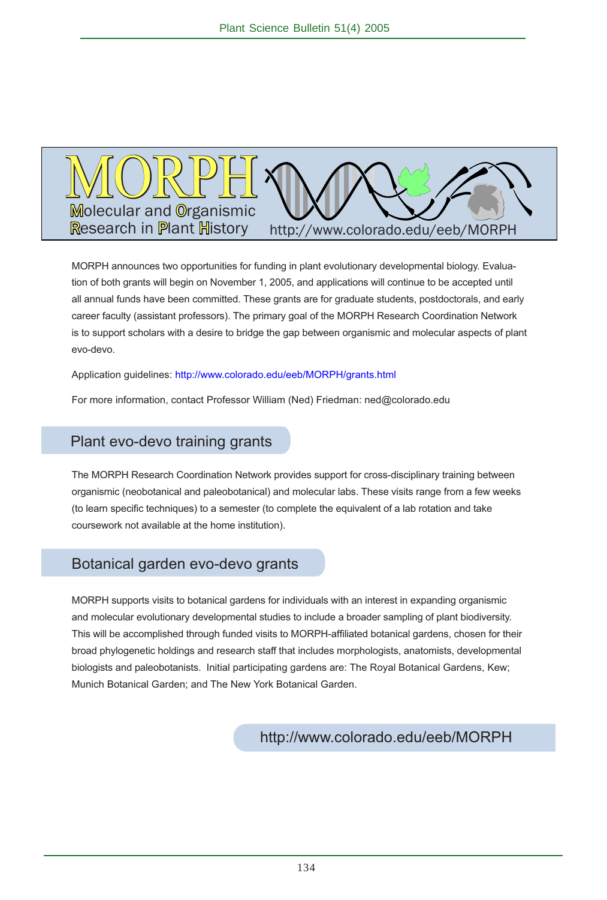# MORPH

Molecular and Organismic Research in Plant History

http://www.colorado.edu/eeb/MORPH

MORPH announces two opportunities for funding in plant evolutionary developmental biology. Evaluation of both grants will begin on November 1, 2005, and applications will continue to be accepted until all annual funds have been committed. These grants are for graduate students, postdoctorals, and early career faculty (assistant professors). The primary goal of the MORPH Research Coordination Network is to support scholars with a desire to bridge the gap between organismic and molecular aspects of plant evo-devo.

Application guidelines: http://www.colorado.edu/eeb/MORPH/grants.html

For more information, contact Professor William (Ned) Friedman: ned@colorado.edu

## Plant evo-devo training grants

The MORPH Research Coordination Network provides support for cross-disciplinary training between organismic (neobotanical and paleobotanical) and molecular labs. These visits range from a few weeks (to learn specific techniques) to a semester (to complete the equivalent of a lab rotation and take coursework not available at the home institution).

## Botanical garden evo-devo grants

MORPH supports visits to botanical gardens for individuals with an interest in expanding organismic and molecular evolutionary developmental studies to include a broader sampling of plant biodiversity. This will be accomplished through funded visits to MORPH-affiliated botanical gardens, chosen for their broad phylogenetic holdings and research staff that includes morphologists, anatomists, developmental biologists and paleobotanists. Initial participating gardens are: The Royal Botanical Gardens, Kew; Munich Botanical Garden; and The New York Botanical Garden.

http://www.colorado.edu/eeb/MORPH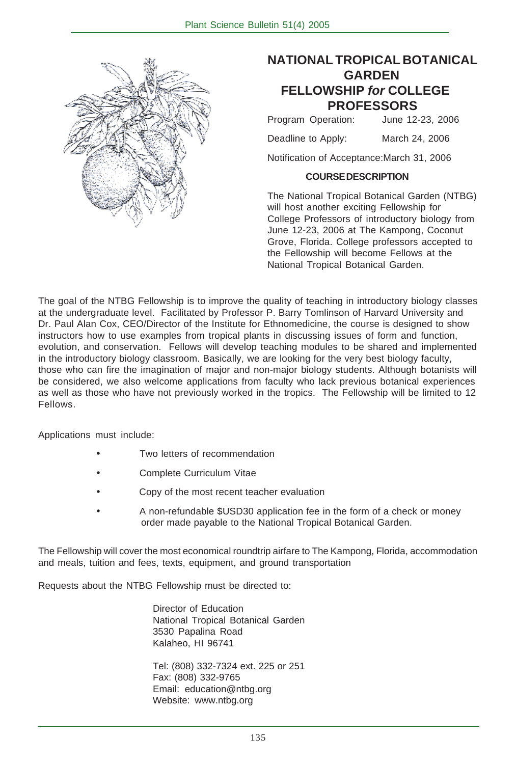# NATIONAL TROPICAL BOTANICAL GARDEN FELLOWSHIP *for* COLLEGE PROFESSORS

Program Operation: June 12-23, 2006

Deadline to Apply: March 24, 2006

Notification of Acceptance: March 31, 2006

### COURSE DESCRIPTION

The National Tropical Botanical Garden (NTBG) will host another exciting Fellowship for College Professors of introductory biology from June 12-23, 2006 at The Kampong, Coconut Grove, Florida. College professors accepted to the Fellowship will become Fellows at the National Tropical Botanical Garden.

The goal of the NTBG Fellowship is to improve the quality of teaching in introductory biology classes at the undergraduate level. Facilitated by Professor P. Barry Tomlinson of Harvard University and Dr. Paul Alan Cox, CEO/Director of the Institute for Ethnomedicine, the course is designed to show instructors how to use examples from tropical plants in discussing issues of form and function, evolution, and conservation. Fellows will develop teaching modules to be shared and implemented in the introductory biology classroom. Basically, we are looking for the very best biology faculty, those who can fire the imagination of major and non-major biology students. Although botanists will be considered, we also welcome applications from faculty who lack previous botanical experiences as well as those who have not previously worked in the tropics. The Fellowship will be limited to 12 Fellows.

Applications must include:

- Two letters of recommendation
- Complete Curriculum Vitae
- Copy of the most recent teacher evaluation
- A non-refundable $USD30 application fee in the form of a check or money order made payable to the National Tropical Botanical Garden.

The Fellowship will cover the most economical roundtrip airfare to The Kampong, Florida, accommodation and meals, tuition and fees, texts, equipment, and ground transportation

Requests about the NTBG Fellowship must be directed to:

Director of Education
National Tropical Botanical Garden
3530 Papalina Road
Kalaheo, HI 96741

Tel: (808) 332-7324 ext. 225 or 251
Fax: (808) 332-9765
Email: education@ntbg.org
Website: www.ntbg.org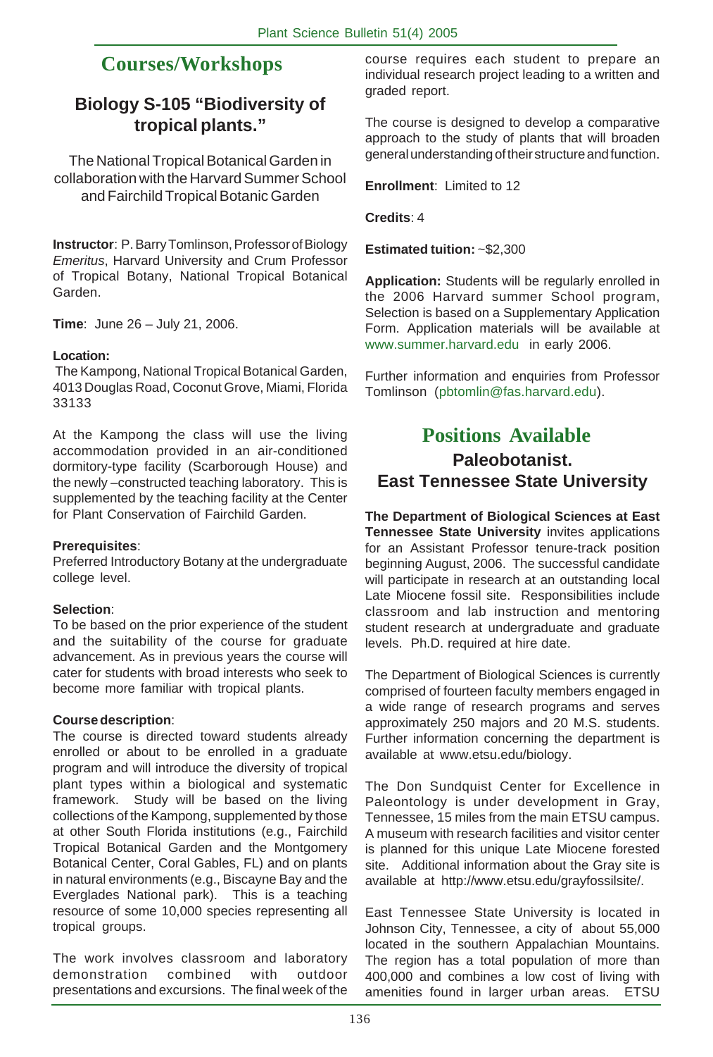# Courses/Workshops

## Biology S-105 "Biodiversity of tropical plants."

The National Tropical Botanical Garden in collaboration with the Harvard Summer School and Fairchild Tropical Botanic Garden

**Instructor**: P. Barry Tomlinson, Professor of Biology *Emeritus*, Harvard University and Crum Professor of Tropical Botany, National Tropical Botanical Garden.

**Time**: June 26 – July 21, 2006.

**Location:**
The Kampong, National Tropical Botanical Garden, 4013 Douglas Road, Coconut Grove, Miami, Florida 33133

At the Kampong the class will use the living accommodation provided in an air-conditioned dormitory-type facility (Scarborough House) and the newly –constructed teaching laboratory. This is supplemented by the teaching facility at the Center for Plant Conservation of Fairchild Garden.

**Prerequisites**:
Preferred Introductory Botany at the undergraduate college level.

**Selection**:
To be based on the prior experience of the student and the suitability of the course for graduate advancement. As in previous years the course will cater for students with broad interests who seek to become more familiar with tropical plants.

**Course description**:
The course is directed toward students already enrolled or about to be enrolled in a graduate program and will introduce the diversity of tropical plant types within a biological and systematic framework. Study will be based on the living collections of the Kampong, supplemented by those at other South Florida institutions (e.g., Fairchild Tropical Botanical Garden and the Montgomery Botanical Center, Coral Gables, FL) and on plants in natural environments (e.g., Biscayne Bay and the Everglades National park). This is a teaching resource of some 10,000 species representing all tropical groups.

The work involves classroom and laboratory demonstration combined with outdoor presentations and excursions. The final week of the course requires each student to prepare an individual research project leading to a written and graded report.

The course is designed to develop a comparative approach to the study of plants that will broaden general understanding of their structure and function.

**Enrollment**: Limited to 12

**Credits**: 4

**Estimated tuition:** ~$2,300

**Application:** Students will be regularly enrolled in the 2006 Harvard summer School program, Selection is based on a Supplementary Application Form. Application materials will be available at www.summer.harvard.edu in early 2006.

Further information and enquiries from Professor Tomlinson (pbtomlin@fas.harvard.edu).

# Positions Available

## Paleobotanist. East Tennessee State University

**The Department of Biological Sciences at East Tennessee State University** invites applications for an Assistant Professor tenure-track position beginning August, 2006. The successful candidate will participate in research at an outstanding local Late Miocene fossil site. Responsibilities include classroom and lab instruction and mentoring student research at undergraduate and graduate levels. Ph.D. required at hire date.

The Department of Biological Sciences is currently comprised of fourteen faculty members engaged in a wide range of research programs and serves approximately 250 majors and 20 M.S. students. Further information concerning the department is available at www.etsu.edu/biology.

The Don Sundquist Center for Excellence in Paleontology is under development in Gray, Tennessee, 15 miles from the main ETSU campus. A museum with research facilities and visitor center is planned for this unique Late Miocene forested site. Additional information about the Gray site is available at http://www.etsu.edu/grayfossilsite/.

East Tennessee State University is located in Johnson City, Tennessee, a city of about 55,000 located in the southern Appalachian Mountains. The region has a total population of more than 400,000 and combines a low cost of living with amenities found in larger urban areas. ETSU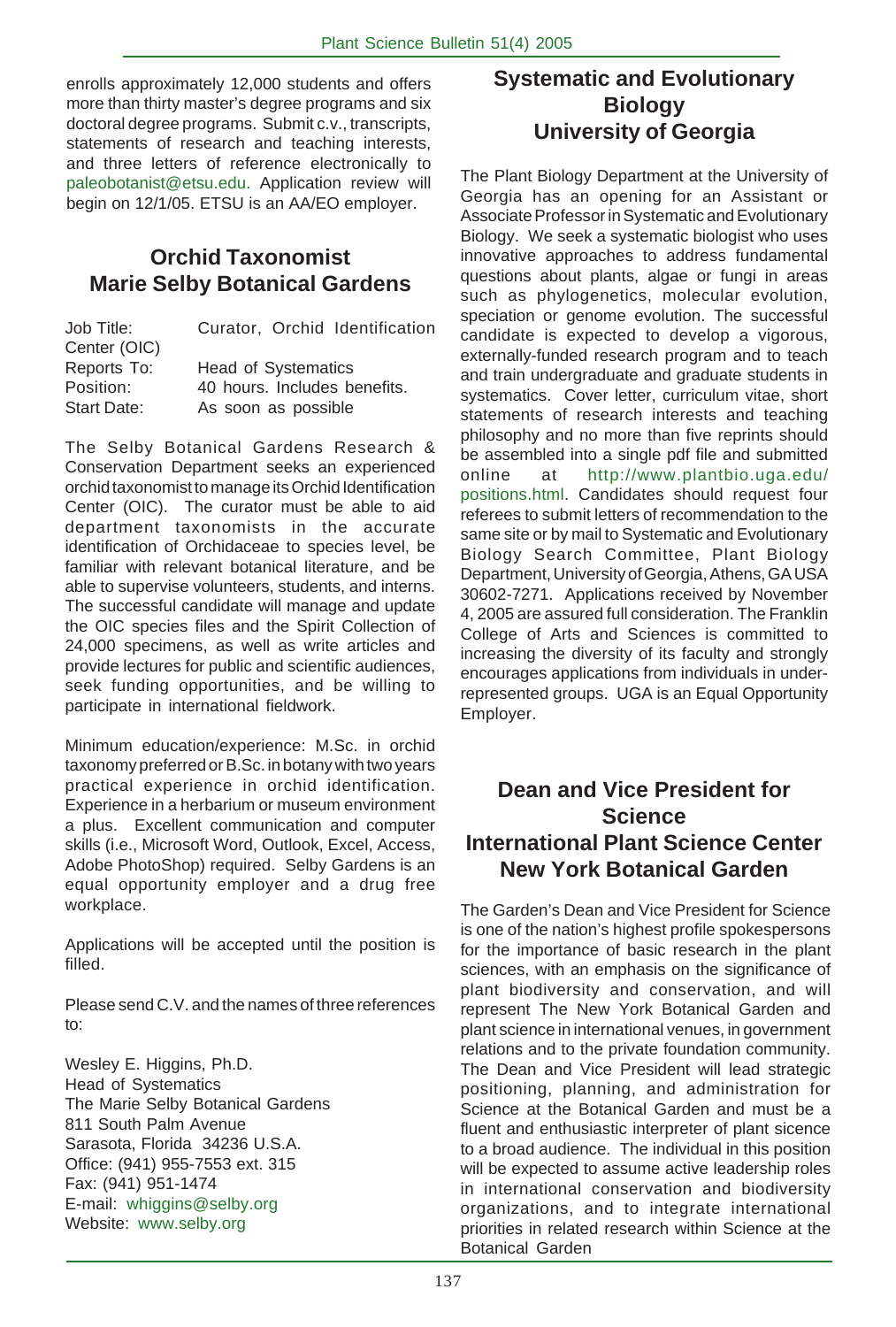enrolls approximately 12,000 students and offers more than thirty master's degree programs and six doctoral degree programs. Submit c.v., transcripts, statements of research and teaching interests, and three letters of reference electronically to paleobotanist@etsu.edu. Application review will begin on 12/1/05. ETSU is an AA/EO employer.

## Orchid Taxonomist
## Marie Selby Botanical Gardens

| | |
|---|---|
| Job Title: | Curator, Orchid Identification Center (OIC) |
| Reports To: | Head of Systematics |
| Position: | 40 hours. Includes benefits. |
| Start Date: | As soon as possible |

The Selby Botanical Gardens Research & Conservation Department seeks an experienced orchid taxonomist to manage its Orchid Identification Center (OIC). The curator must be able to aid department taxonomists in the accurate identification of Orchidaceae to species level, be familiar with relevant botanical literature, and be able to supervise volunteers, students, and interns. The successful candidate will manage and update the OIC species files and the Spirit Collection of 24,000 specimens, as well as write articles and provide lectures for public and scientific audiences, seek funding opportunities, and be willing to participate in international fieldwork.

Minimum education/experience: M.Sc. in orchid taxonomy preferred or B.Sc. in botany with two years practical experience in orchid identification. Experience in a herbarium or museum environment a plus. Excellent communication and computer skills (i.e., Microsoft Word, Outlook, Excel, Access, Adobe PhotoShop) required. Selby Gardens is an equal opportunity employer and a drug free workplace.

Applications will be accepted until the position is filled.

Please send C.V. and the names of three references to:

Wesley E. Higgins, Ph.D.
Head of Systematics
The Marie Selby Botanical Gardens
811 South Palm Avenue
Sarasota, Florida 34236 U.S.A.
Office: (941) 955-7553 ext. 315
Fax: (941) 951-1474
E-mail: whiggins@selby.org
Website: www.selby.org

## Systematic and Evolutionary Biology
## University of Georgia

The Plant Biology Department at the University of Georgia has an opening for an Assistant or Associate Professor in Systematic and Evolutionary Biology. We seek a systematic biologist who uses innovative approaches to address fundamental questions about plants, algae or fungi in areas such as phylogenetics, molecular evolution, speciation or genome evolution. The successful candidate is expected to develop a vigorous, externally-funded research program and to teach and train undergraduate and graduate students in systematics. Cover letter, curriculum vitae, short statements of research interests and teaching philosophy and no more than five reprints should be assembled into a single pdf file and submitted online at http://www.plantbio.uga.edu/positions.html. Candidates should request four referees to submit letters of recommendation to the same site or by mail to Systematic and Evolutionary Biology Search Committee, Plant Biology Department, University of Georgia, Athens, GA USA 30602-7271. Applications received by November 4, 2005 are assured full consideration. The Franklin College of Arts and Sciences is committed to increasing the diversity of its faculty and strongly encourages applications from individuals in under-represented groups. UGA is an Equal Opportunity Employer.

## Dean and Vice President for Science
## International Plant Science Center
## New York Botanical Garden

The Garden's Dean and Vice President for Science is one of the nation's highest profile spokespersons for the importance of basic research in the plant sciences, with an emphasis on the significance of plant biodiversity and conservation, and will represent The New York Botanical Garden and plant science in international venues, in government relations and to the private foundation community. The Dean and Vice President will lead strategic positioning, planning, and administration for Science at the Botanical Garden and must be a fluent and enthusiastic interpreter of plant sicence to a broad audience. The individual in this position will be expected to assume active leadership roles in international conservation and biodiversity organizations, and to integrate international priorities in related research within Science at the Botanical Garden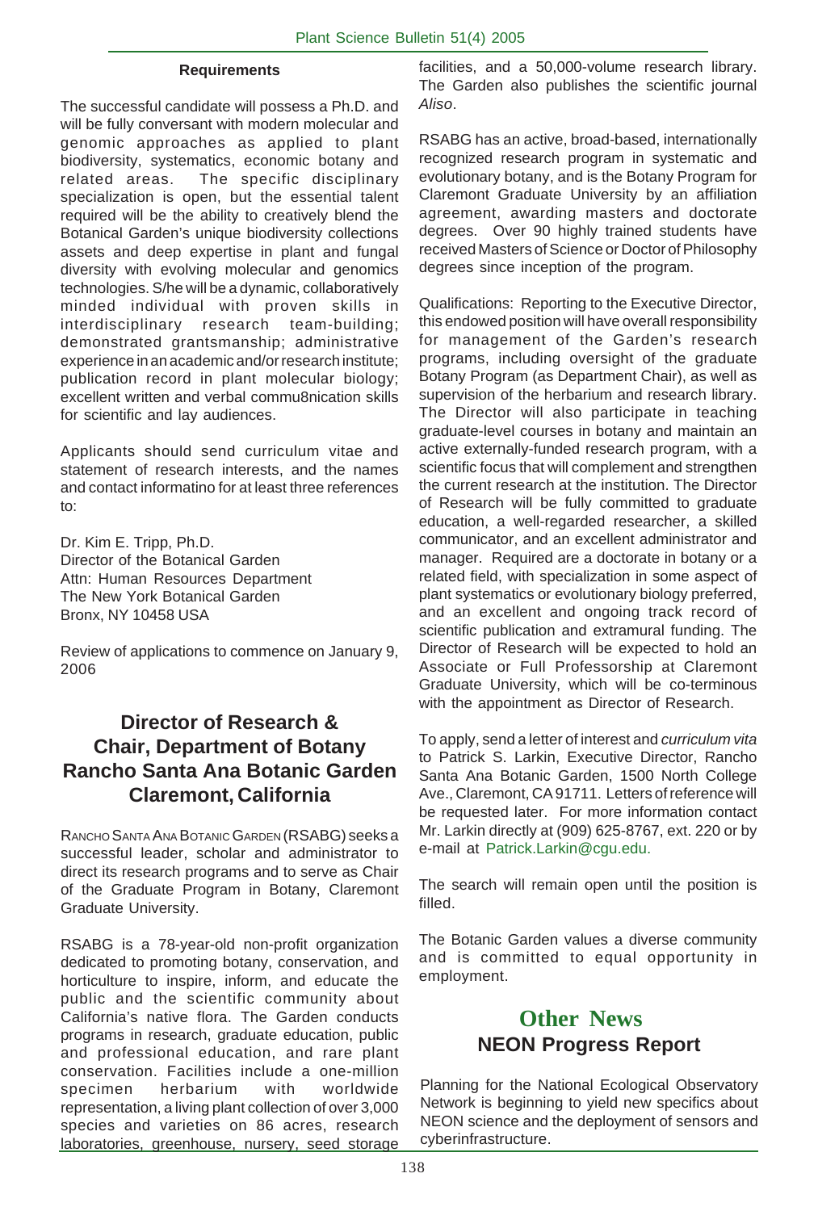#### Requirements

The successful candidate will possess a Ph.D. and will be fully conversant with modern molecular and genomic approaches as applied to plant biodiversity, systematics, economic botany and related areas. The specific disciplinary specialization is open, but the essential talent required will be the ability to creatively blend the Botanical Garden's unique biodiversity collections assets and deep expertise in plant and fungal diversity with evolving molecular and genomics technologies. S/he will be a dynamic, collaboratively minded individual with proven skills in interdisciplinary research team-building; demonstrated grantsmanship; administrative experience in an academic and/or research institute; publication record in plant molecular biology; excellent written and verbal commu8nication skills for scientific and lay audiences.

Applicants should send curriculum vitae and statement of research interests, and the names and contact informatino for at least three references to:

Dr. Kim E. Tripp, Ph.D.
Director of the Botanical Garden
Attn: Human Resources Department
The New York Botanical Garden
Bronx, NY 10458 USA

Review of applications to commence on January 9, 2006

## Director of Research & Chair, Department of Botany Rancho Santa Ana Botanic Garden Claremont, California

Rancho Santa Ana Botanic Garden (RSABG) seeks a successful leader, scholar and administrator to direct its research programs and to serve as Chair of the Graduate Program in Botany, Claremont Graduate University.

RSABG is a 78-year-old non-profit organization dedicated to promoting botany, conservation, and horticulture to inspire, inform, and educate the public and the scientific community about California's native flora. The Garden conducts programs in research, graduate education, public and professional education, and rare plant conservation. Facilities include a one-million specimen herbarium with worldwide representation, a living plant collection of over 3,000 species and varieties on 86 acres, research laboratories, greenhouse, nursery, seed storage facilities, and a 50,000-volume research library. The Garden also publishes the scientific journal *Aliso*.

RSABG has an active, broad-based, internationally recognized research program in systematic and evolutionary botany, and is the Botany Program for Claremont Graduate University by an affiliation agreement, awarding masters and doctorate degrees. Over 90 highly trained students have received Masters of Science or Doctor of Philosophy degrees since inception of the program.

Qualifications: Reporting to the Executive Director, this endowed position will have overall responsibility for management of the Garden's research programs, including oversight of the graduate Botany Program (as Department Chair), as well as supervision of the herbarium and research library. The Director will also participate in teaching graduate-level courses in botany and maintain an active externally-funded research program, with a scientific focus that will complement and strengthen the current research at the institution. The Director of Research will be fully committed to graduate education, a well-regarded researcher, a skilled communicator, and an excellent administrator and manager. Required are a doctorate in botany or a related field, with specialization in some aspect of plant systematics or evolutionary biology preferred, and an excellent and ongoing track record of scientific publication and extramural funding. The Director of Research will be expected to hold an Associate or Full Professorship at Claremont Graduate University, which will be co-terminous with the appointment as Director of Research.

To apply, send a letter of interest and *curriculum vita* to Patrick S. Larkin, Executive Director, Rancho Santa Ana Botanic Garden, 1500 North College Ave., Claremont, CA 91711. Letters of reference will be requested later. For more information contact Mr. Larkin directly at (909) 625-8767, ext. 220 or by e-mail at Patrick.Larkin@cgu.edu.

The search will remain open until the position is filled.

The Botanic Garden values a diverse community and is committed to equal opportunity in employment.

# Other News

## NEON Progress Report

Planning for the National Ecological Observatory Network is beginning to yield new specifics about NEON science and the deployment of sensors and cyberinfrastructure.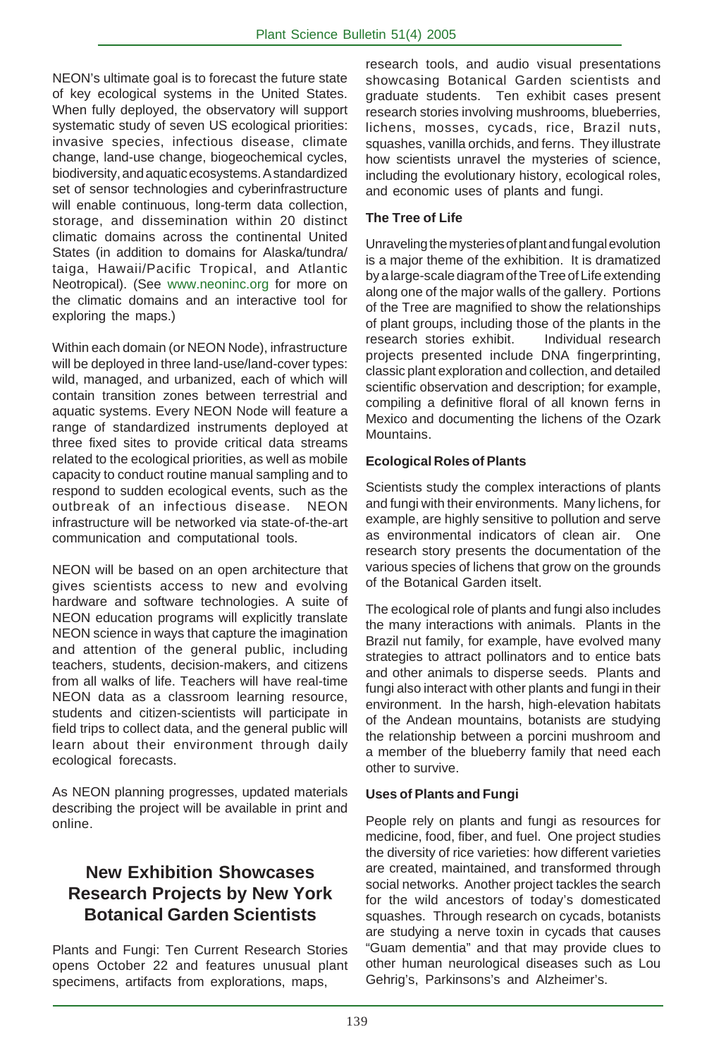NEON's ultimate goal is to forecast the future state of key ecological systems in the United States. When fully deployed, the observatory will support systematic study of seven US ecological priorities: invasive species, infectious disease, climate change, land-use change, biogeochemical cycles, biodiversity, and aquatic ecosystems. A standardized set of sensor technologies and cyberinfrastructure will enable continuous, long-term data collection, storage, and dissemination within 20 distinct climatic domains across the continental United States (in addition to domains for Alaska/tundra/taiga, Hawaii/Pacific Tropical, and Atlantic Neotropical). (See www.neoninc.org for more on the climatic domains and an interactive tool for exploring the maps.)

Within each domain (or NEON Node), infrastructure will be deployed in three land-use/land-cover types: wild, managed, and urbanized, each of which will contain transition zones between terrestrial and aquatic systems. Every NEON Node will feature a range of standardized instruments deployed at three fixed sites to provide critical data streams related to the ecological priorities, as well as mobile capacity to conduct routine manual sampling and to respond to sudden ecological events, such as the outbreak of an infectious disease. NEON infrastructure will be networked via state-of-the-art communication and computational tools.

NEON will be based on an open architecture that gives scientists access to new and evolving hardware and software technologies. A suite of NEON education programs will explicitly translate NEON science in ways that capture the imagination and attention of the general public, including teachers, students, decision-makers, and citizens from all walks of life. Teachers will have real-time NEON data as a classroom learning resource, students and citizen-scientists will participate in field trips to collect data, and the general public will learn about their environment through daily ecological forecasts.

As NEON planning progresses, updated materials describing the project will be available in print and online.

## New Exhibition Showcases Research Projects by New York Botanical Garden Scientists

Plants and Fungi: Ten Current Research Stories opens October 22 and features unusual plant specimens, artifacts from explorations, maps, research tools, and audio visual presentations showcasing Botanical Garden scientists and graduate students. Ten exhibit cases present research stories involving mushrooms, blueberries, lichens, mosses, cycads, rice, Brazil nuts, squashes, vanilla orchids, and ferns. They illustrate how scientists unravel the mysteries of science, including the evolutionary history, ecological roles, and economic uses of plants and fungi.

### The Tree of Life

Unraveling the mysteries of plant and fungal evolution is a major theme of the exhibition. It is dramatized by a large-scale diagram of the Tree of Life extending along one of the major walls of the gallery. Portions of the Tree are magnified to show the relationships of plant groups, including those of the plants in the research stories exhibit. Individual research projects presented include DNA fingerprinting, classic plant exploration and collection, and detailed scientific observation and description; for example, compiling a definitive floral of all known ferns in Mexico and documenting the lichens of the Ozark Mountains.

### Ecological Roles of Plants

Scientists study the complex interactions of plants and fungi with their environments. Many lichens, for example, are highly sensitive to pollution and serve as environmental indicators of clean air. One research story presents the documentation of the various species of lichens that grow on the grounds of the Botanical Garden itselt.

The ecological role of plants and fungi also includes the many interactions with animals. Plants in the Brazil nut family, for example, have evolved many strategies to attract pollinators and to entice bats and other animals to disperse seeds. Plants and fungi also interact with other plants and fungi in their environment. In the harsh, high-elevation habitats of the Andean mountains, botanists are studying the relationship between a porcini mushroom and a member of the blueberry family that need each other to survive.

### Uses of Plants and Fungi

People rely on plants and fungi as resources for medicine, food, fiber, and fuel. One project studies the diversity of rice varieties: how different varieties are created, maintained, and transformed through social networks. Another project tackles the search for the wild ancestors of today's domesticated squashes. Through research on cycads, botanists are studying a nerve toxin in cycads that causes "Guam dementia" and that may provide clues to other human neurological diseases such as Lou Gehrig's, Parkinsons's and Alzheimer's.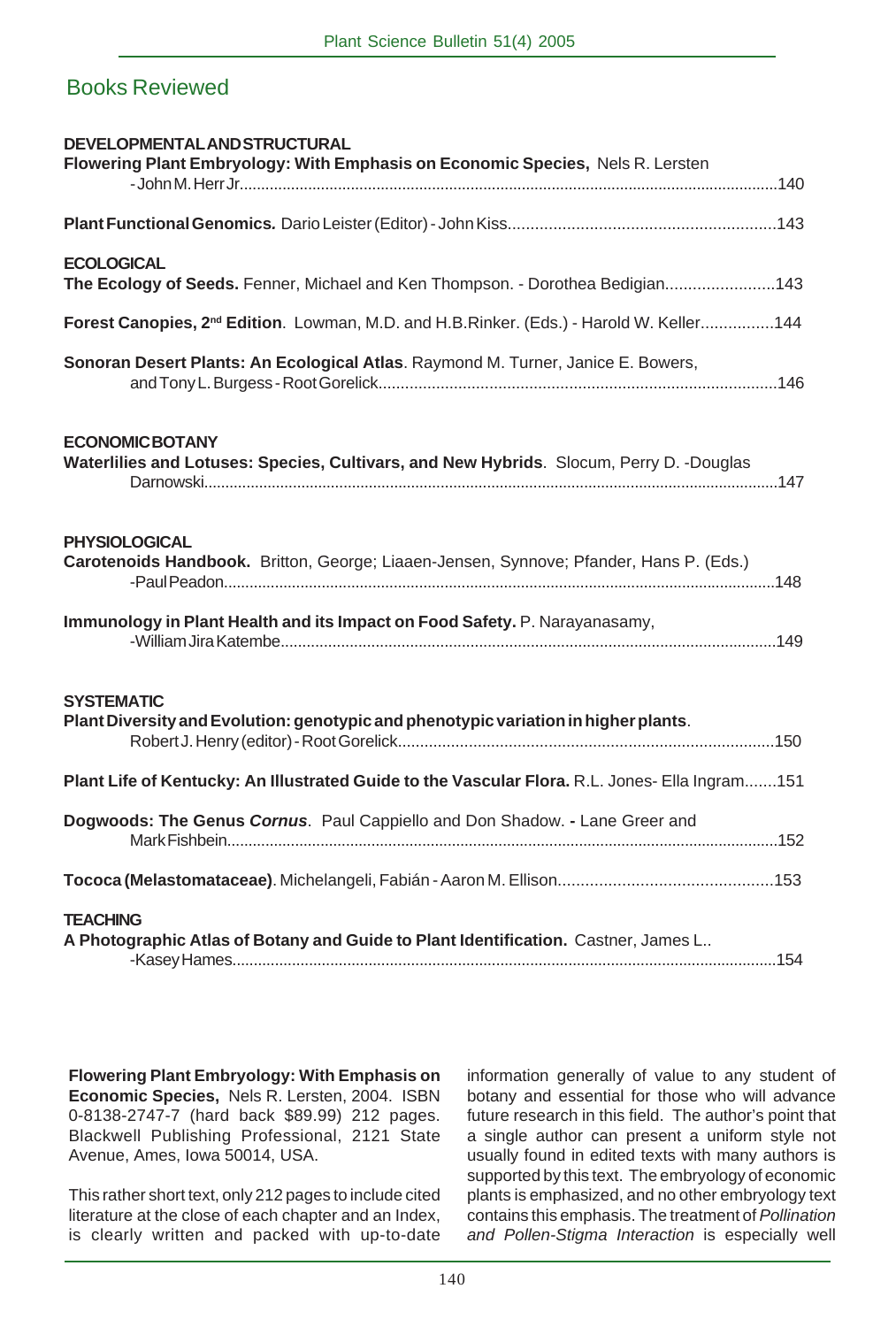## Books Reviewed

**DEVELOPMENTAL AND STRUCTURAL**

**Flowering Plant Embryology: With Emphasis on Economic Species,** Nels R. Lersten - John M. Herr Jr. ....140

**Plant Functional Genomics.** Dario Leister (Editor) - John Kiss....143

**ECOLOGICAL**

**The Ecology of Seeds.** Fenner, Michael and Ken Thompson. - Dorothea Bedigian....143

**Forest Canopies, 2nd Edition**. Lowman, M.D. and H.B.Rinker. (Eds.) - Harold W. Keller....144

**Sonoran Desert Plants: An Ecological Atlas**. Raymond M. Turner, Janice E. Bowers, and Tony L. Burgess - Root Gorelick....146

**ECONOMIC BOTANY**

**Waterlilies and Lotuses: Species, Cultivars, and New Hybrids**. Slocum, Perry D. -Douglas Darnowski....147

**PHYSIOLOGICAL**

**Carotenoids Handbook.** Britton, George; Liaaen-Jensen, Synnove; Pfander, Hans P. (Eds.) -Paul Peadon....148

**Immunology in Plant Health and its Impact on Food Safety.** P. Narayanasamy, -William Jira Katembe....149

**SYSTEMATIC**

**Plant Diversity and Evolution: genotypic and phenotypic variation in higher plants**. Robert J. Henry (editor) - Root Gorelick....150

**Plant Life of Kentucky: An Illustrated Guide to the Vascular Flora.** R.L. Jones- Ella Ingram....151

**Dogwoods: The Genus *Cornus***. Paul Cappiello and Don Shadow. **-** Lane Greer and Mark Fishbein....152

**Tococa (Melastomataceae)**. Michelangeli, Fabián - Aaron M. Ellison....153

**TEACHING**

**A Photographic Atlas of Botany and Guide to Plant Identification.** Castner, James L.. -Kasey Hames....154

**Flowering Plant Embryology: With Emphasis on Economic Species,** Nels R. Lersten, 2004. ISBN 0-8138-2747-7 (hard back $89.99) 212 pages. Blackwell Publishing Professional, 2121 State Avenue, Ames, Iowa 50014, USA.

This rather short text, only 212 pages to include cited literature at the close of each chapter and an Index, is clearly written and packed with up-to-date information generally of value to any student of botany and essential for those who will advance future research in this field. The author's point that a single author can present a uniform style not usually found in edited texts with many authors is supported by this text. The embryology of economic plants is emphasized, and no other embryology text contains this emphasis. The treatment of *Pollination and Pollen-Stigma Interaction* is especially well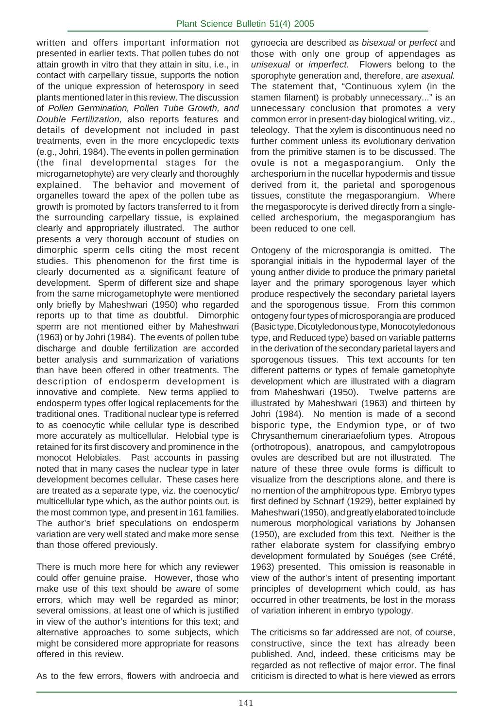written and offers important information not presented in earlier texts. That pollen tubes do not attain growth in vitro that they attain in situ, i.e., in contact with carpellary tissue, supports the notion of the unique expression of heterospory in seed plants mentioned later in this review. The discussion of *Pollen Germination, Pollen Tube Growth, and Double Fertilization,* also reports features and details of development not included in past treatments, even in the more encyclopedic texts (e.g., Johri, 1984). The events in pollen germination (the final developmental stages for the microgametophyte) are very clearly and thoroughly explained. The behavior and movement of organelles toward the apex of the pollen tube as growth is promoted by factors transferred to it from the surrounding carpellary tissue, is explained clearly and appropriately illustrated. The author presents a very thorough account of studies on dimorphic sperm cells citing the most recent studies. This phenomenon for the first time is clearly documented as a significant feature of development. Sperm of different size and shape from the same microgametophyte were mentioned only briefly by Maheshwari (1950) who regarded reports up to that time as doubtful. Dimorphic sperm are not mentioned either by Maheshwari (1963) or by Johri (1984). The events of pollen tube discharge and double fertilization are accorded better analysis and summarization of variations than have been offered in other treatments. The description of endosperm development is innovative and complete. New terms applied to endosperm types offer logical replacements for the traditional ones. Traditional nuclear type is referred to as coenocytic while cellular type is described more accurately as multicellular. Helobial type is retained for its first discovery and prominence in the monocot Helobiales. Past accounts in passing noted that in many cases the nuclear type in later development becomes cellular. These cases here are treated as a separate type, viz. the coenocytic/multicellular type which, as the author points out, is the most common type, and present in 161 families. The author's brief speculations on endosperm variation are very well stated and make more sense than those offered previously.

There is much more here for which any reviewer could offer genuine praise. However, those who make use of this text should be aware of some errors, which may well be regarded as minor; several omissions, at least one of which is justified in view of the author's intentions for this text; and alternative approaches to some subjects, which might be considered more appropriate for reasons offered in this review.

As to the few errors, flowers with androecia and gynoecia are described as *bisexual* or *perfect* and those with only one group of appendages as *unisexual* or *imperfect*. Flowers belong to the sporophyte generation and, therefore, are *asexual.* The statement that, "Continuous xylem (in the stamen filament) is probably unnecessary..." is an unnecessary conclusion that promotes a very common error in present-day biological writing, viz., teleology. That the xylem is discontinuous need no further comment unless its evolutionary derivation from the primitive stamen is to be discussed. The ovule is not a megasporangium. Only the archesporium in the nucellar hypodermis and tissue derived from it, the parietal and sporogenous tissues, constitute the megasporangium. Where the megasporocyte is derived directly from a single-celled archesporium, the megasporangium has been reduced to one cell.

Ontogeny of the microsporangia is omitted. The sporangial initials in the hypodermal layer of the young anther divide to produce the primary parietal layer and the primary sporogenous layer which produce respectively the secondary parietal layers and the sporogenous tissue. From this common ontogeny four types of microsporangia are produced (Basic type, Dicotyledonous type, Monocotyledonous type, and Reduced type) based on variable patterns in the derivation of the secondary parietal layers and sporogenous tissues. This text accounts for ten different patterns or types of female gametophyte development which are illustrated with a diagram from Maheshwari (1950). Twelve patterns are illustrated by Maheshwari (1963) and thirteen by Johri (1984). No mention is made of a second bisporic type, the Endymion type, or of two Chrysanthemum cinerariaefolium types. Atropous (orthotropous), anatropous, and campylotropous ovules are described but are not illustrated. The nature of these three ovule forms is difficult to visualize from the descriptions alone, and there is no mention of the amphitropous type. Embryo types first defined by Schnarf (1929), better explained by Maheshwari (1950), and greatly elaborated to include numerous morphological variations by Johansen (1950), are excluded from this text. Neither is the rather elaborate system for classifying embryo development formulated by Souéges (see Crété, 1963) presented. This omission is reasonable in view of the author's intent of presenting important principles of development which could, as has occurred in other treatments, be lost in the morass of variation inherent in embryo typology.

The criticisms so far addressed are not, of course, constructive, since the text has already been published. And, indeed, these criticisms may be regarded as not reflective of major error. The final criticism is directed to what is here viewed as errors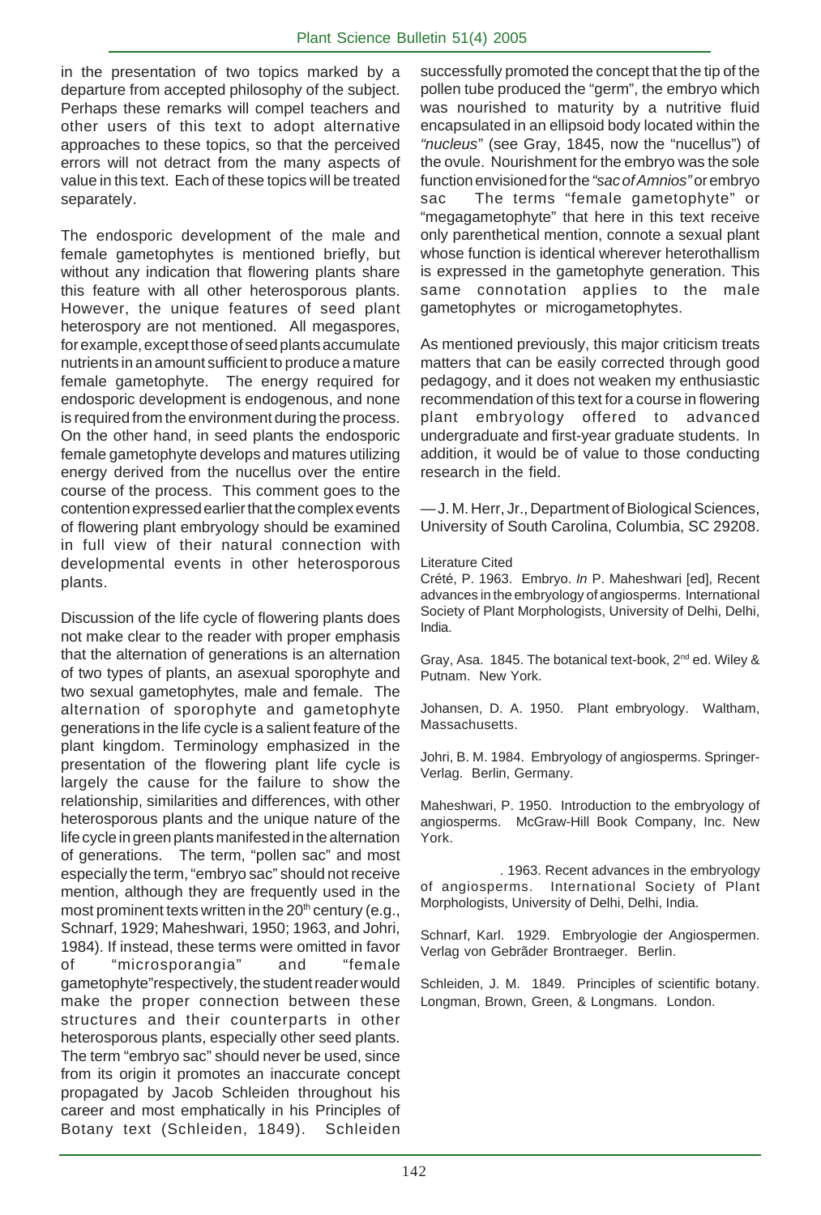in the presentation of two topics marked by a departure from accepted philosophy of the subject. Perhaps these remarks will compel teachers and other users of this text to adopt alternative approaches to these topics, so that the perceived errors will not detract from the many aspects of value in this text. Each of these topics will be treated separately.

The endosporic development of the male and female gametophytes is mentioned briefly, but without any indication that flowering plants share this feature with all other heterosporous plants. However, the unique features of seed plant heterospory are not mentioned. All megaspores, for example, except those of seed plants accumulate nutrients in an amount sufficient to produce a mature female gametophyte. The energy required for endosporic development is endogenous, and none is required from the environment during the process. On the other hand, in seed plants the endosporic female gametophyte develops and matures utilizing energy derived from the nucellus over the entire course of the process. This comment goes to the contention expressed earlier that the complex events of flowering plant embryology should be examined in full view of their natural connection with developmental events in other heterosporous plants.

Discussion of the life cycle of flowering plants does not make clear to the reader with proper emphasis that the alternation of generations is an alternation of two types of plants, an asexual sporophyte and two sexual gametophytes, male and female. The alternation of sporophyte and gametophyte generations in the life cycle is a salient feature of the plant kingdom. Terminology emphasized in the presentation of the flowering plant life cycle is largely the cause for the failure to show the relationship, similarities and differences, with other heterosporous plants and the unique nature of the life cycle in green plants manifested in the alternation of generations. The term, "pollen sac" and most especially the term, "embryo sac" should not receive mention, although they are frequently used in the most prominent texts written in the 20th century (e.g., Schnarf, 1929; Maheshwari, 1950; 1963, and Johri, 1984). If instead, these terms were omitted in favor of "microsporangia" and "female gametophyte" respectively, the student reader would make the proper connection between these structures and their counterparts in other heterosporous plants, especially other seed plants. The term "embryo sac" should never be used, since from its origin it promotes an inaccurate concept propagated by Jacob Schleiden throughout his career and most emphatically in his Principles of Botany text (Schleiden, 1849). Schleiden successfully promoted the concept that the tip of the pollen tube produced the "germ", the embryo which was nourished to maturity by a nutritive fluid encapsulated in an ellipsoid body located within the *"nucleus"* (see Gray, 1845, now the "nucellus") of the ovule. Nourishment for the embryo was the sole function envisioned for the *"sac of Amnios"* or embryo sac The terms "female gametophyte" or "megagametophyte" that here in this text receive only parenthetical mention, connote a sexual plant whose function is identical wherever heterothallism is expressed in the gametophyte generation. This same connotation applies to the male gametophytes or microgametophytes.

As mentioned previously, this major criticism treats matters that can be easily corrected through good pedagogy, and it does not weaken my enthusiastic recommendation of this text for a course in flowering plant embryology offered to advanced undergraduate and first-year graduate students. In addition, it would be of value to those conducting research in the field.

— J. M. Herr, Jr., Department of Biological Sciences, University of South Carolina, Columbia, SC 29208.

Literature Cited

Crété, P. 1963. Embryo. *In* P. Maheshwari [ed], Recent advances in the embryology of angiosperms. International Society of Plant Morphologists, University of Delhi, Delhi, India.

Gray, Asa. 1845. The botanical text-book, 2nd ed. Wiley & Putnam. New York.

Johansen, D. A. 1950. Plant embryology. Waltham, Massachusetts.

Johri, B. M. 1984. Embryology of angiosperms. Springer-Verlag. Berlin, Germany.

Maheshwari, P. 1950. Introduction to the embryology of angiosperms. McGraw-Hill Book Company, Inc. New York.

. 1963. Recent advances in the embryology of angiosperms. International Society of Plant Morphologists, University of Delhi, Delhi, India.

Schnarf, Karl. 1929. Embryologie der Angiospermen. Verlag von Gebrãder Brontraeger. Berlin.

Schleiden, J. M. 1849. Principles of scientific botany. Longman, Brown, Green, & Longmans. London.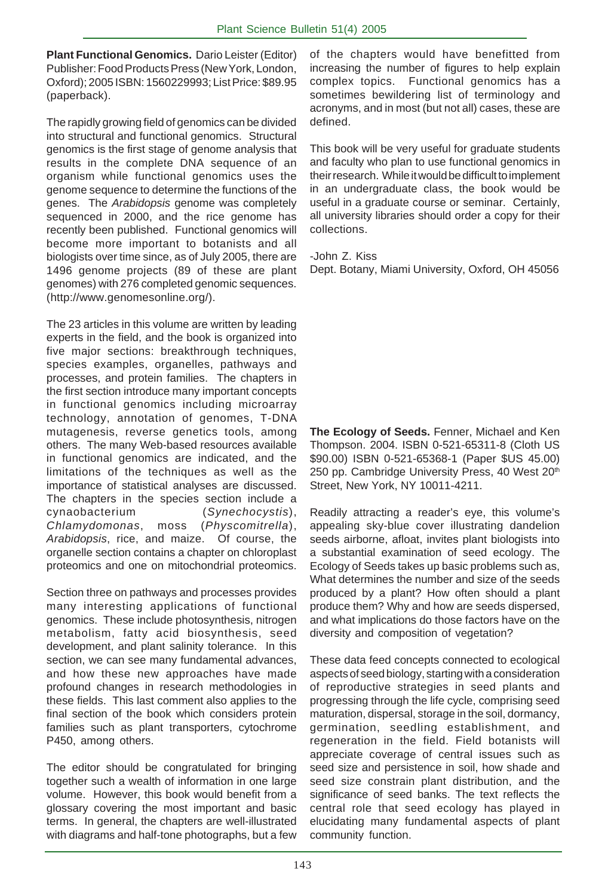**Plant Functional Genomics.** Dario Leister (Editor) Publisher: Food Products Press (New York, London, Oxford); 2005 ISBN: 1560229993; List Price: $89.95 (paperback).

The rapidly growing field of genomics can be divided into structural and functional genomics. Structural genomics is the first stage of genome analysis that results in the complete DNA sequence of an organism while functional genomics uses the genome sequence to determine the functions of the genes. The *Arabidopsis* genome was completely sequenced in 2000, and the rice genome has recently been published. Functional genomics will become more important to botanists and all biologists over time since, as of July 2005, there are 1496 genome projects (89 of these are plant genomes) with 276 completed genomic sequences. (http://www.genomesonline.org/).

The 23 articles in this volume are written by leading experts in the field, and the book is organized into five major sections: breakthrough techniques, species examples, organelles, pathways and processes, and protein families. The chapters in the first section introduce many important concepts in functional genomics including microarray technology, annotation of genomes, T-DNA mutagenesis, reverse genetics tools, among others. The many Web-based resources available in functional genomics are indicated, and the limitations of the techniques as well as the importance of statistical analyses are discussed. The chapters in the species section include a cynaobacterium (*Synechocystis*), *Chlamydomonas*, moss (*Physcomitrella*), *Arabidopsis*, rice, and maize. Of course, the organelle section contains a chapter on chloroplast proteomics and one on mitochondrial proteomics.

Section three on pathways and processes provides many interesting applications of functional genomics. These include photosynthesis, nitrogen metabolism, fatty acid biosynthesis, seed development, and plant salinity tolerance. In this section, we can see many fundamental advances, and how these new approaches have made profound changes in research methodologies in these fields. This last comment also applies to the final section of the book which considers protein families such as plant transporters, cytochrome P450, among others.

The editor should be congratulated for bringing together such a wealth of information in one large volume. However, this book would benefit from a glossary covering the most important and basic terms. In general, the chapters are well-illustrated with diagrams and half-tone photographs, but a few of the chapters would have benefitted from increasing the number of figures to help explain complex topics. Functional genomics has a sometimes bewildering list of terminology and acronyms, and in most (but not all) cases, these are defined.

This book will be very useful for graduate students and faculty who plan to use functional genomics in their research. While it would be difficult to implement in an undergraduate class, the book would be useful in a graduate course or seminar. Certainly, all university libraries should order a copy for their collections.

-John Z. Kiss
Dept. Botany, Miami University, Oxford, OH 45056

**The Ecology of Seeds.** Fenner, Michael and Ken Thompson. 2004. ISBN 0-521-65311-8 (Cloth US $90.00) ISBN 0-521-65368-1 (Paper $US 45.00) 250 pp. Cambridge University Press, 40 West 20th Street, New York, NY 10011-4211.

Readily attracting a reader's eye, this volume's appealing sky-blue cover illustrating dandelion seeds airborne, afloat, invites plant biologists into a substantial examination of seed ecology. The Ecology of Seeds takes up basic problems such as, What determines the number and size of the seeds produced by a plant? How often should a plant produce them? Why and how are seeds dispersed, and what implications do those factors have on the diversity and composition of vegetation?

These data feed concepts connected to ecological aspects of seed biology, starting with a consideration of reproductive strategies in seed plants and progressing through the life cycle, comprising seed maturation, dispersal, storage in the soil, dormancy, germination, seedling establishment, and regeneration in the field. Field botanists will appreciate coverage of central issues such as seed size and persistence in soil, how shade and seed size constrain plant distribution, and the significance of seed banks. The text reflects the central role that seed ecology has played in elucidating many fundamental aspects of plant community function.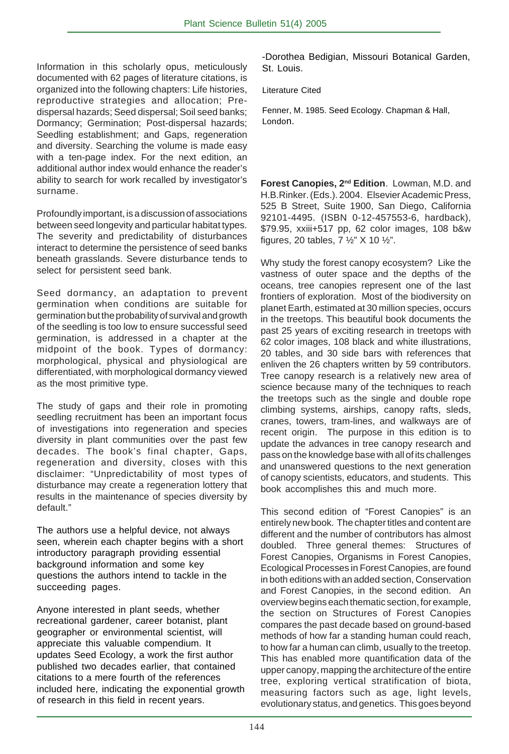Information in this scholarly opus, meticulously documented with 62 pages of literature citations, is organized into the following chapters: Life histories, reproductive strategies and allocation; Pre-dispersal hazards; Seed dispersal; Soil seed banks; Dormancy; Germination; Post-dispersal hazards; Seedling establishment; and Gaps, regeneration and diversity. Searching the volume is made easy with a ten-page index. For the next edition, an additional author index would enhance the reader's ability to search for work recalled by investigator's surname.

Profoundly important, is a discussion of associations between seed longevity and particular habitat types. The severity and predictability of disturbances interact to determine the persistence of seed banks beneath grasslands. Severe disturbance tends to select for persistent seed bank.

Seed dormancy, an adaptation to prevent germination when conditions are suitable for germination but the probability of survival and growth of the seedling is too low to ensure successful seed germination, is addressed in a chapter at the midpoint of the book. Types of dormancy: morphological, physical and physiological are differentiated, with morphological dormancy viewed as the most primitive type.

The study of gaps and their role in promoting seedling recruitment has been an important focus of investigations into regeneration and species diversity in plant communities over the past few decades. The book's final chapter, Gaps, regeneration and diversity, closes with this disclaimer: "Unpredictability of most types of disturbance may create a regeneration lottery that results in the maintenance of species diversity by default."

The authors use a helpful device, not always seen, wherein each chapter begins with a short introductory paragraph providing essential background information and some key questions the authors intend to tackle in the succeeding pages.

Anyone interested in plant seeds, whether recreational gardener, career botanist, plant geographer or environmental scientist, will appreciate this valuable compendium. It updates Seed Ecology, a work the first author published two decades earlier, that contained citations to a mere fourth of the references included here, indicating the exponential growth of research in this field in recent years.

-Dorothea Bedigian, Missouri Botanical Garden, St. Louis.

Literature Cited

Fenner, M. 1985. Seed Ecology. Chapman & Hall, London.

**Forest Canopies, 2nd Edition**. Lowman, M.D. and H.B.Rinker. (Eds.). 2004. Elsevier Academic Press, 525 B Street, Suite 1900, San Diego, California 92101-4495. (ISBN 0-12-457553-6, hardback), $79.95, xxiii+517 pp, 62 color images, 108 b&w figures, 20 tables, 7 ½" X 10 ½".

Why study the forest canopy ecosystem? Like the vastness of outer space and the depths of the oceans, tree canopies represent one of the last frontiers of exploration. Most of the biodiversity on planet Earth, estimated at 30 million species, occurs in the treetops. This beautiful book documents the past 25 years of exciting research in treetops with 62 color images, 108 black and white illustrations, 20 tables, and 30 side bars with references that enliven the 26 chapters written by 59 contributors. Tree canopy research is a relatively new area of science because many of the techniques to reach the treetops such as the single and double rope climbing systems, airships, canopy rafts, sleds, cranes, towers, tram-lines, and walkways are of recent origin. The purpose in this edition is to update the advances in tree canopy research and pass on the knowledge base with all of its challenges and unanswered questions to the next generation of canopy scientists, educators, and students. This book accomplishes this and much more.

This second edition of "Forest Canopies" is an entirely new book. The chapter titles and content are different and the number of contributors has almost doubled. Three general themes: Structures of Forest Canopies, Organisms in Forest Canopies, Ecological Processes in Forest Canopies, are found in both editions with an added section, Conservation and Forest Canopies, in the second edition. An overview begins each thematic section, for example, the section on Structures of Forest Canopies compares the past decade based on ground-based methods of how far a standing human could reach, to how far a human can climb, usually to the treetop. This has enabled more quantification data of the upper canopy, mapping the architecture of the entire tree, exploring vertical stratification of biota, measuring factors such as age, light levels, evolutionary status, and genetics. This goes beyond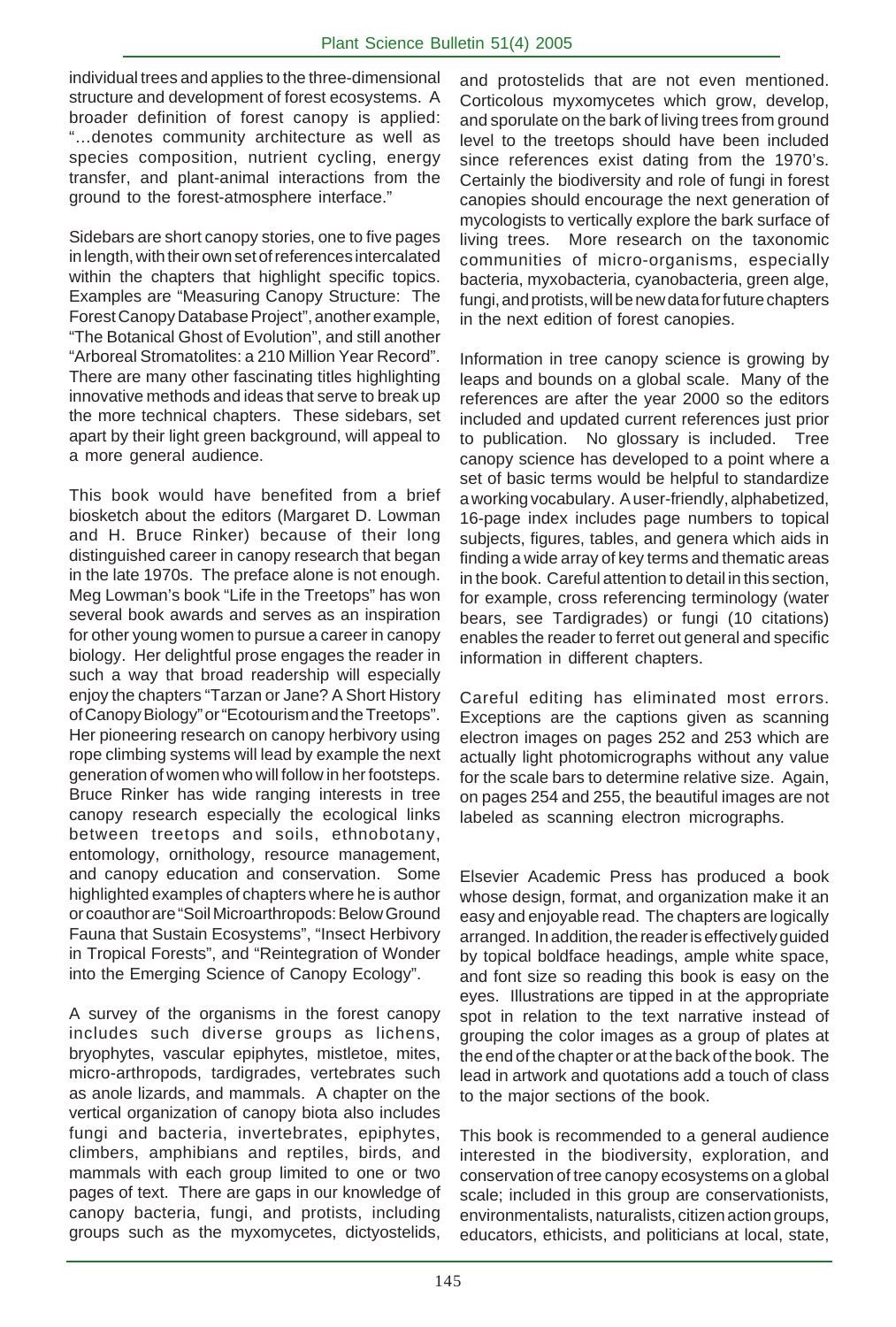individual trees and applies to the three-dimensional structure and development of forest ecosystems. A broader definition of forest canopy is applied: "…denotes community architecture as well as species composition, nutrient cycling, energy transfer, and plant-animal interactions from the ground to the forest-atmosphere interface."

Sidebars are short canopy stories, one to five pages in length, with their own set of references intercalated within the chapters that highlight specific topics. Examples are "Measuring Canopy Structure: The Forest Canopy Database Project", another example, "The Botanical Ghost of Evolution", and still another "Arboreal Stromatolites: a 210 Million Year Record". There are many other fascinating titles highlighting innovative methods and ideas that serve to break up the more technical chapters. These sidebars, set apart by their light green background, will appeal to a more general audience.

This book would have benefited from a brief biosketch about the editors (Margaret D. Lowman and H. Bruce Rinker) because of their long distinguished career in canopy research that began in the late 1970s. The preface alone is not enough. Meg Lowman's book "Life in the Treetops" has won several book awards and serves as an inspiration for other young women to pursue a career in canopy biology. Her delightful prose engages the reader in such a way that broad readership will especially enjoy the chapters "Tarzan or Jane? A Short History of Canopy Biology" or "Ecotourism and the Treetops". Her pioneering research on canopy herbivory using rope climbing systems will lead by example the next generation of women who will follow in her footsteps. Bruce Rinker has wide ranging interests in tree canopy research especially the ecological links between treetops and soils, ethnobotany, entomology, ornithology, resource management, and canopy education and conservation. Some highlighted examples of chapters where he is author or coauthor are "Soil Microarthropods: Below Ground Fauna that Sustain Ecosystems", "Insect Herbivory in Tropical Forests", and "Reintegration of Wonder into the Emerging Science of Canopy Ecology".

A survey of the organisms in the forest canopy includes such diverse groups as lichens, bryophytes, vascular epiphytes, mistletoe, mites, micro-arthropods, tardigrades, vertebrates such as anole lizards, and mammals. A chapter on the vertical organization of canopy biota also includes fungi and bacteria, invertebrates, epiphytes, climbers, amphibians and reptiles, birds, and mammals with each group limited to one or two pages of text. There are gaps in our knowledge of canopy bacteria, fungi, and protists, including groups such as the myxomycetes, dictyostelids, and protostelids that are not even mentioned. Corticolous myxomycetes which grow, develop, and sporulate on the bark of living trees from ground level to the treetops should have been included since references exist dating from the 1970's. Certainly the biodiversity and role of fungi in forest canopies should encourage the next generation of mycologists to vertically explore the bark surface of living trees. More research on the taxonomic communities of micro-organisms, especially bacteria, myxobacteria, cyanobacteria, green alge, fungi, and protists, will be new data for future chapters in the next edition of forest canopies.

Information in tree canopy science is growing by leaps and bounds on a global scale. Many of the references are after the year 2000 so the editors included and updated current references just prior to publication. No glossary is included. Tree canopy science has developed to a point where a set of basic terms would be helpful to standardize a working vocabulary. A user-friendly, alphabetized, 16-page index includes page numbers to topical subjects, figures, tables, and genera which aids in finding a wide array of key terms and thematic areas in the book. Careful attention to detail in this section, for example, cross referencing terminology (water bears, see Tardigrades) or fungi (10 citations) enables the reader to ferret out general and specific information in different chapters.

Careful editing has eliminated most errors. Exceptions are the captions given as scanning electron images on pages 252 and 253 which are actually light photomicrographs without any value for the scale bars to determine relative size. Again, on pages 254 and 255, the beautiful images are not labeled as scanning electron micrographs.

Elsevier Academic Press has produced a book whose design, format, and organization make it an easy and enjoyable read. The chapters are logically arranged. In addition, the reader is effectively guided by topical boldface headings, ample white space, and font size so reading this book is easy on the eyes. Illustrations are tipped in at the appropriate spot in relation to the text narrative instead of grouping the color images as a group of plates at the end of the chapter or at the back of the book. The lead in artwork and quotations add a touch of class to the major sections of the book.

This book is recommended to a general audience interested in the biodiversity, exploration, and conservation of tree canopy ecosystems on a global scale; included in this group are conservationists, environmentalists, naturalists, citizen action groups, educators, ethicists, and politicians at local, state,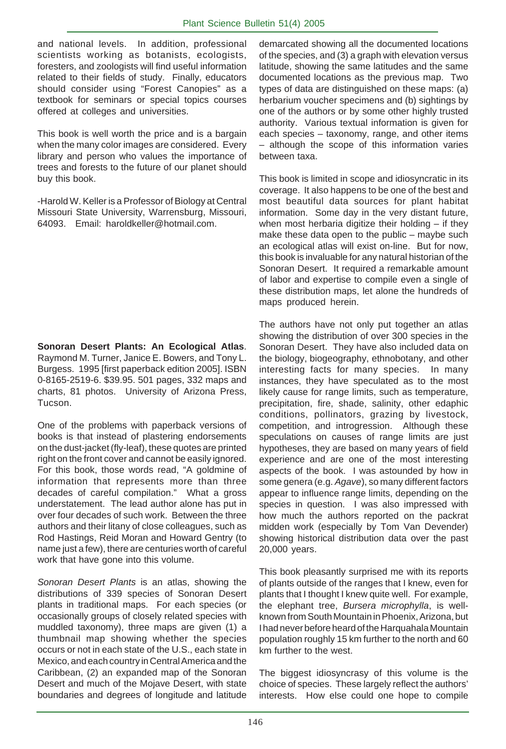and national levels. In addition, professional scientists working as botanists, ecologists, foresters, and zoologists will find useful information related to their fields of study. Finally, educators should consider using "Forest Canopies" as a textbook for seminars or special topics courses offered at colleges and universities.

This book is well worth the price and is a bargain when the many color images are considered. Every library and person who values the importance of trees and forests to the future of our planet should buy this book.

-Harold W. Keller is a Professor of Biology at Central Missouri State University, Warrensburg, Missouri, 64093. Email: haroldkeller@hotmail.com.

**Sonoran Desert Plants: An Ecological Atlas**. Raymond M. Turner, Janice E. Bowers, and Tony L. Burgess. 1995 [first paperback edition 2005]. ISBN 0-8165-2519-6. $39.95. 501 pages, 332 maps and charts, 81 photos. University of Arizona Press, Tucson.

One of the problems with paperback versions of books is that instead of plastering endorsements on the dust-jacket (fly-leaf), these quotes are printed right on the front cover and cannot be easily ignored. For this book, those words read, "A goldmine of information that represents more than three decades of careful compilation." What a gross understatement. The lead author alone has put in over four decades of such work. Between the three authors and their litany of close colleagues, such as Rod Hastings, Reid Moran and Howard Gentry (to name just a few), there are centuries worth of careful work that have gone into this volume.

*Sonoran Desert Plants* is an atlas, showing the distributions of 339 species of Sonoran Desert plants in traditional maps. For each species (or occasionally groups of closely related species with muddled taxonomy), three maps are given (1) a thumbnail map showing whether the species occurs or not in each state of the U.S., each state in Mexico, and each country in Central America and the Caribbean, (2) an expanded map of the Sonoran Desert and much of the Mojave Desert, with state boundaries and degrees of longitude and latitude demarcated showing all the documented locations of the species, and (3) a graph with elevation versus latitude, showing the same latitudes and the same documented locations as the previous map. Two types of data are distinguished on these maps: (a) herbarium voucher specimens and (b) sightings by one of the authors or by some other highly trusted authority. Various textual information is given for each species – taxonomy, range, and other items – although the scope of this information varies between taxa.

This book is limited in scope and idiosyncratic in its coverage. It also happens to be one of the best and most beautiful data sources for plant habitat information. Some day in the very distant future, when most herbaria digitize their holding – if they make these data open to the public – maybe such an ecological atlas will exist on-line. But for now, this book is invaluable for any natural historian of the Sonoran Desert. It required a remarkable amount of labor and expertise to compile even a single of these distribution maps, let alone the hundreds of maps produced herein.

The authors have not only put together an atlas showing the distribution of over 300 species in the Sonoran Desert. They have also included data on the biology, biogeography, ethnobotany, and other interesting facts for many species. In many instances, they have speculated as to the most likely cause for range limits, such as temperature, precipitation, fire, shade, salinity, other edaphic conditions, pollinators, grazing by livestock, competition, and introgression. Although these speculations on causes of range limits are just hypotheses, they are based on many years of field experience and are one of the most interesting aspects of the book. I was astounded by how in some genera (e.g. *Agave*), so many different factors appear to influence range limits, depending on the species in question. I was also impressed with how much the authors reported on the packrat midden work (especially by Tom Van Devender) showing historical distribution data over the past 20,000 years.

This book pleasantly surprised me with its reports of plants outside of the ranges that I knew, even for plants that I thought I knew quite well. For example, the elephant tree, *Bursera microphylla*, is well-known from South Mountain in Phoenix, Arizona, but I had never before heard of the Harquahala Mountain population roughly 15 km further to the north and 60 km further to the west.

The biggest idiosyncrasy of this volume is the choice of species. These largely reflect the authors' interests. How else could one hope to compile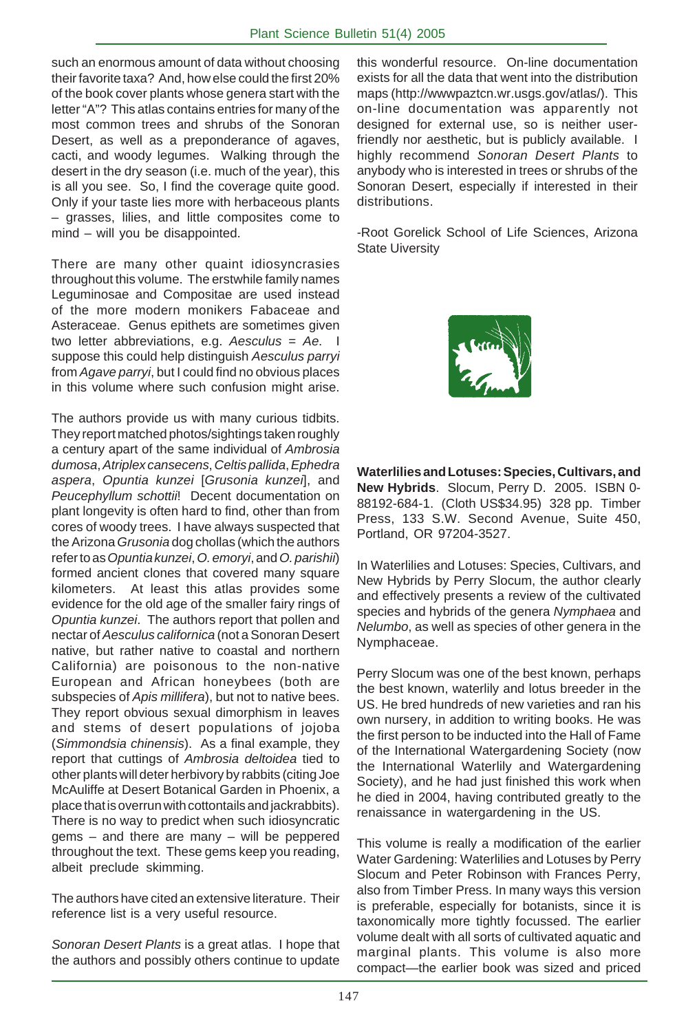such an enormous amount of data without choosing their favorite taxa? And, how else could the first 20% of the book cover plants whose genera start with the letter "A"? This atlas contains entries for many of the most common trees and shrubs of the Sonoran Desert, as well as a preponderance of agaves, cacti, and woody legumes. Walking through the desert in the dry season (i.e. much of the year), this is all you see. So, I find the coverage quite good. Only if your taste lies more with herbaceous plants – grasses, lilies, and little composites come to mind – will you be disappointed.

There are many other quaint idiosyncrasies throughout this volume. The erstwhile family names Leguminosae and Compositae are used instead of the more modern monikers Fabaceae and Asteraceae. Genus epithets are sometimes given two letter abbreviations, e.g. *Aesculus* = *Ae*. I suppose this could help distinguish *Aesculus parryi* from *Agave parryi*, but I could find no obvious places in this volume where such confusion might arise.

The authors provide us with many curious tidbits. They report matched photos/sightings taken roughly a century apart of the same individual of *Ambrosia dumosa*, *Atriplex cansecens*, *Celtis pallida*, *Ephedra aspera*, *Opuntia kunzei* [*Grusonia kunzei*], and *Peucephyllum schottii*! Decent documentation on plant longevity is often hard to find, other than from cores of woody trees. I have always suspected that the Arizona *Grusonia* dog chollas (which the authors refer to as *Opuntia kunzei*, *O. emoryi*, and *O. parishii*) formed ancient clones that covered many square kilometers. At least this atlas provides some evidence for the old age of the smaller fairy rings of *Opuntia kunzei*. The authors report that pollen and nectar of *Aesculus californica* (not a Sonoran Desert native, but rather native to coastal and northern California) are poisonous to the non-native European and African honeybees (both are subspecies of *Apis millifera*), but not to native bees. They report obvious sexual dimorphism in leaves and stems of desert populations of jojoba (*Simmondsia chinensis*). As a final example, they report that cuttings of *Ambrosia deltoidea* tied to other plants will deter herbivory by rabbits (citing Joe McAuliffe at Desert Botanical Garden in Phoenix, a place that is overrun with cottontails and jackrabbits). There is no way to predict when such idiosyncratic gems – and there are many – will be peppered throughout the text. These gems keep you reading, albeit preclude skimming.

The authors have cited an extensive literature. Their reference list is a very useful resource.

*Sonoran Desert Plants* is a great atlas. I hope that the authors and possibly others continue to update this wonderful resource. On-line documentation exists for all the data that went into the distribution maps (http://wwwpaztcn.wr.usgs.gov/atlas/). This on-line documentation was apparently not designed for external use, so is neither user-friendly nor aesthetic, but is publicly available. I highly recommend *Sonoran Desert Plants* to anybody who is interested in trees or shrubs of the Sonoran Desert, especially if interested in their distributions.

-Root Gorelick School of Life Sciences, Arizona State Uiversity

**Waterlilies and Lotuses: Species, Cultivars, and New Hybrids**. Slocum, Perry D. 2005. ISBN 0-88192-684-1. (Cloth US$34.95) 328 pp. Timber Press, 133 S.W. Second Avenue, Suite 450, Portland, OR 97204-3527.

In Waterlilies and Lotuses: Species, Cultivars, and New Hybrids by Perry Slocum, the author clearly and effectively presents a review of the cultivated species and hybrids of the genera *Nymphaea* and *Nelumbo*, as well as species of other genera in the Nymphaceae.

Perry Slocum was one of the best known, perhaps the best known, waterlily and lotus breeder in the US. He bred hundreds of new varieties and ran his own nursery, in addition to writing books. He was the first person to be inducted into the Hall of Fame of the International Watergardening Society (now the International Waterlily and Watergardening Society), and he had just finished this work when he died in 2004, having contributed greatly to the renaissance in watergardening in the US.

This volume is really a modification of the earlier Water Gardening: Waterlilies and Lotuses by Perry Slocum and Peter Robinson with Frances Perry, also from Timber Press. In many ways this version is preferable, especially for botanists, since it is taxonomically more tightly focussed. The earlier volume dealt with all sorts of cultivated aquatic and marginal plants. This volume is also more compact—the earlier book was sized and priced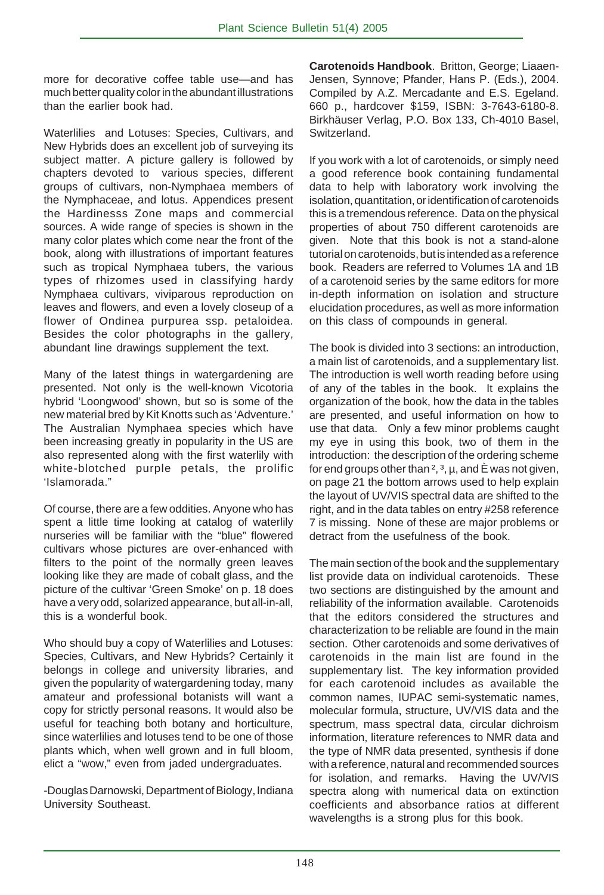more for decorative coffee table use—and has much better quality color in the abundant illustrations than the earlier book had.

Waterlilies and Lotuses: Species, Cultivars, and New Hybrids does an excellent job of surveying its subject matter. A picture gallery is followed by chapters devoted to various species, different groups of cultivars, non-Nymphaea members of the Nymphaceae, and lotus. Appendices present the Hardinesss Zone maps and commercial sources. A wide range of species is shown in the many color plates which come near the front of the book, along with illustrations of important features such as tropical Nymphaea tubers, the various types of rhizomes used in classifying hardy Nymphaea cultivars, viviparous reproduction on leaves and flowers, and even a lovely closeup of a flower of Ondinea purpurea ssp. petaloidea. Besides the color photographs in the gallery, abundant line drawings supplement the text.

Many of the latest things in watergardening are presented. Not only is the well-known Vicotoria hybrid 'Loongwood' shown, but so is some of the new material bred by Kit Knotts such as 'Adventure.' The Australian Nymphaea species which have been increasing greatly in popularity in the US are also represented along with the first waterlily with white-blotched purple petals, the prolific 'Islamorada."

Of course, there are a few oddities. Anyone who has spent a little time looking at catalog of waterlily nurseries will be familiar with the "blue" flowered cultivars whose pictures are over-enhanced with filters to the point of the normally green leaves looking like they are made of cobalt glass, and the picture of the cultivar 'Green Smoke' on p. 18 does have a very odd, solarized appearance, but all-in-all, this is a wonderful book.

Who should buy a copy of Waterlilies and Lotuses: Species, Cultivars, and New Hybrids? Certainly it belongs in college and university libraries, and given the popularity of watergardening today, many amateur and professional botanists will want a copy for strictly personal reasons. It would also be useful for teaching both botany and horticulture, since waterlilies and lotuses tend to be one of those plants which, when well grown and in full bloom, elict a "wow," even from jaded undergraduates.

-Douglas Darnowski, Department of Biology, Indiana University Southeast.

**Carotenoids Handbook**. Britton, George; Liaaen-Jensen, Synnove; Pfander, Hans P. (Eds.), 2004. Compiled by A.Z. Mercadante and E.S. Egeland. 660 p., hardcover $159, ISBN: 3-7643-6180-8. Birkhäuser Verlag, P.O. Box 133, Ch-4010 Basel, Switzerland.

If you work with a lot of carotenoids, or simply need a good reference book containing fundamental data to help with laboratory work involving the isolation, quantitation, or identification of carotenoids this is a tremendous reference. Data on the physical properties of about 750 different carotenoids are given. Note that this book is not a stand-alone tutorial on carotenoids, but is intended as a reference book. Readers are referred to Volumes 1A and 1B of a carotenoid series by the same editors for more in-depth information on isolation and structure elucidation procedures, as well as more information on this class of compounds in general.

The book is divided into 3 sections: an introduction, a main list of carotenoids, and a supplementary list. The introduction is well worth reading before using of any of the tables in the book. It explains the organization of the book, how the data in the tables are presented, and useful information on how to use that data. Only a few minor problems caught my eye in using this book, two of them in the introduction: the description of the ordering scheme for end groups other than ², ³, µ, and È was not given, on page 21 the bottom arrows used to help explain the layout of UV/VIS spectral data are shifted to the right, and in the data tables on entry #258 reference 7 is missing. None of these are major problems or detract from the usefulness of the book.

The main section of the book and the supplementary list provide data on individual carotenoids. These two sections are distinguished by the amount and reliability of the information available. Carotenoids that the editors considered the structures and characterization to be reliable are found in the main section. Other carotenoids and some derivatives of carotenoids in the main list are found in the supplementary list. The key information provided for each carotenoid includes as available the common names, IUPAC semi-systematic names, molecular formula, structure, UV/VIS data and the spectrum, mass spectral data, circular dichroism information, literature references to NMR data and the type of NMR data presented, synthesis if done with a reference, natural and recommended sources for isolation, and remarks. Having the UV/VIS spectra along with numerical data on extinction coefficients and absorbance ratios at different wavelengths is a strong plus for this book.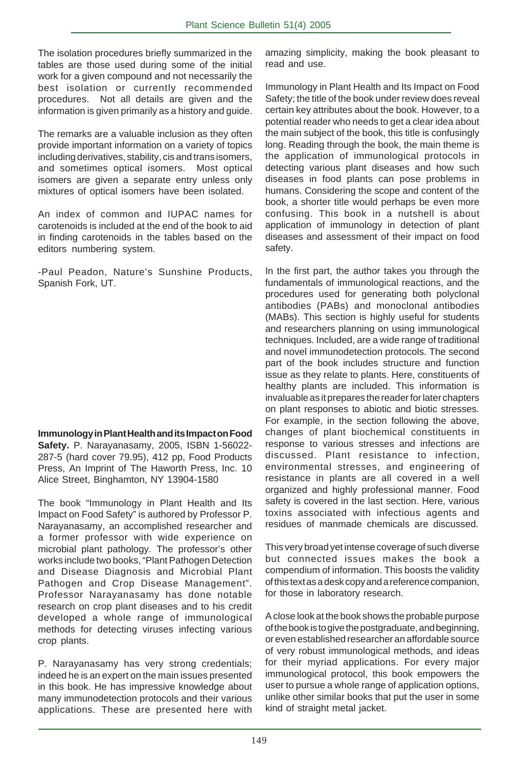The isolation procedures briefly summarized in the tables are those used during some of the initial work for a given compound and not necessarily the best isolation or currently recommended procedures. Not all details are given and the information is given primarily as a history and guide.

The remarks are a valuable inclusion as they often provide important information on a variety of topics including derivatives, stability, cis and trans isomers, and sometimes optical isomers. Most optical isomers are given a separate entry unless only mixtures of optical isomers have been isolated.

An index of common and IUPAC names for carotenoids is included at the end of the book to aid in finding carotenoids in the tables based on the editors numbering system.

-Paul Peadon, Nature's Sunshine Products, Spanish Fork, UT.

**Immunology in Plant Health and its Impact on Food Safety.** P. Narayanasamy, 2005, ISBN 1-56022-287-5 (hard cover 79.95), 412 pp, Food Products Press, An Imprint of The Haworth Press, Inc. 10 Alice Street, Binghamton, NY 13904-1580

The book "Immunology in Plant Health and Its Impact on Food Safety" is authored by Professor P. Narayanasamy, an accomplished researcher and a former professor with wide experience on microbial plant pathology. The professor's other works include two books, "Plant Pathogen Detection and Disease Diagnosis and Microbial Plant Pathogen and Crop Disease Management". Professor Narayanasamy has done notable research on crop plant diseases and to his credit developed a whole range of immunological methods for detecting viruses infecting various crop plants.

P. Narayanasamy has very strong credentials; indeed he is an expert on the main issues presented in this book. He has impressive knowledge about many immunodetection protocols and their various applications. These are presented here with amazing simplicity, making the book pleasant to read and use.

Immunology in Plant Health and Its Impact on Food Safety; the title of the book under review does reveal certain key attributes about the book. However, to a potential reader who needs to get a clear idea about the main subject of the book, this title is confusingly long. Reading through the book, the main theme is the application of immunological protocols in detecting various plant diseases and how such diseases in food plants can pose problems in humans. Considering the scope and content of the book, a shorter title would perhaps be even more confusing. This book in a nutshell is about application of immunology in detection of plant diseases and assessment of their impact on food safety.

In the first part, the author takes you through the fundamentals of immunological reactions, and the procedures used for generating both polyclonal antibodies (PABs) and monoclonal antibodies (MABs). This section is highly useful for students and researchers planning on using immunological techniques. Included, are a wide range of traditional and novel immunodetection protocols. The second part of the book includes structure and function issue as they relate to plants. Here, constituents of healthy plants are included. This information is invaluable as it prepares the reader for later chapters on plant responses to abiotic and biotic stresses. For example, in the section following the above, changes of plant biochemical constituents in response to various stresses and infections are discussed. Plant resistance to infection, environmental stresses, and engineering of resistance in plants are all covered in a well organized and highly professional manner. Food safety is covered in the last section. Here, various toxins associated with infectious agents and residues of manmade chemicals are discussed.

This very broad yet intense coverage of such diverse but connected issues makes the book a compendium of information. This boosts the validity of this text as a desk copy and a reference companion, for those in laboratory research.

A close look at the book shows the probable purpose of the book is to give the postgraduate, and beginning, or even established researcher an affordable source of very robust immunological methods, and ideas for their myriad applications. For every major immunological protocol, this book empowers the user to pursue a whole range of application options, unlike other similar books that put the user in some kind of straight metal jacket.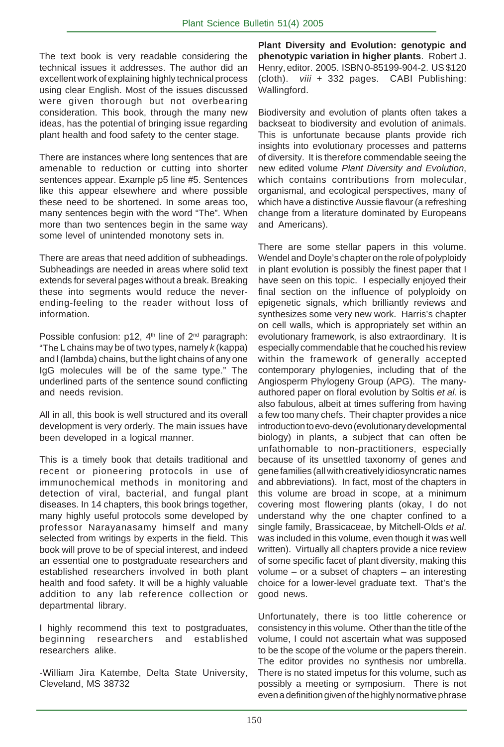The text book is very readable considering the technical issues it addresses. The author did an excellent work of explaining highly technical process using clear English. Most of the issues discussed were given thorough but not overbearing consideration. This book, through the many new ideas, has the potential of bringing issue regarding plant health and food safety to the center stage.

There are instances where long sentences that are amenable to reduction or cutting into shorter sentences appear. Example p5 line #5. Sentences like this appear elsewhere and where possible these need to be shortened. In some areas too, many sentences begin with the word "The". When more than two sentences begin in the same way some level of unintended monotony sets in.

There are areas that need addition of subheadings. Subheadings are needed in areas where solid text extends for several pages without a break. Breaking these into segments would reduce the never-ending-feeling to the reader without loss of information.

Possible confusion: p12, 4th line of 2nd paragraph: "The L chains may be of two types, namely *k* (kappa) and l (lambda) chains, but the light chains of any one IgG molecules will be of the same type." The underlined parts of the sentence sound conflicting and needs revision.

All in all, this book is well structured and its overall development is very orderly. The main issues have been developed in a logical manner.

This is a timely book that details traditional and recent or pioneering protocols in use of immunochemical methods in monitoring and detection of viral, bacterial, and fungal plant diseases. In 14 chapters, this book brings together, many highly useful protocols some developed by professor Narayanasamy himself and many selected from writings by experts in the field. This book will prove to be of special interest, and indeed an essential one to postgraduate researchers and established researchers involved in both plant health and food safety. It will be a highly valuable addition to any lab reference collection or departmental library.

I highly recommend this text to postgraduates, beginning researchers and established researchers alike.

-William Jira Katembe, Delta State University, Cleveland, MS 38732

**Plant Diversity and Evolution: genotypic and phenotypic variation in higher plants**. Robert J. Henry, editor. 2005. ISBN 0-85199-904-2. US $120 (cloth). *viii* + 332 pages. CABI Publishing: Wallingford.

Biodiversity and evolution of plants often takes a backseat to biodiversity and evolution of animals. This is unfortunate because plants provide rich insights into evolutionary processes and patterns of diversity. It is therefore commendable seeing the new edited volume *Plant Diversity and Evolution*, which contains contributions from molecular, organismal, and ecological perspectives, many of which have a distinctive Aussie flavour (a refreshing change from a literature dominated by Europeans and Americans).

There are some stellar papers in this volume. Wendel and Doyle's chapter on the role of polyploidy in plant evolution is possibly the finest paper that I have seen on this topic. I especially enjoyed their final section on the influence of polyploidy on epigenetic signals, which brilliantly reviews and synthesizes some very new work. Harris's chapter on cell walls, which is appropriately set within an evolutionary framework, is also extraordinary. It is especially commendable that he couched his review within the framework of generally accepted contemporary phylogenies, including that of the Angiosperm Phylogeny Group (APG). The many-authored paper on floral evolution by Soltis *et al*. is also fabulous, albeit at times suffering from having a few too many chefs. Their chapter provides a nice introduction to evo-devo (evolutionary developmental biology) in plants, a subject that can often be unfathomable to non-practitioners, especially because of its unsettled taxonomy of genes and gene families (all with creatively idiosyncratic names and abbreviations). In fact, most of the chapters in this volume are broad in scope, at a minimum covering most flowering plants (okay, I do not understand why the one chapter confined to a single family, Brassicaceae, by Mitchell-Olds *et al*. was included in this volume, even though it was well written). Virtually all chapters provide a nice review of some specific facet of plant diversity, making this volume – or a subset of chapters – an interesting choice for a lower-level graduate text. That's the good news.

Unfortunately, there is too little coherence or consistency in this volume. Other than the title of the volume, I could not ascertain what was supposed to be the scope of the volume or the papers therein. The editor provides no synthesis nor umbrella. There is no stated impetus for this volume, such as possibly a meeting or symposium. There is not even a definition given of the highly normative phrase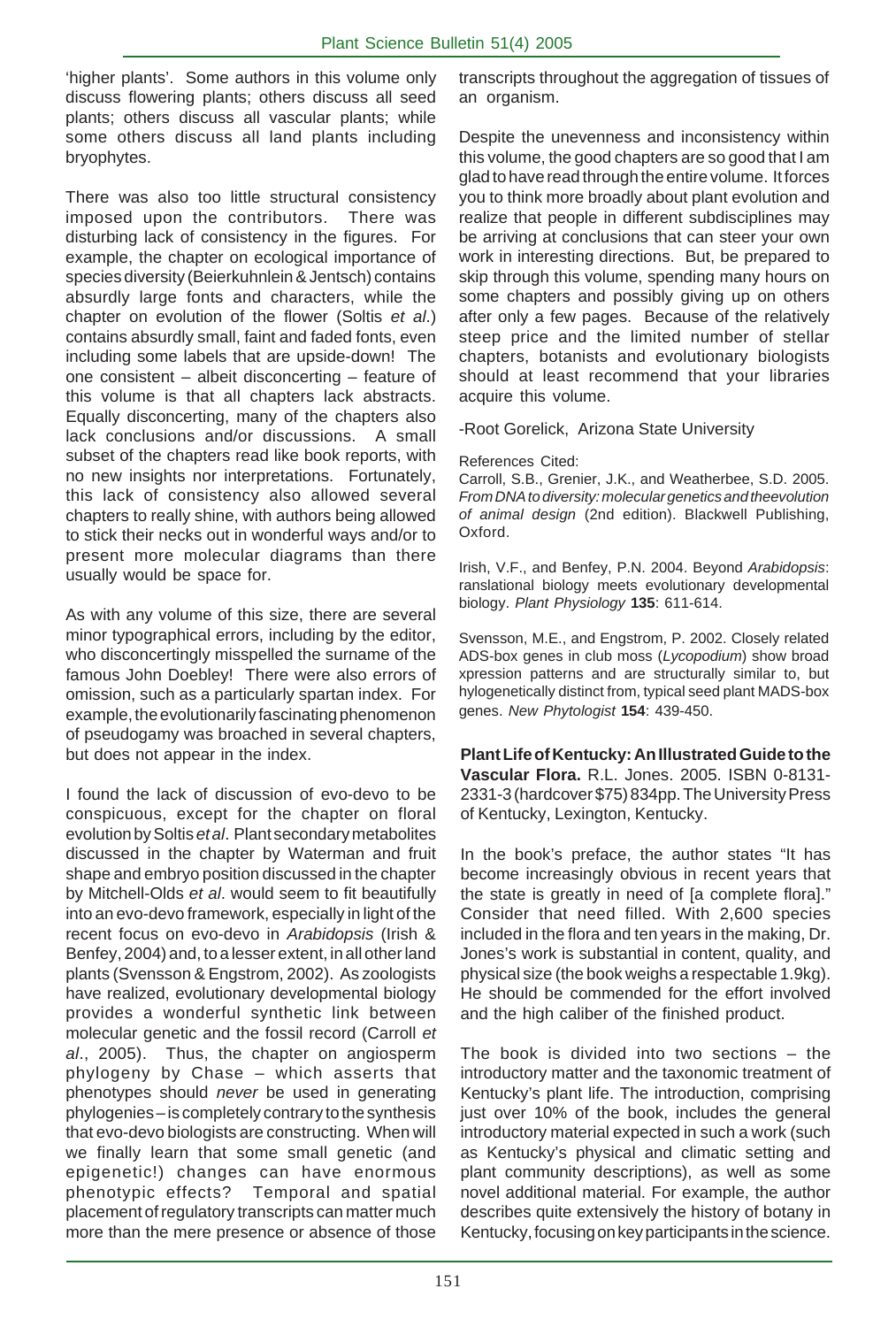'higher plants'. Some authors in this volume only discuss flowering plants; others discuss all seed plants; others discuss all vascular plants; while some others discuss all land plants including bryophytes.

There was also too little structural consistency imposed upon the contributors. There was disturbing lack of consistency in the figures. For example, the chapter on ecological importance of species diversity (Beierkuhnlein & Jentsch) contains absurdly large fonts and characters, while the chapter on evolution of the flower (Soltis *et al*.) contains absurdly small, faint and faded fonts, even including some labels that are upside-down! The one consistent – albeit disconcerting – feature of this volume is that all chapters lack abstracts. Equally disconcerting, many of the chapters also lack conclusions and/or discussions. A small subset of the chapters read like book reports, with no new insights nor interpretations. Fortunately, this lack of consistency also allowed several chapters to really shine, with authors being allowed to stick their necks out in wonderful ways and/or to present more molecular diagrams than there usually would be space for.

As with any volume of this size, there are several minor typographical errors, including by the editor, who disconcertingly misspelled the surname of the famous John Doebley! There were also errors of omission, such as a particularly spartan index. For example, the evolutionarily fascinating phenomenon of pseudogamy was broached in several chapters, but does not appear in the index.

I found the lack of discussion of evo-devo to be conspicuous, except for the chapter on floral evolution by Soltis *et al*. Plant secondary metabolites discussed in the chapter by Waterman and fruit shape and embryo position discussed in the chapter by Mitchell-Olds *et al*. would seem to fit beautifully into an evo-devo framework, especially in light of the recent focus on evo-devo in *Arabidopsis* (Irish & Benfey, 2004) and, to a lesser extent, in all other land plants (Svensson & Engstrom, 2002). As zoologists have realized, evolutionary developmental biology provides a wonderful synthetic link between molecular genetic and the fossil record (Carroll *et al*., 2005). Thus, the chapter on angiosperm phylogeny by Chase – which asserts that phenotypes should *never* be used in generating phylogenies – is completely contrary to the synthesis that evo-devo biologists are constructing. When will we finally learn that some small genetic (and epigenetic!) changes can have enormous phenotypic effects? Temporal and spatial placement of regulatory transcripts can matter much more than the mere presence or absence of those transcripts throughout the aggregation of tissues of an organism.

Despite the unevenness and inconsistency within this volume, the good chapters are so good that I am glad to have read through the entire volume. It forces you to think more broadly about plant evolution and realize that people in different subdisciplines may be arriving at conclusions that can steer your own work in interesting directions. But, be prepared to skip through this volume, spending many hours on some chapters and possibly giving up on others after only a few pages. Because of the relatively steep price and the limited number of stellar chapters, botanists and evolutionary biologists should at least recommend that your libraries acquire this volume.

-Root Gorelick, Arizona State University

References Cited:

Carroll, S.B., Grenier, J.K., and Weatherbee, S.D. 2005. *From DNA to diversity: molecular genetics and theevolution of animal design* (2nd edition). Blackwell Publishing, Oxford.

Irish, V.F., and Benfey, P.N. 2004. Beyond *Arabidopsis*: ranslational biology meets evolutionary developmental biology. *Plant Physiology* **135**: 611-614.

Svensson, M.E., and Engstrom, P. 2002. Closely related ADS-box genes in club moss (*Lycopodium*) show broad xpression patterns and are structurally similar to, but hylogenetically distinct from, typical seed plant MADS-box genes. *New Phytologist* **154**: 439-450.

**Plant Life of Kentucky: An Illustrated Guide to the Vascular Flora.** R.L. Jones. 2005. ISBN 0-8131-2331-3 (hardcover $75) 834pp. The University Press of Kentucky, Lexington, Kentucky.

In the book's preface, the author states "It has become increasingly obvious in recent years that the state is greatly in need of [a complete flora]." Consider that need filled. With 2,600 species included in the flora and ten years in the making, Dr. Jones's work is substantial in content, quality, and physical size (the book weighs a respectable 1.9kg). He should be commended for the effort involved and the high caliber of the finished product.

The book is divided into two sections – the introductory matter and the taxonomic treatment of Kentucky's plant life. The introduction, comprising just over 10% of the book, includes the general introductory material expected in such a work (such as Kentucky's physical and climatic setting and plant community descriptions), as well as some novel additional material. For example, the author describes quite extensively the history of botany in Kentucky, focusing on key participants in the science.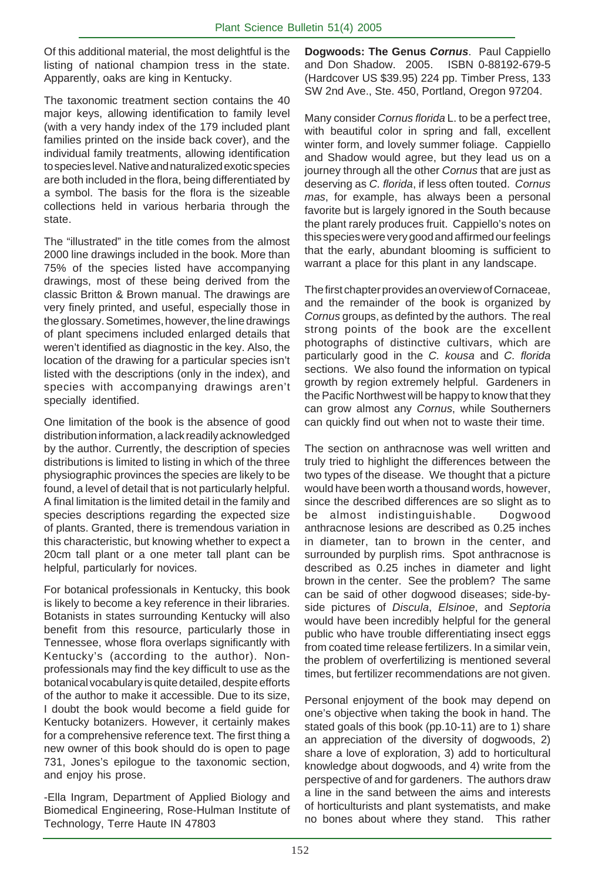Of this additional material, the most delightful is the listing of national champion tress in the state. Apparently, oaks are king in Kentucky.

The taxonomic treatment section contains the 40 major keys, allowing identification to family level (with a very handy index of the 179 included plant families printed on the inside back cover), and the individual family treatments, allowing identification to species level. Native and naturalized exotic species are both included in the flora, being differentiated by a symbol. The basis for the flora is the sizeable collections held in various herbaria through the state.

The "illustrated" in the title comes from the almost 2000 line drawings included in the book. More than 75% of the species listed have accompanying drawings, most of these being derived from the classic Britton & Brown manual. The drawings are very finely printed, and useful, especially those in the glossary. Sometimes, however, the line drawings of plant specimens included enlarged details that weren't identified as diagnostic in the key. Also, the location of the drawing for a particular species isn't listed with the descriptions (only in the index), and species with accompanying drawings aren't specially identified.

One limitation of the book is the absence of good distribution information, a lack readily acknowledged by the author. Currently, the description of species distributions is limited to listing in which of the three physiographic provinces the species are likely to be found, a level of detail that is not particularly helpful. A final limitation is the limited detail in the family and species descriptions regarding the expected size of plants. Granted, there is tremendous variation in this characteristic, but knowing whether to expect a 20cm tall plant or a one meter tall plant can be helpful, particularly for novices.

For botanical professionals in Kentucky, this book is likely to become a key reference in their libraries. Botanists in states surrounding Kentucky will also benefit from this resource, particularly those in Tennessee, whose flora overlaps significantly with Kentucky's (according to the author). Non-professionals may find the key difficult to use as the botanical vocabulary is quite detailed, despite efforts of the author to make it accessible. Due to its size, I doubt the book would become a field guide for Kentucky botanizers. However, it certainly makes for a comprehensive reference text. The first thing a new owner of this book should do is open to page 731, Jones's epilogue to the taxonomic section, and enjoy his prose.

-Ella Ingram, Department of Applied Biology and Biomedical Engineering, Rose-Hulman Institute of Technology, Terre Haute IN 47803

**Dogwoods: The Genus *Cornus***. Paul Cappiello and Don Shadow. 2005. ISBN 0-88192-679-5 (Hardcover US $39.95) 224 pp. Timber Press, 133 SW 2nd Ave., Ste. 450, Portland, Oregon 97204.

Many consider *Cornus florida* L. to be a perfect tree, with beautiful color in spring and fall, excellent winter form, and lovely summer foliage. Cappiello and Shadow would agree, but they lead us on a journey through all the other *Cornus* that are just as deserving as *C. florida*, if less often touted. *Cornus mas*, for example, has always been a personal favorite but is largely ignored in the South because the plant rarely produces fruit. Cappiello's notes on this species were very good and affirmed our feelings that the early, abundant blooming is sufficient to warrant a place for this plant in any landscape.

The first chapter provides an overview of Cornaceae, and the remainder of the book is organized by *Cornus* groups, as definted by the authors. The real strong points of the book are the excellent photographs of distinctive cultivars, which are particularly good in the *C. kousa* and *C. florida* sections. We also found the information on typical growth by region extremely helpful. Gardeners in the Pacific Northwest will be happy to know that they can grow almost any *Cornus*, while Southerners can quickly find out when not to waste their time.

The section on anthracnose was well written and truly tried to highlight the differences between the two types of the disease. We thought that a picture would have been worth a thousand words, however, since the described differences are so slight as to be almost indistinguishable. Dogwood anthracnose lesions are described as 0.25 inches in diameter, tan to brown in the center, and surrounded by purplish rims. Spot anthracnose is described as 0.25 inches in diameter and light brown in the center. See the problem? The same can be said of other dogwood diseases; side-by-side pictures of *Discula*, *Elsinoe*, and *Septoria* would have been incredibly helpful for the general public who have trouble differentiating insect eggs from coated time release fertilizers. In a similar vein, the problem of overfertilizing is mentioned several times, but fertilizer recommendations are not given.

Personal enjoyment of the book may depend on one's objective when taking the book in hand. The stated goals of this book (pp.10-11) are to 1) share an appreciation of the diversity of dogwoods, 2) share a love of exploration, 3) add to horticultural knowledge about dogwoods, and 4) write from the perspective of and for gardeners. The authors draw a line in the sand between the aims and interests of horticulturists and plant systematists, and make no bones about where they stand. This rather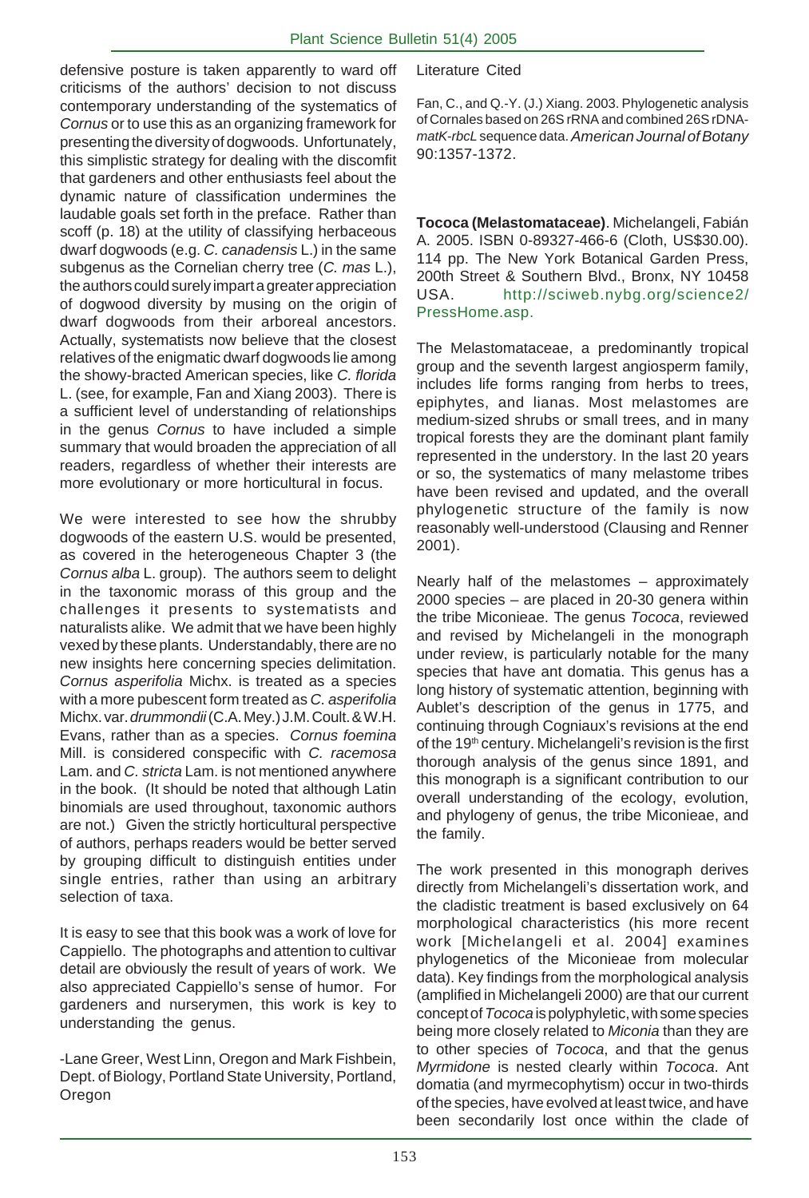defensive posture is taken apparently to ward off criticisms of the authors' decision to not discuss contemporary understanding of the systematics of *Cornus* or to use this as an organizing framework for presenting the diversity of dogwoods. Unfortunately, this simplistic strategy for dealing with the discomfit that gardeners and other enthusiasts feel about the dynamic nature of classification undermines the laudable goals set forth in the preface. Rather than scoff (p. 18) at the utility of classifying herbaceous dwarf dogwoods (e.g. *C. canadensis* L.) in the same subgenus as the Cornelian cherry tree (*C. mas* L.), the authors could surely impart a greater appreciation of dogwood diversity by musing on the origin of dwarf dogwoods from their arboreal ancestors. Actually, systematists now believe that the closest relatives of the enigmatic dwarf dogwoods lie among the showy-bracted American species, like *C. florida* L. (see, for example, Fan and Xiang 2003). There is a sufficient level of understanding of relationships in the genus *Cornus* to have included a simple summary that would broaden the appreciation of all readers, regardless of whether their interests are more evolutionary or more horticultural in focus.

We were interested to see how the shrubby dogwoods of the eastern U.S. would be presented, as covered in the heterogeneous Chapter 3 (the *Cornus alba* L. group). The authors seem to delight in the taxonomic morass of this group and the challenges it presents to systematists and naturalists alike. We admit that we have been highly vexed by these plants. Understandably, there are no new insights here concerning species delimitation. *Cornus asperifolia* Michx. is treated as a species with a more pubescent form treated as *C. asperifolia* Michx. var. *drummondii* (C.A. Mey.) J.M. Coult. & W.H. Evans, rather than as a species. *Cornus foemina* Mill. is considered conspecific with *C. racemosa* Lam. and *C. stricta* Lam. is not mentioned anywhere in the book. (It should be noted that although Latin binomials are used throughout, taxonomic authors are not.) Given the strictly horticultural perspective of authors, perhaps readers would be better served by grouping difficult to distinguish entities under single entries, rather than using an arbitrary selection of taxa.

It is easy to see that this book was a work of love for Cappiello. The photographs and attention to cultivar detail are obviously the result of years of work. We also appreciated Cappiello's sense of humor. For gardeners and nurserymen, this work is key to understanding the genus.

-Lane Greer, West Linn, Oregon and Mark Fishbein, Dept. of Biology, Portland State University, Portland, Oregon

Literature Cited

Fan, C., and Q.-Y. (J.) Xiang. 2003. Phylogenetic analysis of Cornales based on 26S rRNA and combined 26S rDNA-*matK-rbcL* sequence data. *American Journal of Botany* 90:1357-1372.

**Tococa (Melastomataceae)**. Michelangeli, Fabián A. 2005. ISBN 0-89327-466-6 (Cloth, US$30.00). 114 pp. The New York Botanical Garden Press, 200th Street & Southern Blvd., Bronx, NY 10458 USA. http://sciweb.nybg.org/science2/PressHome.asp.

The Melastomataceae, a predominantly tropical group and the seventh largest angiosperm family, includes life forms ranging from herbs to trees, epiphytes, and lianas. Most melastomes are medium-sized shrubs or small trees, and in many tropical forests they are the dominant plant family represented in the understory. In the last 20 years or so, the systematics of many melastome tribes have been revised and updated, and the overall phylogenetic structure of the family is now reasonably well-understood (Clausing and Renner 2001).

Nearly half of the melastomes – approximately 2000 species – are placed in 20-30 genera within the tribe Miconieae. The genus *Tococa*, reviewed and revised by Michelangeli in the monograph under review, is particularly notable for the many species that have ant domatia. This genus has a long history of systematic attention, beginning with Aublet's description of the genus in 1775, and continuing through Cogniaux's revisions at the end of the 19th century. Michelangeli's revision is the first thorough analysis of the genus since 1891, and this monograph is a significant contribution to our overall understanding of the ecology, evolution, and phylogeny of genus, the tribe Miconieae, and the family.

The work presented in this monograph derives directly from Michelangeli's dissertation work, and the cladistic treatment is based exclusively on 64 morphological characteristics (his more recent work [Michelangeli et al. 2004] examines phylogenetics of the Miconieae from molecular data). Key findings from the morphological analysis (amplified in Michelangeli 2000) are that our current concept of *Tococa* is polyphyletic, with some species being more closely related to *Miconia* than they are to other species of *Tococa*, and that the genus *Myrmidone* is nested clearly within *Tococa*. Ant domatia (and myrmecophytism) occur in two-thirds of the species, have evolved at least twice, and have been secondarily lost once within the clade of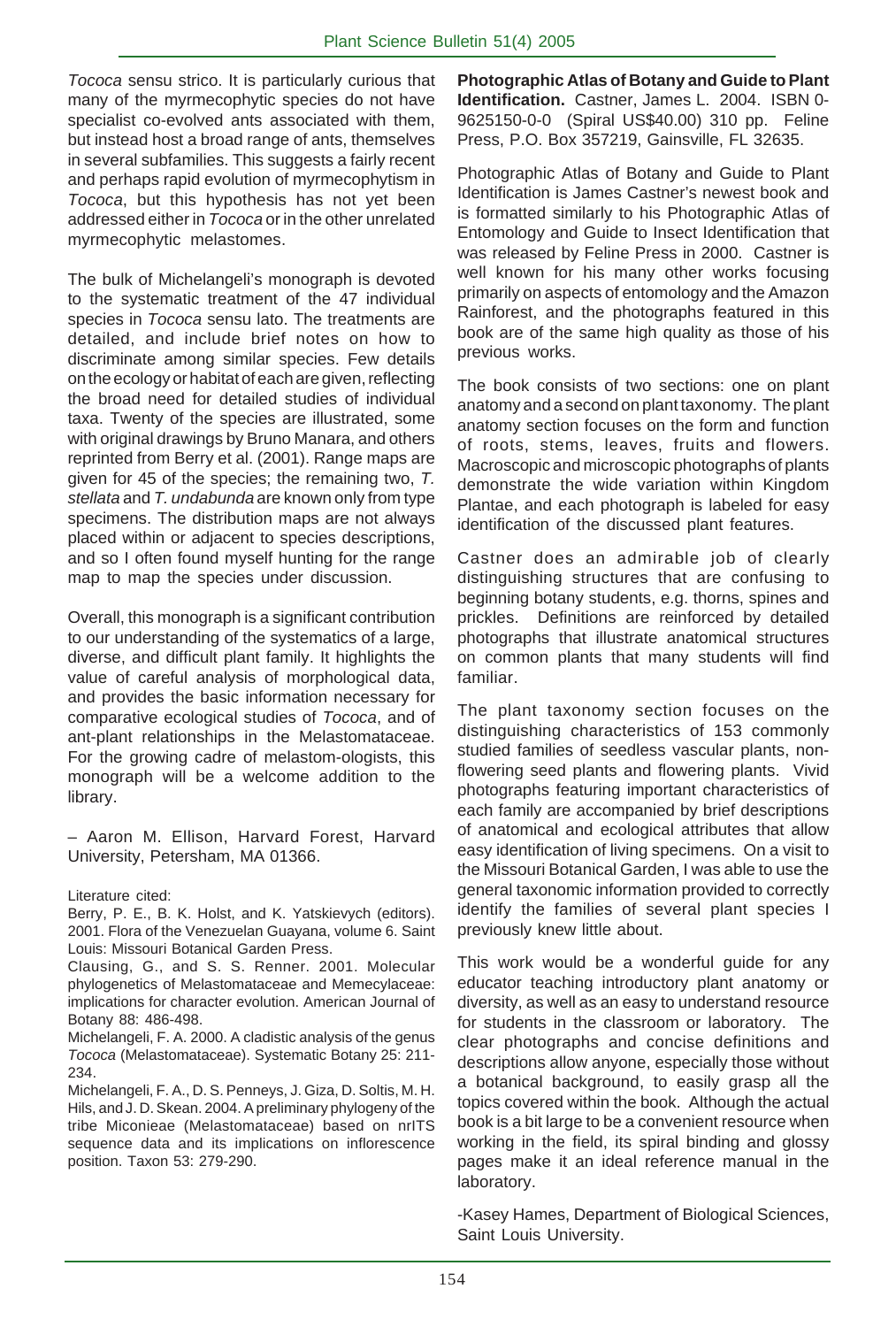*Tococa* sensu strico. It is particularly curious that many of the myrmecophytic species do not have specialist co-evolved ants associated with them, but instead host a broad range of ants, themselves in several subfamilies. This suggests a fairly recent and perhaps rapid evolution of myrmecophytism in *Tococa*, but this hypothesis has not yet been addressed either in *Tococa* or in the other unrelated myrmecophytic melastomes.

The bulk of Michelangeli's monograph is devoted to the systematic treatment of the 47 individual species in *Tococa* sensu lato. The treatments are detailed, and include brief notes on how to discriminate among similar species. Few details on the ecology or habitat of each are given, reflecting the broad need for detailed studies of individual taxa. Twenty of the species are illustrated, some with original drawings by Bruno Manara, and others reprinted from Berry et al. (2001). Range maps are given for 45 of the species; the remaining two, *T. stellata* and *T. undabunda* are known only from type specimens. The distribution maps are not always placed within or adjacent to species descriptions, and so I often found myself hunting for the range map to map the species under discussion.

Overall, this monograph is a significant contribution to our understanding of the systematics of a large, diverse, and difficult plant family. It highlights the value of careful analysis of morphological data, and provides the basic information necessary for comparative ecological studies of *Tococa*, and of ant-plant relationships in the Melastomataceae. For the growing cadre of melastom-ologists, this monograph will be a welcome addition to the library.

– Aaron M. Ellison, Harvard Forest, Harvard University, Petersham, MA 01366.

Literature cited:

Berry, P. E., B. K. Holst, and K. Yatskievych (editors). 2001. Flora of the Venezuelan Guayana, volume 6. Saint Louis: Missouri Botanical Garden Press.

Clausing, G., and S. S. Renner. 2001. Molecular phylogenetics of Melastomataceae and Memecylaceae: implications for character evolution. American Journal of Botany 88: 486-498.

Michelangeli, F. A. 2000. A cladistic analysis of the genus *Tococa* (Melastomataceae). Systematic Botany 25: 211-234.

Michelangeli, F. A., D. S. Penneys, J. Giza, D. Soltis, M. H. Hils, and J. D. Skean. 2004. A preliminary phylogeny of the tribe Miconieae (Melastomataceae) based on nrITS sequence data and its implications on inflorescence position. Taxon 53: 279-290.

**Photographic Atlas of Botany and Guide to Plant Identification.** Castner, James L. 2004. ISBN 0-9625150-0-0 (Spiral US$40.00) 310 pp. Feline Press, P.O. Box 357219, Gainsville, FL 32635.

Photographic Atlas of Botany and Guide to Plant Identification is James Castner's newest book and is formatted similarly to his Photographic Atlas of Entomology and Guide to Insect Identification that was released by Feline Press in 2000. Castner is well known for his many other works focusing primarily on aspects of entomology and the Amazon Rainforest, and the photographs featured in this book are of the same high quality as those of his previous works.

The book consists of two sections: one on plant anatomy and a second on plant taxonomy. The plant anatomy section focuses on the form and function of roots, stems, leaves, fruits and flowers. Macroscopic and microscopic photographs of plants demonstrate the wide variation within Kingdom Plantae, and each photograph is labeled for easy identification of the discussed plant features.

Castner does an admirable job of clearly distinguishing structures that are confusing to beginning botany students, e.g. thorns, spines and prickles. Definitions are reinforced by detailed photographs that illustrate anatomical structures on common plants that many students will find familiar.

The plant taxonomy section focuses on the distinguishing characteristics of 153 commonly studied families of seedless vascular plants, non-flowering seed plants and flowering plants. Vivid photographs featuring important characteristics of each family are accompanied by brief descriptions of anatomical and ecological attributes that allow easy identification of living specimens. On a visit to the Missouri Botanical Garden, I was able to use the general taxonomic information provided to correctly identify the families of several plant species I previously knew little about.

This work would be a wonderful guide for any educator teaching introductory plant anatomy or diversity, as well as an easy to understand resource for students in the classroom or laboratory. The clear photographs and concise definitions and descriptions allow anyone, especially those without a botanical background, to easily grasp all the topics covered within the book. Although the actual book is a bit large to be a convenient resource when working in the field, its spiral binding and glossy pages make it an ideal reference manual in the laboratory.

-Kasey Hames, Department of Biological Sciences, Saint Louis University.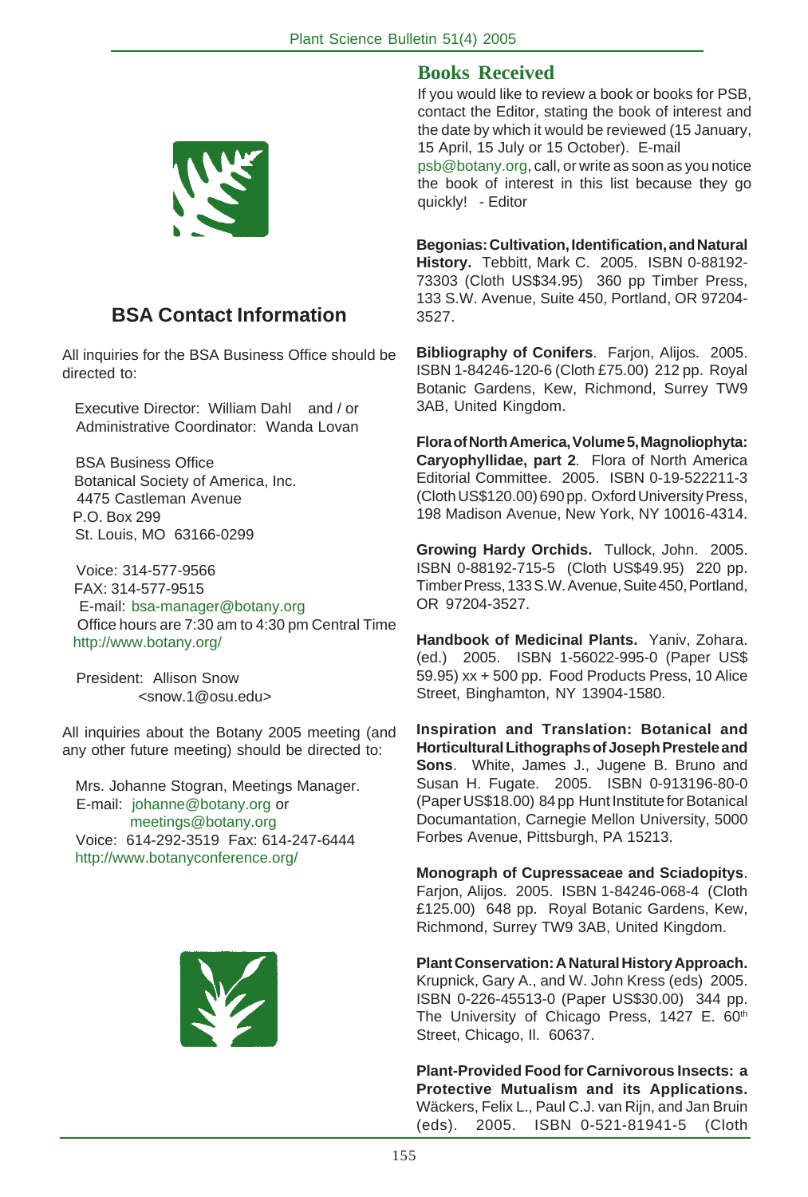## BSA Contact Information

All inquiries for the BSA Business Office should be directed to:

Executive Director: William Dahl and / or
Administrative Coordinator: Wanda Lovan

BSA Business Office
Botanical Society of America, Inc.
4475 Castleman Avenue
P.O. Box 299
St. Louis, MO 63166-0299

Voice: 314-577-9566
FAX: 314-577-9515
E-mail: bsa-manager@botany.org
Office hours are 7:30 am to 4:30 pm Central Time
http://www.botany.org/

President: Allison Snow
<snow.1@osu.edu>

All inquiries about the Botany 2005 meeting (and any other future meeting) should be directed to:

Mrs. Johanne Stogran, Meetings Manager.
E-mail: johanne@botany.org or
meetings@botany.org
Voice: 614-292-3519 Fax: 614-247-6444
http://www.botanyconference.org/

## Books Received

If you would like to review a book or books for PSB, contact the Editor, stating the book of interest and the date by which it would be reviewed (15 January, 15 April, 15 July or 15 October). E-mail psb@botany.org, call, or write as soon as you notice the book of interest in this list because they go quickly! - Editor

**Begonias: Cultivation, Identification, and Natural History.** Tebbitt, Mark C. 2005. ISBN 0-88192-73303 (Cloth US$34.95) 360 pp Timber Press, 133 S.W. Avenue, Suite 450, Portland, OR 97204-3527.

**Bibliography of Conifers**. Farjon, Alijos. 2005. ISBN 1-84246-120-6 (Cloth £75.00) 212 pp. Royal Botanic Gardens, Kew, Richmond, Surrey TW9 3AB, United Kingdom.

**Flora of North America, Volume 5, Magnoliophyta: Caryophyllidae, part 2**. Flora of North America Editorial Committee. 2005. ISBN 0-19-522211-3 (Cloth US$120.00) 690 pp. Oxford University Press, 198 Madison Avenue, New York, NY 10016-4314.

**Growing Hardy Orchids.** Tullock, John. 2005. ISBN 0-88192-715-5 (Cloth US$49.95) 220 pp. Timber Press, 133 S.W. Avenue, Suite 450, Portland, OR 97204-3527.

**Handbook of Medicinal Plants.** Yaniv, Zohara. (ed.) 2005. ISBN 1-56022-995-0 (Paper US$ 59.95) xx + 500 pp. Food Products Press, 10 Alice Street, Binghamton, NY 13904-1580.

**Inspiration and Translation: Botanical and Horticultural Lithographs of Joseph Prestele and Sons**. White, James J., Jugene B. Bruno and Susan H. Fugate. 2005. ISBN 0-913196-80-0 (Paper US$18.00) 84 pp Hunt Institute for Botanical Documantation, Carnegie Mellon University, 5000 Forbes Avenue, Pittsburgh, PA 15213.

**Monograph of Cupressaceae and Sciadopitys**. Farjon, Alijos. 2005. ISBN 1-84246-068-4 (Cloth £125.00) 648 pp. Royal Botanic Gardens, Kew, Richmond, Surrey TW9 3AB, United Kingdom.

**Plant Conservation: A Natural History Approach.** Krupnick, Gary A., and W. John Kress (eds) 2005. ISBN 0-226-45513-0 (Paper US$30.00) 344 pp. The University of Chicago Press, 1427 E. 60th Street, Chicago, Il. 60637.

**Plant-Provided Food for Carnivorous Insects: a Protective Mutualism and its Applications.** Wäckers, Felix L., Paul C.J. van Rijn, and Jan Bruin (eds). 2005. ISBN 0-521-81941-5 (Cloth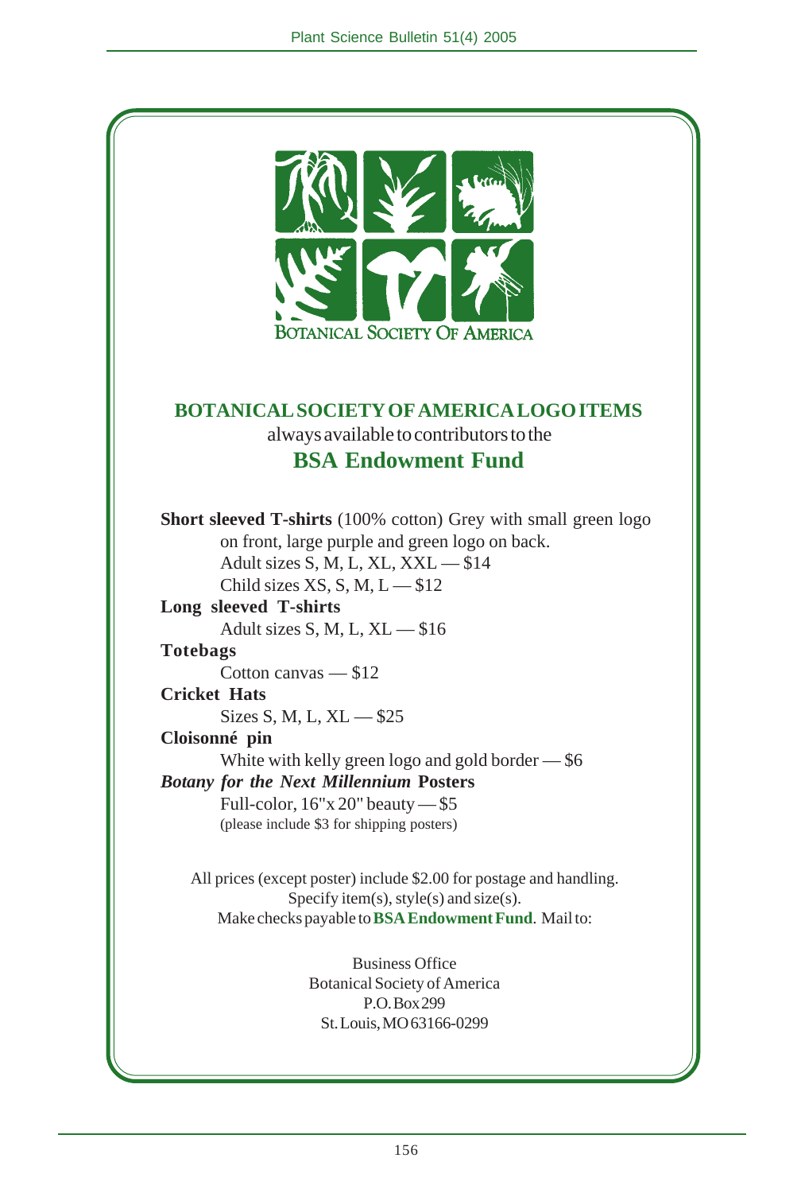BOTANICAL SOCIETY OF AMERICA

## BOTANICAL SOCIETY OF AMERICA LOGO ITEMS

always available to contributors to the

## BSA Endowment Fund

**Short sleeved T-shirts** (100% cotton) Grey with small green logo on front, large purple and green logo on back.

Adult sizes S, M, L, XL, XXL — $14

Child sizes XS, S, M, L — $12

**Long sleeved T-shirts**

Adult sizes S, M, L, XL — $16

**Totebags**

Cotton canvas — $12

**Cricket Hats**

Sizes S, M, L, XL — $25

**Cloisonné pin**

White with kelly green logo and gold border — $6

***Botany for the Next Millennium* Posters**

Full-color, 16"x 20" beauty — $5

(please include $3 for shipping posters)

All prices (except poster) include $2.00 for postage and handling.
Specify item(s), style(s) and size(s).
Make checks payable to **BSA Endowment Fund**. Mail to:

Business Office
Botanical Society of America
P.O. Box 299
St. Louis, MO 63166-0299